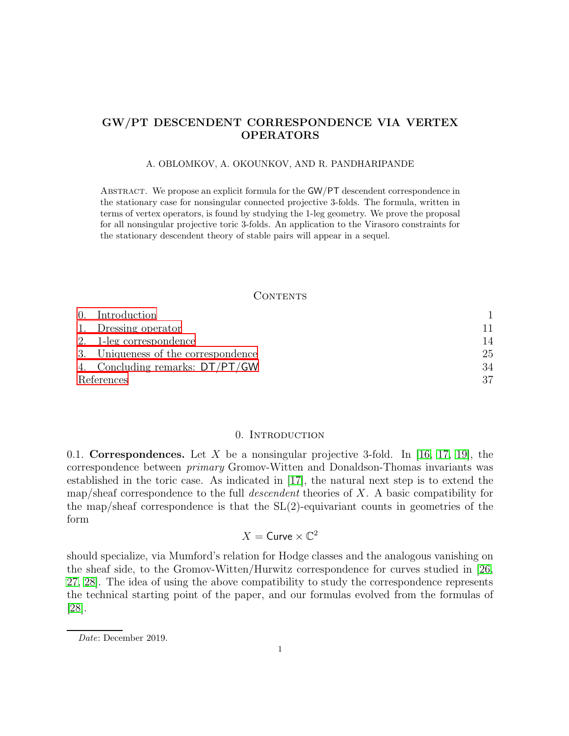# GW/PT DESCENDENT CORRESPONDENCE VIA VERTEX OPERATORS

A. OBLOMKOV, A. OKOUNKOV, AND R. PANDHARIPANDE

Abstract. We propose an explicit formula for the GW/PT descendent correspondence in the stationary case for nonsingular connected projective 3-folds. The formula, written in terms of vertex operators, is found by studying the 1-leg geometry. We prove the proposal for all nonsingular projective toric 3-folds. An application to the Virasoro constraints for the stationary descendent theory of stable pairs will appear in a sequel.

## Contents

| | |
|---|---|
| 0. Introduction | 1 |
| 1. Dressing operator | 11 |
| 2. 1-leg correspondence | 14 |
| 3. Uniqueness of the correspondence | 25 |
| 4. Concluding remarks: DT/PT/GW | 34 |
| References | 37 |

## 0. Introduction

0.1. **Correspondences.** Let $X$ be a nonsingular projective 3-fold. In [16, 17, 19], the correspondence between *primary* Gromov-Witten and Donaldson-Thomas invariants was established in the toric case. As indicated in [17], the natural next step is to extend the map/sheaf correspondence to the full *descendent* theories of $X$. A basic compatibility for the map/sheaf correspondence is that the SL(2)-equivariant counts in geometries of the form

$$X = \mathsf{Curve} \times \mathbb{C}^2$$

should specialize, via Mumford's relation for Hodge classes and the analogous vanishing on the sheaf side, to the Gromov-Witten/Hurwitz correspondence for curves studied in [26, 27, 28]. The idea of using the above compatibility to study the correspondence represents the technical starting point of the paper, and our formulas evolved from the formulas of [28].

*Date*: December 2019.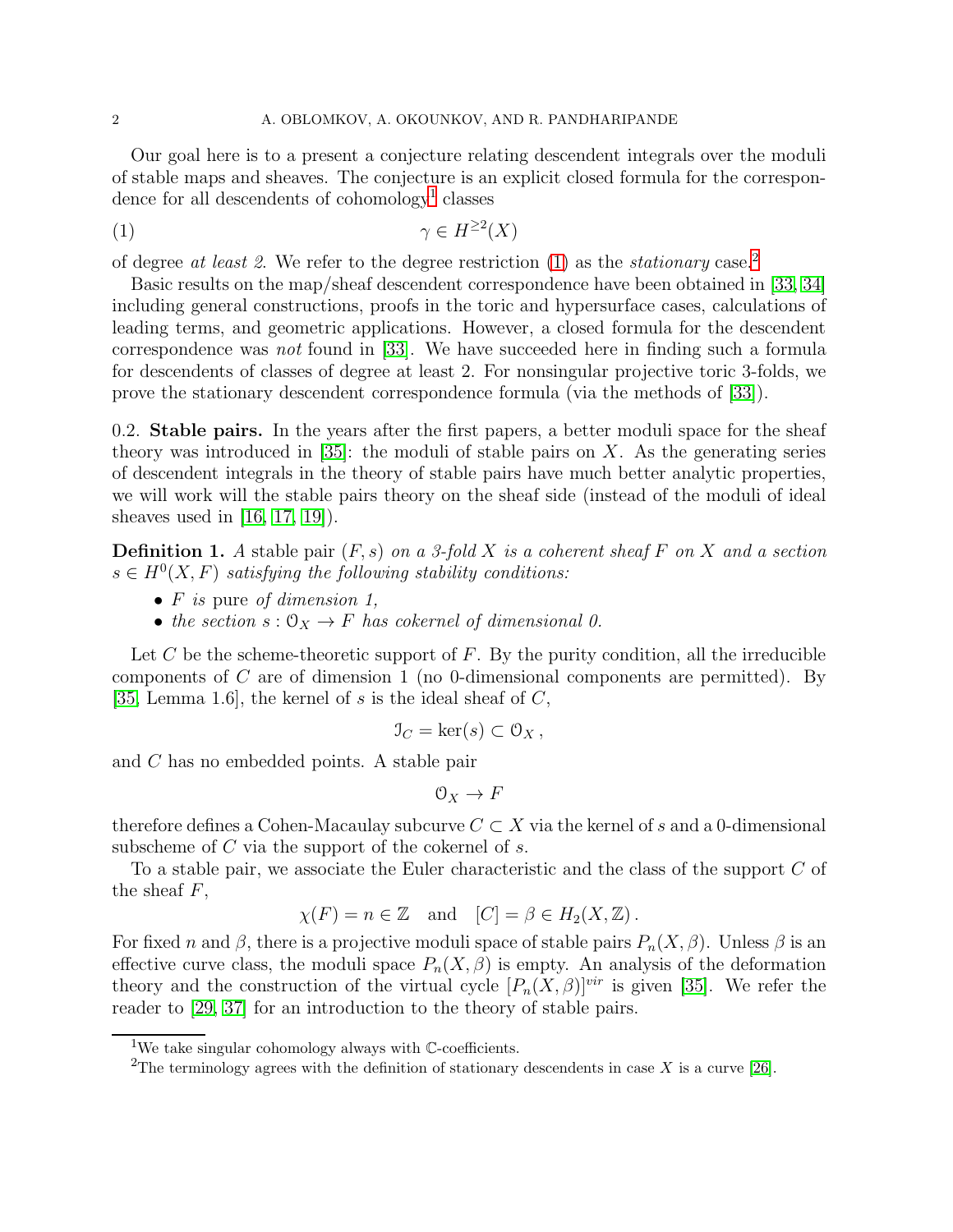Our goal here is to a present a conjecture relating descendent integrals over the moduli of stable maps and sheaves. The conjecture is an explicit closed formula for the correspondence for all descendents of cohomology[1] classes

$$\gamma \in H^{\geq 2}(X) \tag{1}$$

of degree *at least 2*. We refer to the degree restriction (1) as the *stationary* case.[2]

Basic results on the map/sheaf descendent correspondence have been obtained in [33, 34] including general constructions, proofs in the toric and hypersurface cases, calculations of leading terms, and geometric applications. However, a closed formula for the descendent correspondence was *not* found in [33]. We have succeeded here in finding such a formula for descendents of classes of degree at least 2. For nonsingular projective toric 3-folds, we prove the stationary descendent correspondence formula (via the methods of [33]).

0.2. **Stable pairs.** In the years after the first papers, a better moduli space for the sheaf theory was introduced in [35]: the moduli of stable pairs on $X$. As the generating series of descendent integrals in the theory of stable pairs have much better analytic properties, we will work will the stable pairs theory on the sheaf side (instead of the moduli of ideal sheaves used in [16, 17, 19]).

**Definition 1.** *A* stable pair $(F, s)$ *on a 3-fold* $X$ *is a coherent sheaf* $F$ *on* $X$ *and a section* $s \in H^0(X, F)$ *satisfying the following stability conditions:*

- $F$ *is* pure *of dimension 1,*
- *the section* $s : \mathcal{O}_X \to F$ *has cokernel of dimensional 0.*

Let $C$ be the scheme-theoretic support of $F$. By the purity condition, all the irreducible components of $C$ are of dimension 1 (no 0-dimensional components are permitted). By [35, Lemma 1.6], the kernel of $s$ is the ideal sheaf of $C$,

$$\mathcal{I}_C = \ker(s) \subset \mathcal{O}_X\,,$$

and $C$ has no embedded points. A stable pair

$$\mathcal{O}_X \to F$$

therefore defines a Cohen-Macaulay subcurve $C \subset X$ via the kernel of $s$ and a 0-dimensional subscheme of $C$ via the support of the cokernel of $s$.

To a stable pair, we associate the Euler characteristic and the class of the support $C$ of the sheaf $F$,

$$\chi(F) = n \in \mathbb{Z} \quad \text{and} \quad [C] = \beta \in H_2(X, \mathbb{Z})\,.$$

For fixed $n$ and $\beta$, there is a projective moduli space of stable pairs $P_n(X, \beta)$. Unless $\beta$ is an effective curve class, the moduli space $P_n(X, \beta)$ is empty. An analysis of the deformation theory and the construction of the virtual cycle $[P_n(X, \beta)]^{vir}$ is given [35]. We refer the reader to [29, 37] for an introduction to the theory of stable pairs.

---

[1] We take singular cohomology always with $\mathbb{C}$-coefficients.

[2] The terminology agrees with the definition of stationary descendents in case $X$ is a curve [26].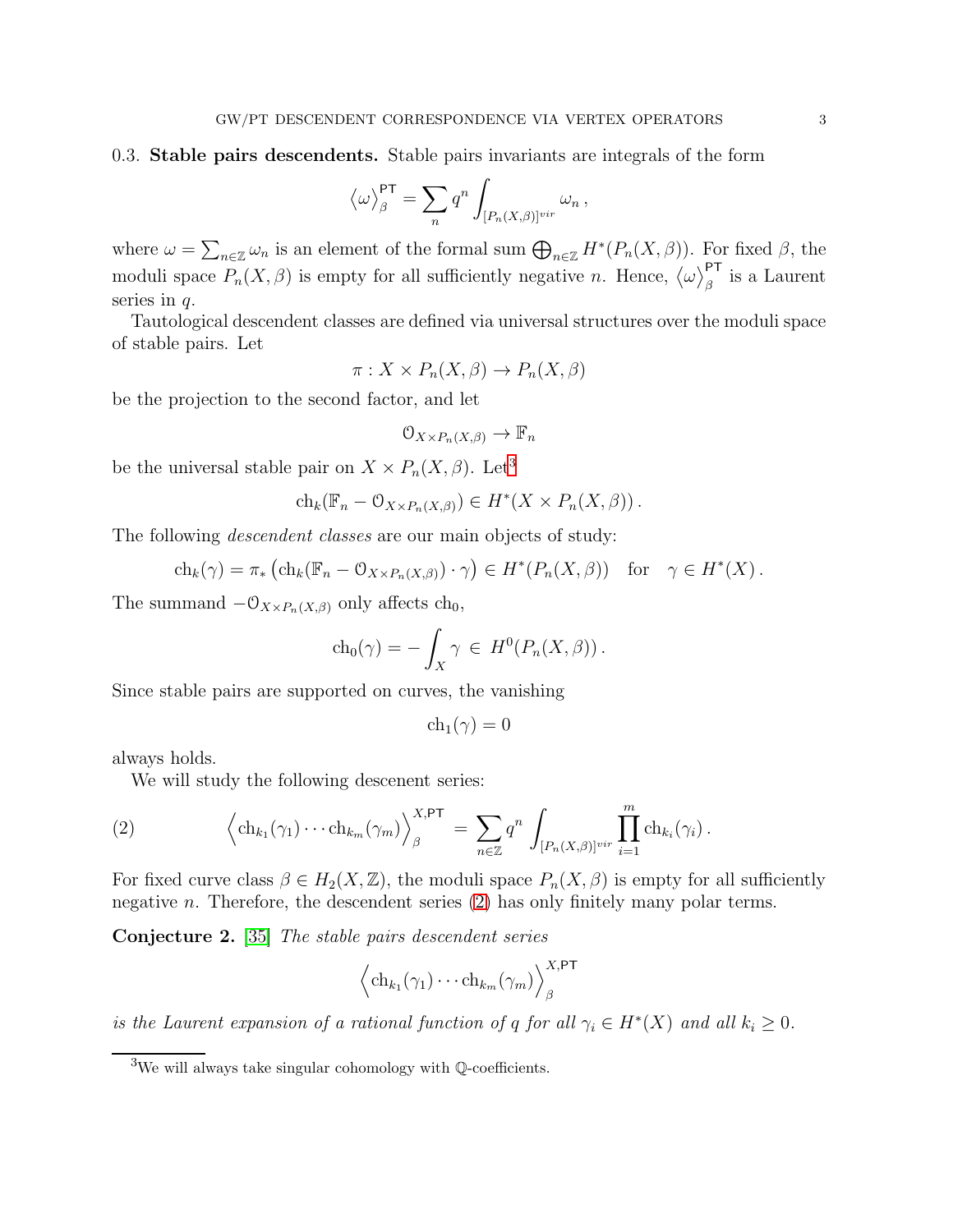## 0.3. Stable pairs descendents.

**0.3. Stable pairs descendents.** Stable pairs invariants are integrals of the form

$$\big\langle \omega \big\rangle_{\beta}^{\mathsf{PT}} = \sum_{n} q^n \int_{[P_n(X,\beta)]^{vir}} \omega_n \, ,$$

where $\omega = \sum_{n\in\mathbb{Z}} \omega_n$ is an element of the formal sum $\bigoplus_{n\in\mathbb{Z}} H^*(P_n(X,\beta))$. For fixed $\beta$, the moduli space $P_n(X,\beta)$ is empty for all sufficiently negative $n$. Hence, $\big\langle \omega \big\rangle_{\beta}^{\mathsf{PT}}$ is a Laurent series in $q$.

Tautological descendent classes are defined via universal structures over the moduli space of stable pairs. Let

$$\pi : X \times P_n(X,\beta) \to P_n(X,\beta)$$

be the projection to the second factor, and let

$$\mathcal{O}_{X\times P_n(X,\beta)} \to \mathbb{F}_n$$

be the universal stable pair on $X \times P_n(X,\beta)$. Let[3]

$$\mathrm{ch}_k(\mathbb{F}_n - \mathcal{O}_{X\times P_n(X,\beta)}) \in H^*(X \times P_n(X,\beta))\, .$$

The following *descendent classes* are our main objects of study:

$$\mathrm{ch}_k(\gamma) = \pi_* \left( \mathrm{ch}_k(\mathbb{F}_n - \mathcal{O}_{X\times P_n(X,\beta)}) \cdot \gamma \right) \in H^*(P_n(X,\beta)) \quad \text{for} \quad \gamma \in H^*(X)\, .$$

The summand $-\mathcal{O}_{X\times P_n(X,\beta)}$ only affects $\mathrm{ch}_0$,

$$\mathrm{ch}_0(\gamma) = -\int_X \gamma \, \in \, H^0(P_n(X,\beta))\, .$$

Since stable pairs are supported on curves, the vanishing

$$\mathrm{ch}_1(\gamma) = 0$$

always holds.

We will study the following descenent series:

$$\Big\langle \mathrm{ch}_{k_1}(\gamma_1) \cdots \mathrm{ch}_{k_m}(\gamma_m) \Big\rangle_{\beta}^{X,\mathsf{PT}} = \sum_{n\in\mathbb{Z}} q^n \int_{[P_n(X,\beta)]^{vir}} \prod_{i=1}^{m} \mathrm{ch}_{k_i}(\gamma_i)\, . \tag{2}$$

For fixed curve class $\beta \in H_2(X,\mathbb{Z})$, the moduli space $P_n(X,\beta)$ is empty for all sufficiently negative $n$. Therefore, the descendent series (2) has only finitely many polar terms.

**Conjecture 2.** [35] *The stable pairs descendent series*

$$\Big\langle \mathrm{ch}_{k_1}(\gamma_1) \cdots \mathrm{ch}_{k_m}(\gamma_m) \Big\rangle_{\beta}^{X,\mathsf{PT}}$$

*is the Laurent expansion of a rational function of $q$ for all $\gamma_i \in H^*(X)$ and all $k_i \geq 0$.*

---

[3] We will always take singular cohomology with $\mathbb{Q}$-coefficients.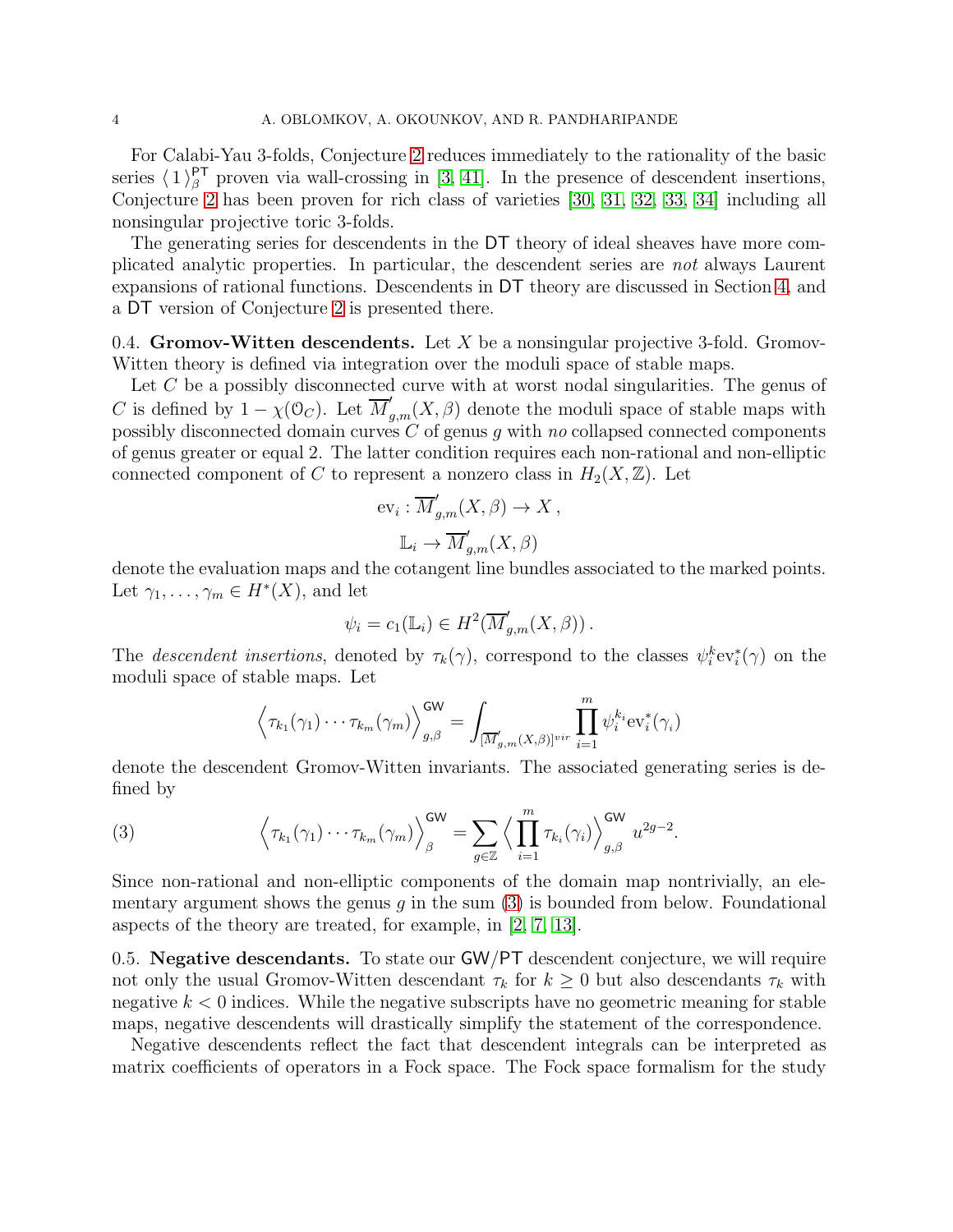For Calabi-Yau 3-folds, Conjecture 2 reduces immediately to the rationality of the basic series $\langle 1 \rangle^{\mathsf{PT}}_\beta$ proven via wall-crossing in [3, 41]. In the presence of descendent insertions, Conjecture 2 has been proven for rich class of varieties [30, 31, 32, 33, 34] including all nonsingular projective toric 3-folds.

The generating series for descendents in the $\mathsf{DT}$ theory of ideal sheaves have more complicated analytic properties. In particular, the descendent series are *not* always Laurent expansions of rational functions. Descendents in $\mathsf{DT}$ theory are discussed in Section 4, and a $\mathsf{DT}$ version of Conjecture 2 is presented there.

0.4. **Gromov-Witten descendents.** Let $X$ be a nonsingular projective 3-fold. Gromov-Witten theory is defined via integration over the moduli space of stable maps.

Let $C$ be a possibly disconnected curve with at worst nodal singularities. The genus of $C$ is defined by $1 - \chi(\mathcal{O}_C)$. Let $\overline{M}'_{g,m}(X, \beta)$ denote the moduli space of stable maps with possibly disconnected domain curves $C$ of genus $g$ with *no* collapsed connected components of genus greater or equal 2. The latter condition requires each non-rational and non-elliptic connected component of $C$ to represent a nonzero class in $H_2(X, \mathbb{Z})$. Let

$$\mathrm{ev}_i : \overline{M}'_{g,m}(X, \beta) \to X\,,$$
$$\mathbb{L}_i \to \overline{M}'_{g,m}(X, \beta)$$

denote the evaluation maps and the cotangent line bundles associated to the marked points. Let $\gamma_1, \ldots, \gamma_m \in H^*(X)$, and let

$$\psi_i = c_1(\mathbb{L}_i) \in H^2(\overline{M}'_{g,m}(X, \beta))\,.$$

The *descendent insertions*, denoted by $\tau_k(\gamma)$, correspond to the classes $\psi_i^k \mathrm{ev}_i^*(\gamma)$ on the moduli space of stable maps. Let

$$\Big\langle \tau_{k_1}(\gamma_1) \cdots \tau_{k_m}(\gamma_m) \Big\rangle^{\mathsf{GW}}_{g,\beta} = \int_{[\overline{M}'_{g,m}(X,\beta)]^{vir}} \prod_{i=1}^m \psi_i^{k_i} \mathrm{ev}_i^*(\gamma_i)$$

denote the descendent Gromov-Witten invariants. The associated generating series is defined by

$$\Big\langle \tau_{k_1}(\gamma_1) \cdots \tau_{k_m}(\gamma_m) \Big\rangle^{\mathsf{GW}}_{\beta} = \sum_{g \in \mathbb{Z}} \Big\langle \prod_{i=1}^m \tau_{k_i}(\gamma_i) \Big\rangle^{\mathsf{GW}}_{g,\beta} u^{2g-2}. \tag{3}$$

Since non-rational and non-elliptic components of the domain map nontrivially, an elementary argument shows the genus $g$ in the sum (3) is bounded from below. Foundational aspects of the theory are treated, for example, in [2, 7, 13].

0.5. **Negative descendants.** To state our $\mathsf{GW}/\mathsf{PT}$ descendent conjecture, we will require not only the usual Gromov-Witten descendant $\tau_k$ for $k \geq 0$ but also descendants $\tau_k$ with negative $k < 0$ indices. While the negative subscripts have no geometric meaning for stable maps, negative descendents will drastically simplify the statement of the correspondence.

Negative descendents reflect the fact that descendent integrals can be interpreted as matrix coefficients of operators in a Fock space. The Fock space formalism for the study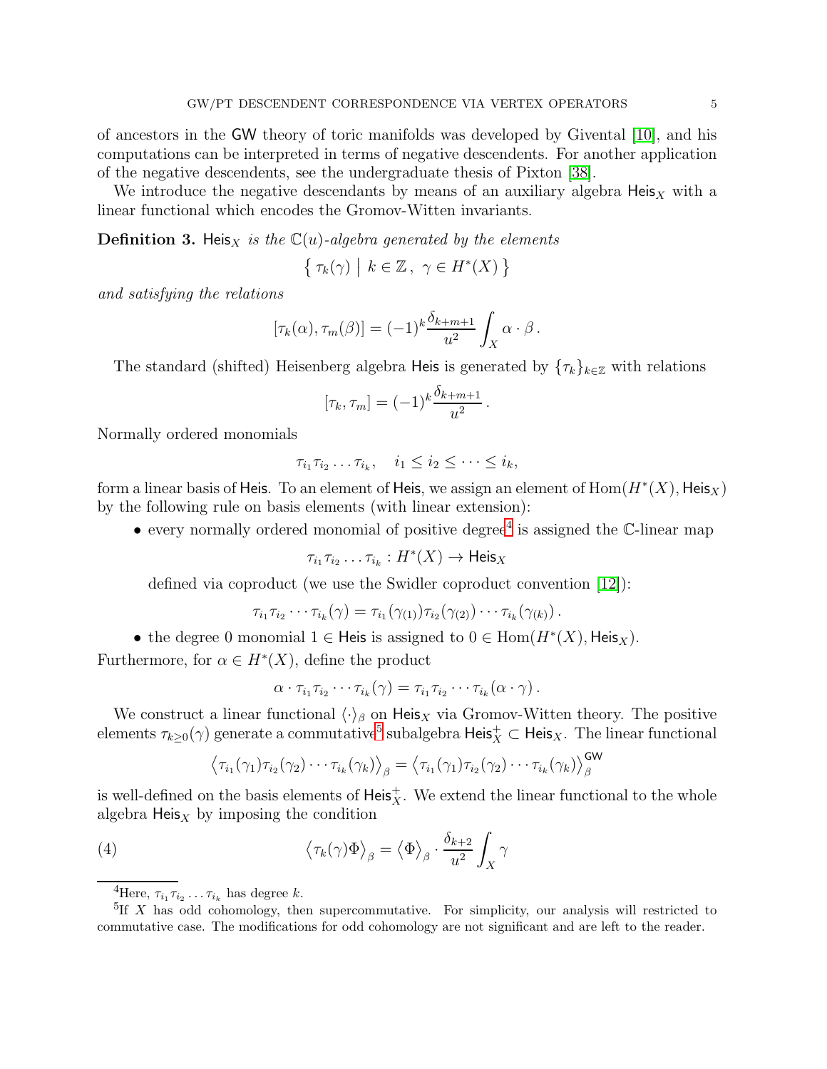of ancestors in the GW theory of toric manifolds was developed by Givental [10], and his computations can be interpreted in terms of negative descendents. For another application of the negative descendents, see the undergraduate thesis of Pixton [38].

We introduce the negative descendants by means of an auxiliary algebra $\mathsf{Heis}_X$ with a linear functional which encodes the Gromov-Witten invariants.

**Definition 3.** *$\mathsf{Heis}_X$ is the $\mathbb{C}(u)$-algebra generated by the elements*

$$\left\{ \tau_k(\gamma) \;\middle|\; k \in \mathbb{Z}\,,\ \gamma \in H^*(X) \right\}$$

*and satisfying the relations*

$$[\tau_k(\alpha), \tau_m(\beta)] = (-1)^k \frac{\delta_{k+m+1}}{u^2} \int_X \alpha \cdot \beta\,.$$

The standard (shifted) Heisenberg algebra $\mathsf{Heis}$ is generated by $\{\tau_k\}_{k\in\mathbb{Z}}$ with relations

$$[\tau_k, \tau_m] = (-1)^k \frac{\delta_{k+m+1}}{u^2}\,.$$

Normally ordered monomials

$$\tau_{i_1}\tau_{i_2}\ldots\tau_{i_k}, \quad i_1 \le i_2 \le \cdots \le i_k,$$

form a linear basis of $\mathsf{Heis}$. To an element of $\mathsf{Heis}$, we assign an element of $\mathrm{Hom}(H^*(X), \mathsf{Heis}_X)$ by the following rule on basis elements (with linear extension):

- every normally ordered monomial of positive degree[4] is assigned the $\mathbb{C}$-linear map

$$\tau_{i_1}\tau_{i_2}\ldots\tau_{i_k} : H^*(X) \to \mathsf{Heis}_X$$

  defined via coproduct (we use the Swidler coproduct convention [12]):

$$\tau_{i_1}\tau_{i_2}\cdots\tau_{i_k}(\gamma) = \tau_{i_1}(\gamma_{(1)})\tau_{i_2}(\gamma_{(2)})\cdots\tau_{i_k}(\gamma_{(k)})\,.$$

- the degree 0 monomial $1 \in \mathsf{Heis}$ is assigned to $0 \in \mathrm{Hom}(H^*(X), \mathsf{Heis}_X)$.

Furthermore, for $\alpha \in H^*(X)$, define the product

$$\alpha \cdot \tau_{i_1}\tau_{i_2}\cdots\tau_{i_k}(\gamma) = \tau_{i_1}\tau_{i_2}\cdots\tau_{i_k}(\alpha\cdot\gamma)\,.$$

We construct a linear functional $\langle\cdot\rangle_\beta$ on $\mathsf{Heis}_X$ via Gromov-Witten theory. The positive elements $\tau_{k\ge 0}(\gamma)$ generate a commutative[5] subalgebra $\mathsf{Heis}_X^+ \subset \mathsf{Heis}_X$. The linear functional

$$\left\langle \tau_{i_1}(\gamma_1)\tau_{i_2}(\gamma_2)\cdots\tau_{i_k}(\gamma_k)\right\rangle_\beta = \left\langle \tau_{i_1}(\gamma_1)\tau_{i_2}(\gamma_2)\cdots\tau_{i_k}(\gamma_k)\right\rangle_\beta^{\mathsf{GW}}$$

is well-defined on the basis elements of $\mathsf{Heis}_X^+$. We extend the linear functional to the whole algebra $\mathsf{Heis}_X$ by imposing the condition

$$\left\langle \tau_k(\gamma)\Phi\right\rangle_\beta = \left\langle\Phi\right\rangle_\beta \cdot \frac{\delta_{k+2}}{u^2}\int_X \gamma \tag{4}$$

[4] Here, $\tau_{i_1}\tau_{i_2}\ldots\tau_{i_k}$ has degree $k$.

[5] If $X$ has odd cohomology, then supercommutative. For simplicity, our analysis will restricted to commutative case. The modifications for odd cohomology are not significant and are left to the reader.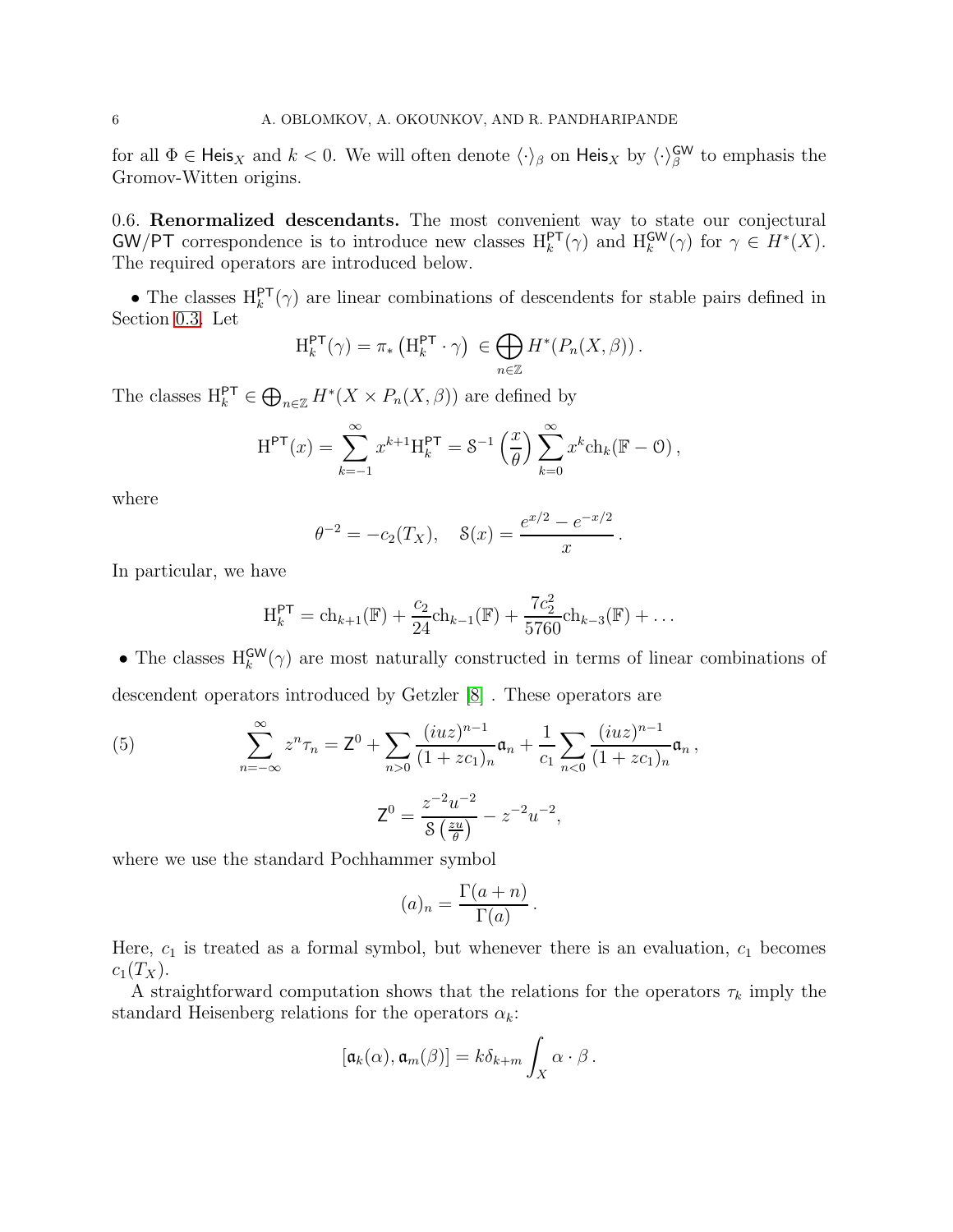for all $\Phi \in \mathsf{Heis}_X$ and $k < 0$. We will often denote $\langle \cdot \rangle_\beta$ on $\mathsf{Heis}_X$ by $\langle \cdot \rangle^{\mathsf{GW}}_\beta$ to emphasis the Gromov-Witten origins.

0.6. **Renormalized descendants.** The most convenient way to state our conjectural $\mathsf{GW/PT}$ correspondence is to introduce new classes $\mathrm{H}^{\mathsf{PT}}_k(\gamma)$ and $\mathrm{H}^{\mathsf{GW}}_k(\gamma)$ for $\gamma \in H^*(X)$. The required operators are introduced below.

• The classes $\mathrm{H}^{\mathsf{PT}}_k(\gamma)$ are linear combinations of descendents for stable pairs defined in Section 0.3. Let

$$\mathrm{H}^{\mathsf{PT}}_k(\gamma) = \pi_*\left(\mathrm{H}^{\mathsf{PT}}_k \cdot \gamma\right) \in \bigoplus_{n\in\mathbb{Z}} H^*(P_n(X,\beta)) \,.$$

The classes $\mathrm{H}^{\mathsf{PT}}_k \in \bigoplus_{n\in\mathbb{Z}} H^*(X \times P_n(X,\beta))$ are defined by

$$\mathrm{H}^{\mathsf{PT}}(x) = \sum_{k=-1}^{\infty} x^{k+1}\mathrm{H}^{\mathsf{PT}}_k = \mathcal{S}^{-1}\left(\frac{x}{\theta}\right)\sum_{k=0}^{\infty} x^k \mathrm{ch}_k(\mathbb{F}-\mathcal{O})\,,$$

where

$$\theta^{-2} = -c_2(T_X), \quad \mathcal{S}(x) = \frac{e^{x/2}-e^{-x/2}}{x}\,.$$

In particular, we have

$$\mathrm{H}^{\mathsf{PT}}_k = \mathrm{ch}_{k+1}(\mathbb{F}) + \frac{c_2}{24}\mathrm{ch}_{k-1}(\mathbb{F}) + \frac{7c_2^2}{5760}\mathrm{ch}_{k-3}(\mathbb{F}) + \ldots$$

• The classes $\mathrm{H}^{\mathsf{GW}}_k(\gamma)$ are most naturally constructed in terms of linear combinations of descendent operators introduced by Getzler [8] . These operators are

$$\sum_{n=-\infty}^{\infty} z^n \tau_n = \mathsf{Z}^0 + \sum_{n>0}\frac{(iuz)^{n-1}}{(1+zc_1)_n}\mathfrak{a}_n + \frac{1}{c_1}\sum_{n<0}\frac{(iuz)^{n-1}}{(1+zc_1)_n}\mathfrak{a}_n\,, \tag{5}$$

$$\mathsf{Z}^0 = \frac{z^{-2}u^{-2}}{\mathcal{S}\left(\frac{zu}{\theta}\right)} - z^{-2}u^{-2},$$

where we use the standard Pochhammer symbol

$$(a)_n = \frac{\Gamma(a+n)}{\Gamma(a)}\,.$$

Here, $c_1$ is treated as a formal symbol, but whenever there is an evaluation, $c_1$ becomes $c_1(T_X)$.

A straightforward computation shows that the relations for the operators $\tau_k$ imply the standard Heisenberg relations for the operators $\alpha_k$:

$$[\mathfrak{a}_k(\alpha), \mathfrak{a}_m(\beta)] = k\delta_{k+m}\int_X \alpha\cdot\beta\,.$$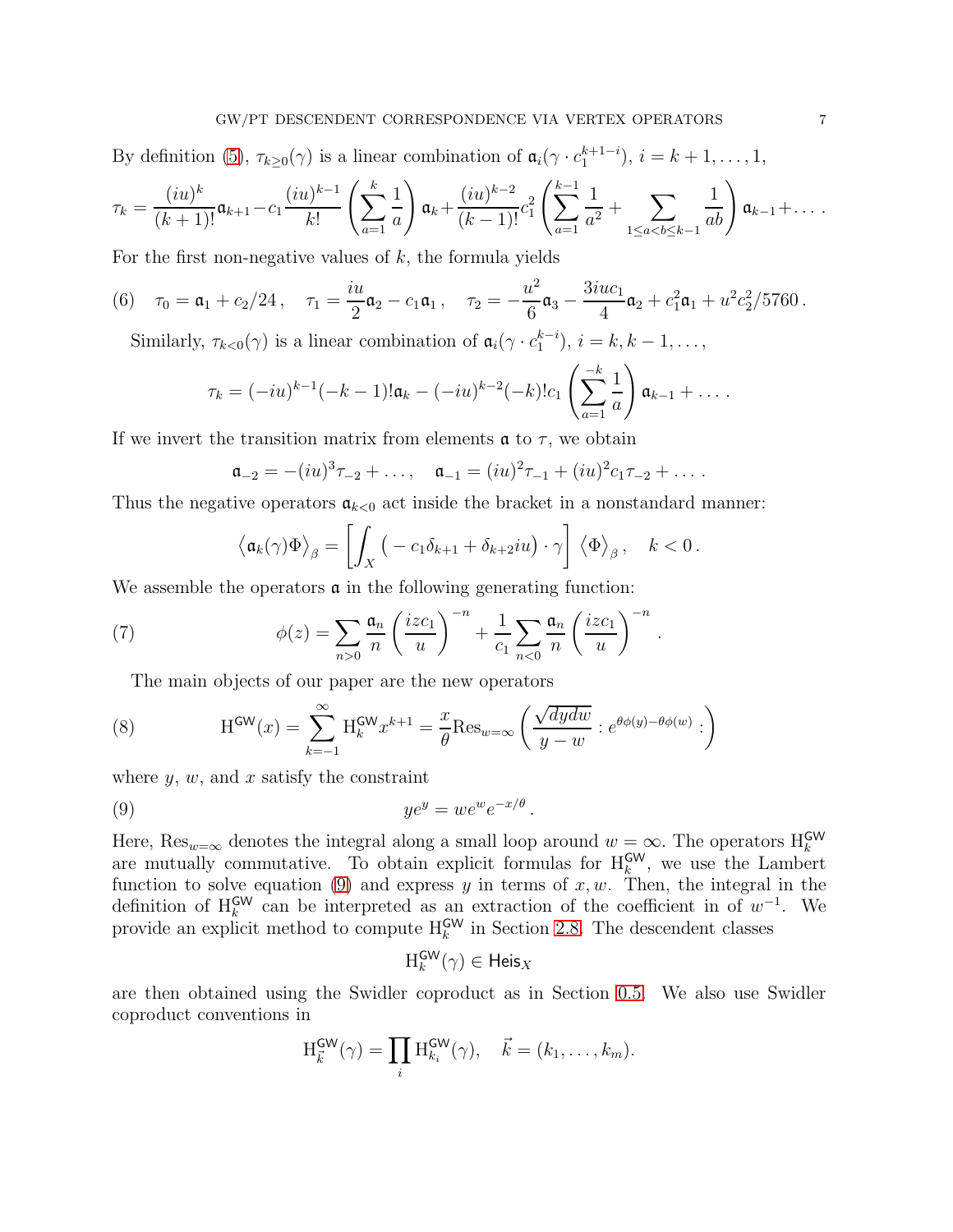By definition (5), $\tau_{k\geq 0}(\gamma)$ is a linear combination of $\mathfrak{a}_i(\gamma \cdot c_1^{k+1-i})$, $i = k+1, \ldots, 1$,

$$\tau_k = \frac{(iu)^k}{(k+1)!}\mathfrak{a}_{k+1} - c_1\frac{(iu)^{k-1}}{k!}\left(\sum_{a=1}^{k}\frac{1}{a}\right)\mathfrak{a}_k + \frac{(iu)^{k-2}}{(k-1)!}c_1^2\left(\sum_{a=1}^{k-1}\frac{1}{a^2} + \sum_{1\leq a<b\leq k-1}\frac{1}{ab}\right)\mathfrak{a}_{k-1} + \ldots.$$

For the first non-negative values of $k$, the formula yields

$$\tau_0 = \mathfrak{a}_1 + c_2/24\,, \quad \tau_1 = \frac{iu}{2}\mathfrak{a}_2 - c_1\mathfrak{a}_1\,, \quad \tau_2 = -\frac{u^2}{6}\mathfrak{a}_3 - \frac{3iuc_1}{4}\mathfrak{a}_2 + c_1^2\mathfrak{a}_1 + u^2c_2^2/5760\,. \tag{6}$$

Similarly, $\tau_{k<0}(\gamma)$ is a linear combination of $\mathfrak{a}_i(\gamma \cdot c_1^{k-i})$, $i = k, k-1, \ldots$,

$$\tau_k = (-iu)^{k-1}(-k-1)!\mathfrak{a}_k - (-iu)^{k-2}(-k)!c_1\left(\sum_{a=1}^{-k}\frac{1}{a}\right)\mathfrak{a}_{k-1} + \ldots.$$

If we invert the transition matrix from elements $\mathfrak{a}$ to $\tau$, we obtain

$$\mathfrak{a}_{-2} = -(iu)^3\tau_{-2} + \ldots, \quad \mathfrak{a}_{-1} = (iu)^2\tau_{-1} + (iu)^2c_1\tau_{-2} + \ldots.$$

Thus the negative operators $\mathfrak{a}_{k<0}$ act inside the bracket in a nonstandard manner:

$$\left\langle \mathfrak{a}_k(\gamma)\Phi\right\rangle_\beta = \left[\int_X \left(-c_1\delta_{k+1} + \delta_{k+2}iu\right)\cdot\gamma\right]\left\langle\Phi\right\rangle_\beta, \quad k<0\,.$$

We assemble the operators $\mathfrak{a}$ in the following generating function:

$$\phi(z) = \sum_{n>0}\frac{\mathfrak{a}_n}{n}\left(\frac{izc_1}{u}\right)^{-n} + \frac{1}{c_1}\sum_{n<0}\frac{\mathfrak{a}_n}{n}\left(\frac{izc_1}{u}\right)^{-n}\,. \tag{7}$$

The main objects of our paper are the new operators

$$\mathrm{H}^{\mathsf{GW}}(x) = \sum_{k=-1}^{\infty}\mathrm{H}^{\mathsf{GW}}_k x^{k+1} = \frac{x}{\theta}\mathrm{Res}_{w=\infty}\left(\frac{\sqrt{dydw}}{y-w} : e^{\theta\phi(y)-\theta\phi(w)} :\right) \tag{8}$$

where $y$, $w$, and $x$ satisfy the constraint

$$ye^y = we^we^{-x/\theta}\,. \tag{9}$$

Here, $\mathrm{Res}_{w=\infty}$ denotes the integral along a small loop around $w=\infty$. The operators $\mathrm{H}^{\mathsf{GW}}_k$ are mutually commutative. To obtain explicit formulas for $\mathrm{H}^{\mathsf{GW}}_k$, we use the Lambert function to solve equation (9) and express $y$ in terms of $x, w$. Then, the integral in the definition of $\mathrm{H}^{\mathsf{GW}}_k$ can be interpreted as an extraction of the coefficient in of $w^{-1}$. We provide an explicit method to compute $\mathrm{H}^{\mathsf{GW}}_k$ in Section 2.8. The descendent classes

$$\mathrm{H}^{\mathsf{GW}}_k(\gamma) \in \mathsf{Heis}_X$$

are then obtained using the Swidler coproduct as in Section 0.5. We also use Swidler coproduct conventions in

$$\mathrm{H}^{\mathsf{GW}}_{\vec{k}}(\gamma) = \prod_i \mathrm{H}^{\mathsf{GW}}_{k_i}(\gamma), \quad \vec{k} = (k_1, \ldots, k_m).$$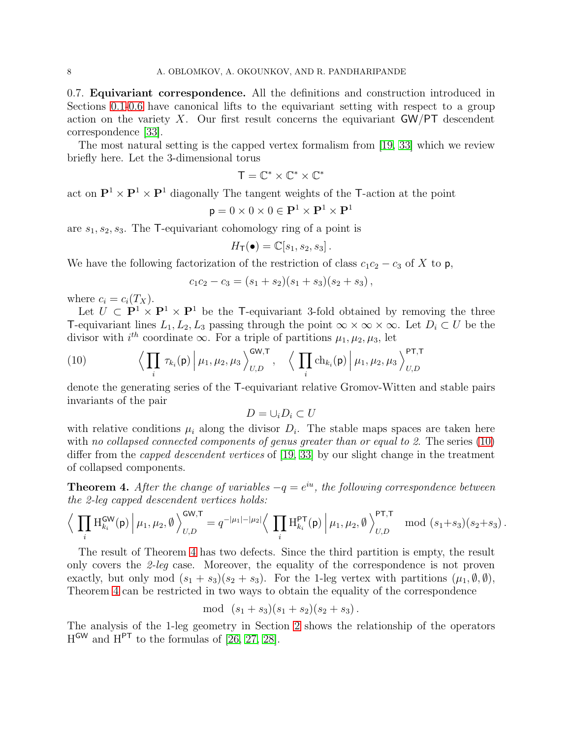**0.7. Equivariant correspondence.** All the definitions and construction introduced in Sections 0.1-0.6 have canonical lifts to the equivariant setting with respect to a group action on the variety $X$. Our first result concerns the equivariant $\mathsf{GW}/\mathsf{PT}$ descendent correspondence [33].

The most natural setting is the capped vertex formalism from [19, 33] which we review briefly here. Let the 3-dimensional torus

$$\mathsf{T} = \mathbb{C}^* \times \mathbb{C}^* \times \mathbb{C}^*$$

act on $\mathbf{P}^1 \times \mathbf{P}^1 \times \mathbf{P}^1$ diagonally The tangent weights of the $\mathsf{T}$-action at the point

$$\mathsf{p} = 0 \times 0 \times 0 \in \mathbf{P}^1 \times \mathbf{P}^1 \times \mathbf{P}^1$$

are $s_1, s_2, s_3$. The $\mathsf{T}$-equivariant cohomology ring of a point is

$$H_{\mathsf{T}}(\bullet) = \mathbb{C}[s_1, s_2, s_3] .$$

We have the following factorization of the restriction of class $c_1c_2 - c_3$ of $X$ to $\mathsf{p}$,

$$c_1c_2 - c_3 = (s_1 + s_2)(s_1 + s_3)(s_2 + s_3) ,$$

where $c_i = c_i(T_X)$.

Let $U \subset \mathbf{P}^1 \times \mathbf{P}^1 \times \mathbf{P}^1$ be the $\mathsf{T}$-equivariant 3-fold obtained by removing the three $\mathsf{T}$-equivariant lines $L_1, L_2, L_3$ passing through the point $\infty \times \infty \times \infty$. Let $D_i \subset U$ be the divisor with $i^{th}$ coordinate $\infty$. For a triple of partitions $\mu_1, \mu_2, \mu_3$, let

$$\Big\langle \prod_i \tau_{k_i}(\mathsf{p}) \, \Big| \, \mu_1, \mu_2, \mu_3 \Big\rangle^{\mathsf{GW},\mathsf{T}}_{U,D} , \quad \Big\langle \prod_i \mathrm{ch}_{k_i}(\mathsf{p}) \, \Big| \, \mu_1, \mu_2, \mu_3 \Big\rangle^{\mathsf{PT},\mathsf{T}}_{U,D} \tag{10}$$

denote the generating series of the $\mathsf{T}$-equivariant relative Gromov-Witten and stable pairs invariants of the pair

$$D = \cup_i D_i \subset U$$

with relative conditions $\mu_i$ along the divisor $D_i$. The stable maps spaces are taken here with *no collapsed connected components of genus greater than or equal to 2.* The series (10) differ from the *capped descendent vertices* of [19, 33] by our slight change in the treatment of collapsed components.

**Theorem 4.** *After the change of variables $-q = e^{iu}$, the following correspondence between the 2-leg capped descendent vertices holds:*

$$\Big\langle \prod_i \mathrm{H}^{\mathsf{GW}}_{k_i}(\mathsf{p}) \, \Big| \, \mu_1, \mu_2, \emptyset \Big\rangle^{\mathsf{GW},\mathsf{T}}_{U,D} = q^{-|\mu_1|-|\mu_2|} \Big\langle \prod_i \mathrm{H}^{\mathsf{PT}}_{k_i}(\mathsf{p}) \, \Big| \, \mu_1, \mu_2, \emptyset \Big\rangle^{\mathsf{PT},\mathsf{T}}_{U,D} \mod (s_1+s_3)(s_2+s_3) .$$

The result of Theorem 4 has two defects. Since the third partition is empty, the result only covers the *2-leg* case. Moreover, the equality of the correspondence is not proven exactly, but only mod $(s_1 + s_3)(s_2 + s_3)$. For the 1-leg vertex with partitions $(\mu_1, \emptyset, \emptyset)$, Theorem 4 can be restricted in two ways to obtain the equality of the correspondence

$$\mod \ (s_1 + s_3)(s_1 + s_2)(s_2 + s_3) .$$

The analysis of the 1-leg geometry in Section 2 shows the relationship of the operators $\mathrm{H}^{\mathsf{GW}}$ and $\mathrm{H}^{\mathsf{PT}}$ to the formulas of [26, 27, 28].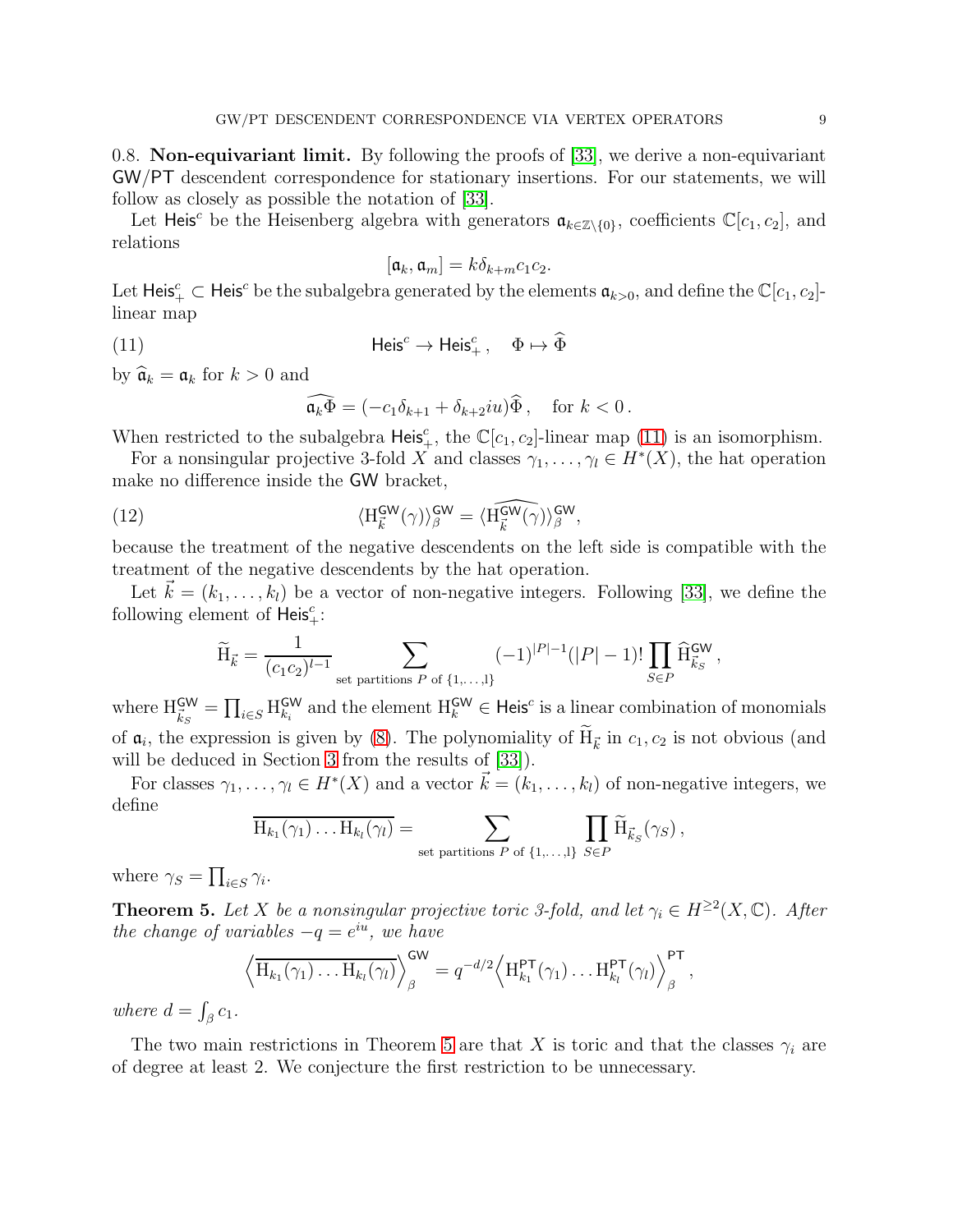0.8. **Non-equivariant limit.** By following the proofs of [33], we derive a non-equivariant GW/PT descendent correspondence for stationary insertions. For our statements, we will follow as closely as possible the notation of [33].

Let $\mathsf{Heis}^c$ be the Heisenberg algebra with generators $\mathfrak{a}_{k\in\mathbb{Z}\setminus\{0\}}$, coefficients $\mathbb{C}[c_1, c_2]$, and relations

$$[\mathfrak{a}_k, \mathfrak{a}_m] = k\delta_{k+m}c_1c_2.$$

Let $\mathsf{Heis}^c_+ \subset \mathsf{Heis}^c$ be the subalgebra generated by the elements $\mathfrak{a}_{k>0}$, and define the $\mathbb{C}[c_1, c_2]$-linear map

$$\mathsf{Heis}^c \to \mathsf{Heis}^c_+ , \quad \Phi \mapsto \widehat{\Phi} \tag{11}$$

by $\widehat{\mathfrak{a}}_k = \mathfrak{a}_k$ for $k > 0$ and

$$\widehat{\mathfrak{a}_k\Phi} = (-c_1\delta_{k+1} + \delta_{k+2}iu)\widehat{\Phi}\,, \quad \text{for } k < 0\,.$$

When restricted to the subalgebra $\mathsf{Heis}^c_+$, the $\mathbb{C}[c_1, c_2]$-linear map (11) is an isomorphism.

For a nonsingular projective 3-fold $X$ and classes $\gamma_1, \ldots, \gamma_l \in H^*(X)$, the hat operation make no difference inside the $\mathsf{GW}$ bracket,

$$\langle \mathrm{H}^{\mathsf{GW}}_{\vec{k}}(\gamma)\rangle^{\mathsf{GW}}_{\beta} = \langle \widehat{\mathrm{H}^{\mathsf{GW}}_{\vec{k}}(\gamma)}\rangle^{\mathsf{GW}}_{\beta}, \tag{12}$$

because the treatment of the negative descendents on the left side is compatible with the treatment of the negative descendents by the hat operation.

Let $\vec{k} = (k_1, \ldots, k_l)$ be a vector of non-negative integers. Following [33], we define the following element of $\mathsf{Heis}^c_+$:

$$\widetilde{\mathrm{H}}_{\vec{k}} = \frac{1}{(c_1c_2)^{l-1}} \sum_{\text{set partitions } P \text{ of } \{1,\ldots,l\}} (-1)^{|P|-1}(|P|-1)! \prod_{S\in P} \widehat{\mathrm{H}}^{\mathsf{GW}}_{\vec{k}_S}\,,$$

where $\mathrm{H}^{\mathsf{GW}}_{\vec{k}_S} = \prod_{i\in S} \mathrm{H}^{\mathsf{GW}}_{k_i}$ and the element $\mathrm{H}^{\mathsf{GW}}_{k} \in \mathsf{Heis}^c$ is a linear combination of monomials of $\mathfrak{a}_i$, the expression is given by (8). The polynomiality of $\widetilde{\mathrm{H}}_{\vec{k}}$ in $c_1, c_2$ is not obvious (and will be deduced in Section 3 from the results of [33]).

For classes $\gamma_1, \ldots, \gamma_l \in H^*(X)$ and a vector $\vec{k} = (k_1, \ldots, k_l)$ of non-negative integers, we define

$$\overline{\mathrm{H}_{k_1}(\gamma_1)\ldots\mathrm{H}_{k_l}(\gamma_l)} = \sum_{\text{set partitions } P \text{ of } \{1,\ldots,l\}} \prod_{S\in P} \widetilde{\mathrm{H}}_{\vec{k}_S}(\gamma_S)\,,$$

where $\gamma_S = \prod_{i\in S}\gamma_i$.

**Theorem 5.** *Let $X$ be a nonsingular projective toric 3-fold, and let $\gamma_i \in H^{\geq 2}(X, \mathbb{C})$. After the change of variables $-q = e^{iu}$, we have*

$$\Big\langle \overline{\mathrm{H}_{k_1}(\gamma_1)\ldots\mathrm{H}_{k_l}(\gamma_l)} \Big\rangle^{\mathsf{GW}}_{\beta} = q^{-d/2} \Big\langle \mathrm{H}^{\mathsf{PT}}_{k_1}(\gamma_1)\ldots\mathrm{H}^{\mathsf{PT}}_{k_l}(\gamma_l)\Big\rangle^{\mathsf{PT}}_{\beta}\,,$$

*where $d = \int_\beta c_1$.*

The two main restrictions in Theorem 5 are that $X$ is toric and that the classes $\gamma_i$ are of degree at least 2. We conjecture the first restriction to be unnecessary.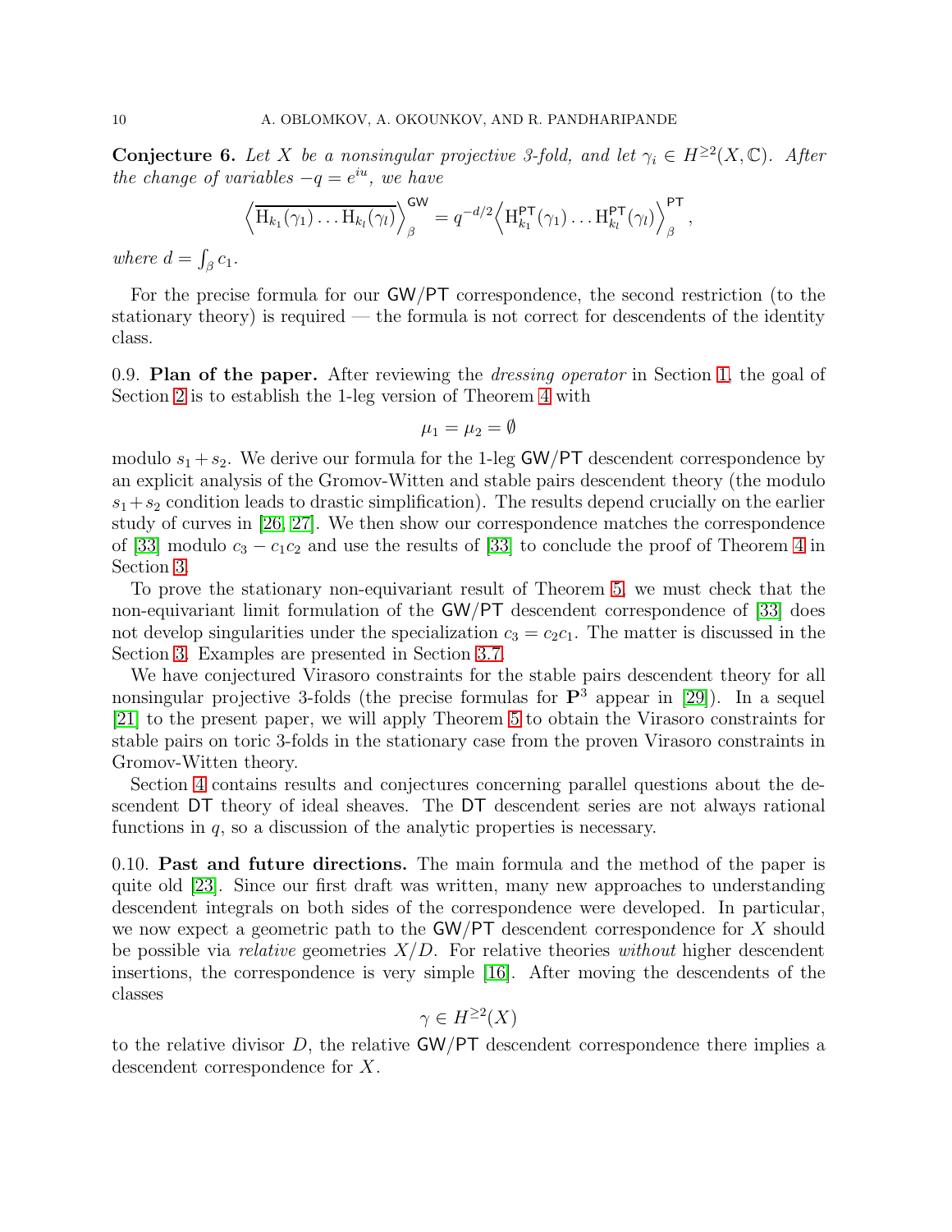**Conjecture 6.** *Let $X$ be a nonsingular projective 3-fold, and let $\gamma_i \in H^{\geq 2}(X, \mathbb{C})$. After the change of variables $-q = e^{iu}$, we have*

$$\left\langle \overline{\mathrm{H}_{k_1}(\gamma_1) \ldots \mathrm{H}_{k_l}(\gamma_l)} \right\rangle_\beta^{\mathsf{GW}} = q^{-d/2} \left\langle \mathrm{H}^{\mathsf{PT}}_{k_1}(\gamma_1) \ldots \mathrm{H}^{\mathsf{PT}}_{k_l}(\gamma_l) \right\rangle_\beta^{\mathsf{PT}},$$

*where $d = \int_\beta c_1$.*

For the precise formula for our $\mathsf{GW}/\mathsf{PT}$ correspondence, the second restriction (to the stationary theory) is required — the formula is not correct for descendents of the identity class.

0.9. **Plan of the paper.** After reviewing the *dressing operator* in Section 1, the goal of Section 2 is to establish the 1-leg version of Theorem 4 with

$$\mu_1 = \mu_2 = \emptyset$$

modulo $s_1 + s_2$. We derive our formula for the 1-leg $\mathsf{GW}/\mathsf{PT}$ descendent correspondence by an explicit analysis of the Gromov-Witten and stable pairs descendent theory (the modulo $s_1 + s_2$ condition leads to drastic simplification). The results depend crucially on the earlier study of curves in [26, 27]. We then show our correspondence matches the correspondence of [33] modulo $c_3 - c_1 c_2$ and use the results of [33] to conclude the proof of Theorem 4 in Section 3.

To prove the stationary non-equivariant result of Theorem 5, we must check that the non-equivariant limit formulation of the $\mathsf{GW}/\mathsf{PT}$ descendent correspondence of [33] does not develop singularities under the specialization $c_3 = c_2 c_1$. The matter is discussed in the Section 3. Examples are presented in Section 3.7.

We have conjectured Virasoro constraints for the stable pairs descendent theory for all nonsingular projective 3-folds (the precise formulas for $\mathbf{P}^3$ appear in [29]). In a sequel [21] to the present paper, we will apply Theorem 5 to obtain the Virasoro constraints for stable pairs on toric 3-folds in the stationary case from the proven Virasoro constraints in Gromov-Witten theory.

Section 4 contains results and conjectures concerning parallel questions about the descendent $\mathsf{DT}$ theory of ideal sheaves. The $\mathsf{DT}$ descendent series are not always rational functions in $q$, so a discussion of the analytic properties is necessary.

0.10. **Past and future directions.** The main formula and the method of the paper is quite old [23]. Since our first draft was written, many new approaches to understanding descendent integrals on both sides of the correspondence were developed. In particular, we now expect a geometric path to the $\mathsf{GW}/\mathsf{PT}$ descendent correspondence for $X$ should be possible via *relative* geometries $X/D$. For relative theories *without* higher descendent insertions, the correspondence is very simple [16]. After moving the descendents of the classes

$$\gamma \in H^{\geq 2}(X)$$

to the relative divisor $D$, the relative $\mathsf{GW}/\mathsf{PT}$ descendent correspondence there implies a descendent correspondence for $X$.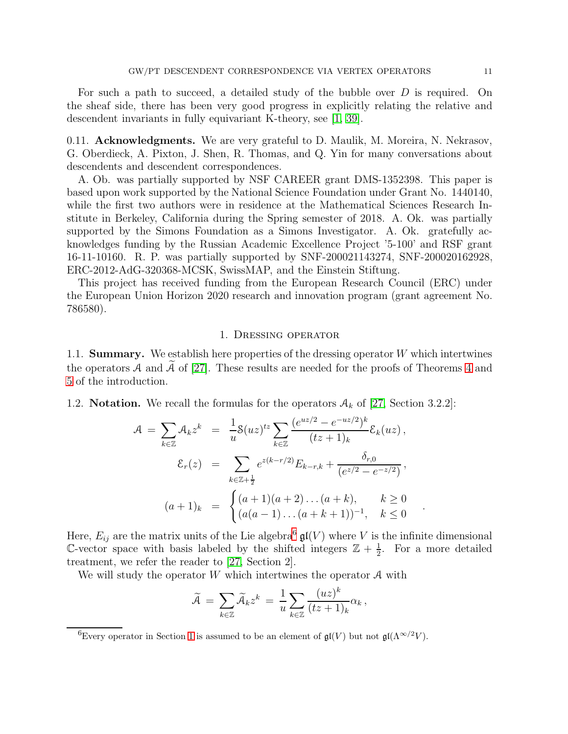For such a path to succeed, a detailed study of the bubble over $D$ is required. On the sheaf side, there has been very good progress in explicitly relating the relative and descendent invariants in fully equivariant K-theory, see [1, 39].

0.11. **Acknowledgments.** We are very grateful to D. Maulik, M. Moreira, N. Nekrasov, G. Oberdieck, A. Pixton, J. Shen, R. Thomas, and Q. Yin for many conversations about descendents and descendent correspondences.

A. Ob. was partially supported by NSF CAREER grant DMS-1352398. This paper is based upon work supported by the National Science Foundation under Grant No. 1440140, while the first two authors were in residence at the Mathematical Sciences Research Institute in Berkeley, California during the Spring semester of 2018. A. Ok. was partially supported by the Simons Foundation as a Simons Investigator. A. Ok. gratefully acknowledges funding by the Russian Academic Excellence Project '5-100' and RSF grant 16-11-10160. R. P. was partially supported by SNF-200021143274, SNF-200020162928, ERC-2012-AdG-320368-MCSK, SwissMAP, and the Einstein Stiftung.

This project has received funding from the European Research Council (ERC) under the European Union Horizon 2020 research and innovation program (grant agreement No. 786580).

## 1. Dressing operator

1.1. **Summary.** We establish here properties of the dressing operator $W$ which intertwines the operators $\mathcal{A}$ and $\widetilde{\mathcal{A}}$ of [27]. These results are needed for the proofs of Theorems 4 and 5 of the introduction.

1.2. **Notation.** We recall the formulas for the operators $\mathcal{A}_k$ of [27, Section 3.2.2]:

$$
\begin{aligned}
\mathcal{A} = \sum_{k\in\mathbb{Z}} \mathcal{A}_k z^k &= \frac{1}{u}\mathcal{S}(uz)^{tz} \sum_{k\in\mathbb{Z}} \frac{(e^{uz/2}-e^{-uz/2})^k}{(tz+1)_k}\mathcal{E}_k(uz)\,,\\
\mathcal{E}_r(z) &= \sum_{k\in\mathbb{Z}+\frac{1}{2}} e^{z(k-r/2)}E_{k-r,k} + \frac{\delta_{r,0}}{(e^{z/2}-e^{-z/2})}\,,\\
(a+1)_k &= \begin{cases} (a+1)(a+2)\dots(a+k), & k\geq 0\\ (a(a-1)\dots(a+k+1))^{-1}, & k\leq 0 \end{cases}\,.
\end{aligned}
$$

Here, $E_{ij}$ are the matrix units of the Lie algebra[6] $\mathfrak{gl}(V)$ where $V$ is the infinite dimensional $\mathbb{C}$-vector space with basis labeled by the shifted integers $\mathbb{Z}+\frac{1}{2}$. For a more detailed treatment, we refer the reader to [27, Section 2].

We will study the operator $W$ which intertwines the operator $\mathcal{A}$ with

$$
\widetilde{\mathcal{A}} = \sum_{k\in\mathbb{Z}} \widetilde{\mathcal{A}}_k z^k = \frac{1}{u}\sum_{k\in\mathbb{Z}} \frac{(uz)^k}{(tz+1)_k}\alpha_k\,,
$$

[6] Every operator in Section 1 is assumed to be an element of $\mathfrak{gl}(V)$ but not $\mathfrak{gl}(\Lambda^{\infty/2}V)$.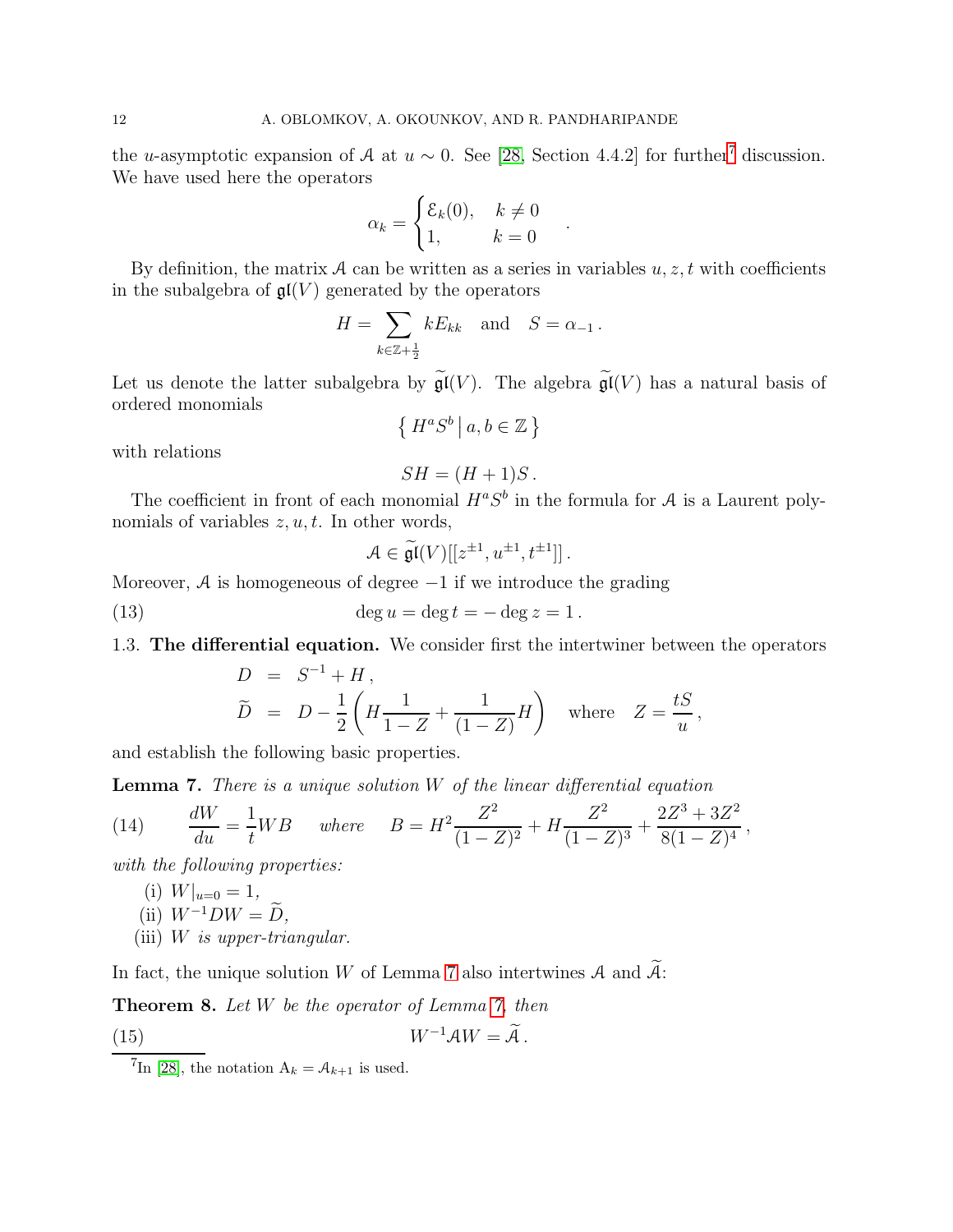the $u$-asymptotic expansion of $\mathcal{A}$ at $u \sim 0$. See [28, Section 4.4.2] for further[7] discussion. We have used here the operators

$$\alpha_k = \begin{cases} \mathcal{E}_k(0), & k \neq 0 \\ 1, & k = 0 \end{cases} .$$

By definition, the matrix $\mathcal{A}$ can be written as a series in variables $u, z, t$ with coefficients in the subalgebra of $\mathfrak{gl}(V)$ generated by the operators

$$H = \sum_{k \in \mathbb{Z} + \frac{1}{2}} k E_{kk} \quad \text{and} \quad S = \alpha_{-1} .$$

Let us denote the latter subalgebra by $\widetilde{\mathfrak{gl}}(V)$. The algebra $\widetilde{\mathfrak{gl}}(V)$ has a natural basis of ordered monomials

$$\left\{ H^a S^b \,\middle|\, a, b \in \mathbb{Z} \right\}$$

with relations

$$SH = (H+1)S .$$

The coefficient in front of each monomial $H^a S^b$ in the formula for $\mathcal{A}$ is a Laurent polynomials of variables $z, u, t$. In other words,

$$\mathcal{A} \in \widetilde{\mathfrak{gl}}(V)[[z^{\pm 1}, u^{\pm 1}, t^{\pm 1}]] .$$

Moreover, $\mathcal{A}$ is homogeneous of degree $-1$ if we introduce the grading

$$\deg u = \deg t = -\deg z = 1 . \tag{13}$$

1.3. **The differential equation.** We consider first the intertwiner between the operators

$$\begin{aligned} D &= S^{-1} + H , \\ \widetilde{D} &= D - \frac{1}{2}\left( H \frac{1}{1-Z} + \frac{1}{(1-Z)} H \right) \quad \text{where} \quad Z = \frac{tS}{u} , \end{aligned}$$

and establish the following basic properties.

**Lemma 7.** *There is a unique solution $W$ of the linear differential equation*

$$\frac{dW}{du} = \frac{1}{t} W B \quad \text{where} \quad B = H^2 \frac{Z^2}{(1-Z)^2} + H \frac{Z^2}{(1-Z)^3} + \frac{2Z^3 + 3Z^2}{8(1-Z)^4} , \tag{14}$$

*with the following properties:*

(i) $W|_{u=0} = 1$,
(ii) $W^{-1} D W = \widetilde{D}$,
(iii) *$W$ is upper-triangular.*

In fact, the unique solution $W$ of Lemma 7 also intertwines $\mathcal{A}$ and $\widetilde{\mathcal{A}}$:

**Theorem 8.** *Let $W$ be the operator of Lemma 7, then*

$$W^{-1} \mathcal{A} W = \widetilde{\mathcal{A}} . \tag{15}$$

[7] In [28], the notation $\mathrm{A}_k = \mathcal{A}_{k+1}$ is used.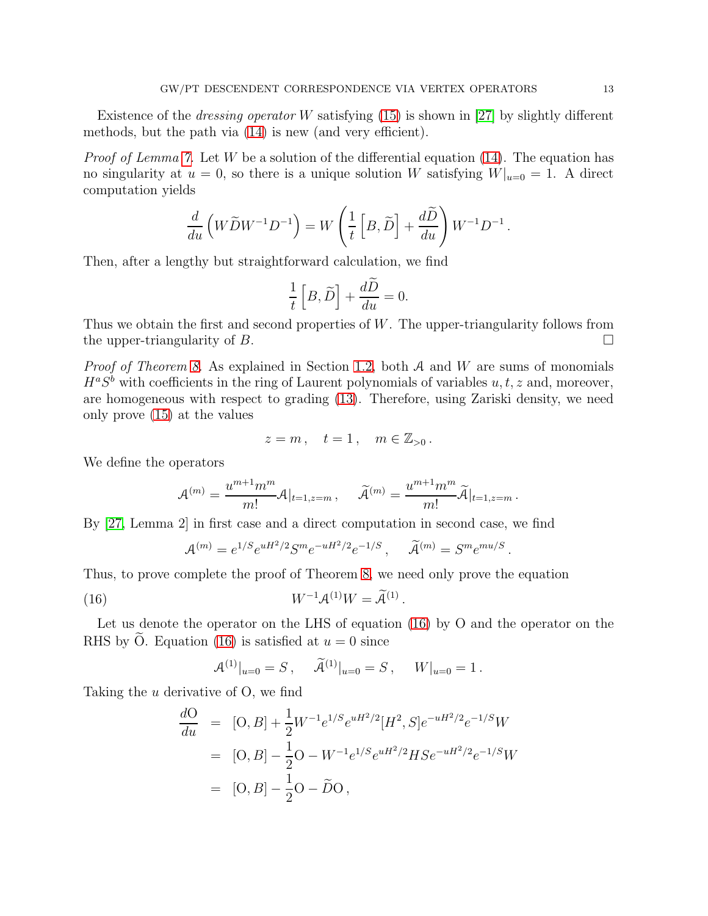Existence of the *dressing operator* $W$ satisfying (15) is shown in [27] by slightly different methods, but the path via (14) is new (and very efficient).

*Proof of Lemma 7.* Let $W$ be a solution of the differential equation (14). The equation has no singularity at $u = 0$, so there is a unique solution $W$ satisfying $W|_{u=0} = 1$. A direct computation yields

$$\frac{d}{du}\left(W\widetilde{D}W^{-1}D^{-1}\right) = W\left(\frac{1}{t}\left[B, \widetilde{D}\right] + \frac{d\widetilde{D}}{du}\right)W^{-1}D^{-1}.$$

Then, after a lengthy but straightforward calculation, we find

$$\frac{1}{t}\left[B, \widetilde{D}\right] + \frac{d\widetilde{D}}{du} = 0.$$

Thus we obtain the first and second properties of $W$. The upper-triangularity follows from the upper-triangularity of $B$. $\square$

*Proof of Theorem 8.* As explained in Section 1.2, both $\mathcal{A}$ and $W$ are sums of monomials $H^a S^b$ with coefficients in the ring of Laurent polynomials of variables $u, t, z$ and, moreover, are homogeneous with respect to grading (13). Therefore, using Zariski density, we need only prove (15) at the values

$$z = m\,, \quad t = 1\,, \quad m \in \mathbb{Z}_{>0}\,.$$

We define the operators

$$\mathcal{A}^{(m)} = \frac{u^{m+1}m^m}{m!}\mathcal{A}|_{t=1,z=m}\,, \quad \widetilde{\mathcal{A}}^{(m)} = \frac{u^{m+1}m^m}{m!}\widetilde{\mathcal{A}}|_{t=1,z=m}\,.$$

By [27, Lemma 2] in first case and a direct computation in second case, we find

$$\mathcal{A}^{(m)} = e^{1/S}e^{uH^2/2}S^m e^{-uH^2/2}e^{-1/S}\,, \quad \widetilde{\mathcal{A}}^{(m)} = S^m e^{mu/S}\,.$$

Thus, to prove complete the proof of Theorem 8, we need only prove the equation

$$W^{-1}\mathcal{A}^{(1)}W = \widetilde{\mathcal{A}}^{(1)}\,. \tag{16}$$

Let us denote the operator on the LHS of equation (16) by $\mathrm{O}$ and the operator on the RHS by $\widetilde{\mathrm{O}}$. Equation (16) is satisfied at $u = 0$ since

$$\mathcal{A}^{(1)}|_{u=0} = S\,, \quad \widetilde{\mathcal{A}}^{(1)}|_{u=0} = S\,, \quad W|_{u=0} = 1\,.$$

Taking the $u$ derivative of $\mathrm{O}$, we find

$$\begin{aligned}
\frac{d\mathrm{O}}{du} &= [\mathrm{O}, B] + \frac{1}{2}W^{-1}e^{1/S}e^{uH^2/2}[H^2, S]e^{-uH^2/2}e^{-1/S}W \\
&= [\mathrm{O}, B] - \frac{1}{2}\mathrm{O} - W^{-1}e^{1/S}e^{uH^2/2}HSe^{-uH^2/2}e^{-1/S}W \\
&= [\mathrm{O}, B] - \frac{1}{2}\mathrm{O} - \widetilde{D}\mathrm{O}\,,
\end{aligned}$$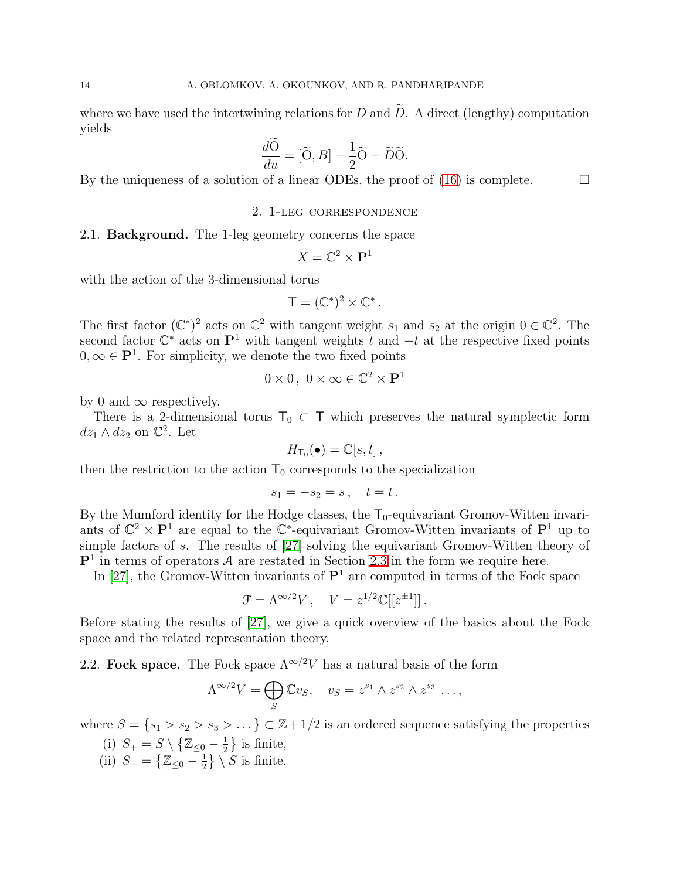where we have used the intertwining relations for $D$ and $\widetilde{D}$. A direct (lengthy) computation yields

$$\frac{d\widetilde{\mathrm{O}}}{du} = [\widetilde{\mathrm{O}}, B] - \frac{1}{2}\widetilde{\mathrm{O}} - \widetilde{D}\widetilde{\mathrm{O}}.$$

By the uniqueness of a solution of a linear ODEs, the proof of (16) is complete. □

## 2. 1-leg correspondence

**2.1. Background.** The 1-leg geometry concerns the space

$$X = \mathbb{C}^2 \times \mathbf{P}^1$$

with the action of the 3-dimensional torus

$$\mathsf{T} = (\mathbb{C}^*)^2 \times \mathbb{C}^* .$$

The first factor $(\mathbb{C}^*)^2$ acts on $\mathbb{C}^2$ with tangent weight $s_1$ and $s_2$ at the origin $0 \in \mathbb{C}^2$. The second factor $\mathbb{C}^*$ acts on $\mathbf{P}^1$ with tangent weights $t$ and $-t$ at the respective fixed points $0, \infty \in \mathbf{P}^1$. For simplicity, we denote the two fixed points

$$0 \times 0\,,\; 0 \times \infty \in \mathbb{C}^2 \times \mathbf{P}^1$$

by 0 and $\infty$ respectively.

There is a 2-dimensional torus $\mathsf{T}_0 \subset \mathsf{T}$ which preserves the natural symplectic form $dz_1 \wedge dz_2$ on $\mathbb{C}^2$. Let

$$H_{\mathsf{T}_0}(\bullet) = \mathbb{C}[s,t]\,,$$

then the restriction to the action $\mathsf{T}_0$ corresponds to the specialization

$$s_1 = -s_2 = s\,, \quad t = t\,.$$

By the Mumford identity for the Hodge classes, the $\mathsf{T}_0$-equivariant Gromov-Witten invariants of $\mathbb{C}^2 \times \mathbf{P}^1$ are equal to the $\mathbb{C}^*$-equivariant Gromov-Witten invariants of $\mathbf{P}^1$ up to simple factors of $s$. The results of [27] solving the equivariant Gromov-Witten theory of $\mathbf{P}^1$ in terms of operators $\mathcal{A}$ are restated in Section 2.3 in the form we require here.

In [27], the Gromov-Witten invariants of $\mathbf{P}^1$ are computed in terms of the Fock space

$$\mathcal{F} = \Lambda^{\infty/2} V\,, \quad V = z^{1/2}\mathbb{C}[[z^{\pm 1}]]\,.$$

Before stating the results of [27], we give a quick overview of the basics about the Fock space and the related representation theory.

**2.2. Fock space.** The Fock space $\Lambda^{\infty/2}V$ has a natural basis of the form

$$\Lambda^{\infty/2}V = \bigoplus_S \mathbb{C} v_S, \quad v_S = z^{s_1} \wedge z^{s_2} \wedge z^{s_3} \,\ldots,$$

where $S = \{s_1 > s_2 > s_3 > \dots\} \subset \mathbb{Z} + 1/2$ is an ordered sequence satisfying the properties

(i) $S_+ = S \setminus \left\{\mathbb{Z}_{\leq 0} - \frac{1}{2}\right\}$ is finite,
(ii) $S_- = \left\{\mathbb{Z}_{\leq 0} - \frac{1}{2}\right\} \setminus S$ is finite.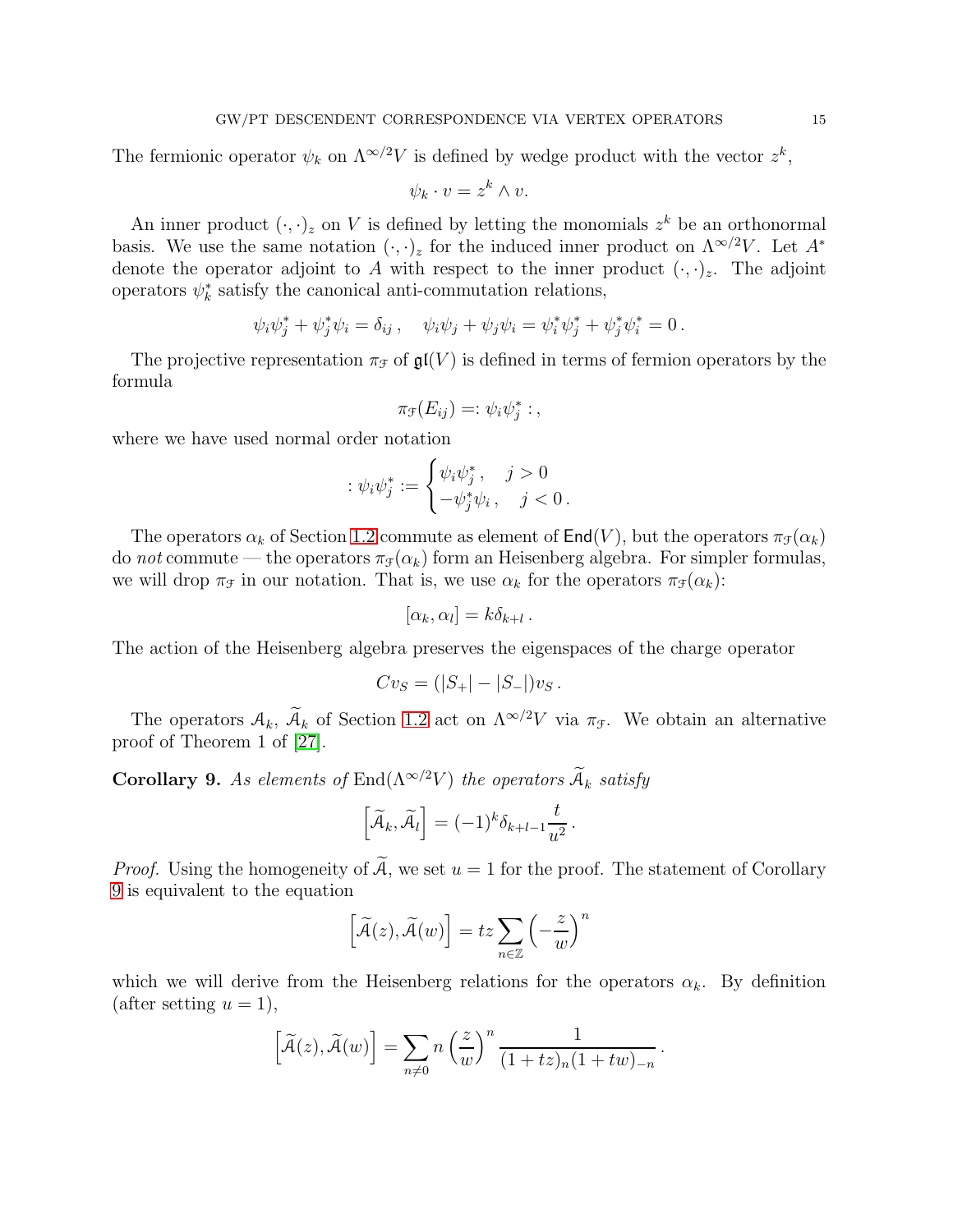The fermionic operator $\psi_k$ on $\Lambda^{\infty/2}V$ is defined by wedge product with the vector $z^k$,

$$\psi_k \cdot v = z^k \wedge v.$$

An inner product $(\cdot,\cdot)_z$ on $V$ is defined by letting the monomials $z^k$ be an orthonormal basis. We use the same notation $(\cdot,\cdot)_z$ for the induced inner product on $\Lambda^{\infty/2}V$. Let $A^*$ denote the operator adjoint to $A$ with respect to the inner product $(\cdot,\cdot)_z$. The adjoint operators $\psi_k^*$ satisfy the canonical anti-commutation relations,

$$\psi_i\psi_j^* + \psi_j^*\psi_i = \delta_{ij}\,, \quad \psi_i\psi_j + \psi_j\psi_i = \psi_i^*\psi_j^* + \psi_j^*\psi_i^* = 0\,.$$

The projective representation $\pi_{\mathcal{F}}$ of $\mathfrak{gl}(V)$ is defined in terms of fermion operators by the formula

$$\pi_{\mathcal{F}}(E_{ij}) =: \psi_i\psi_j^* :\,,$$

where we have used normal order notation

$$: \psi_i\psi_j^* := \begin{cases} \psi_i\psi_j^*\,, & j > 0 \\ -\psi_j^*\psi_i\,, & j < 0\,. \end{cases}$$

The operators $\alpha_k$ of Section 1.2 commute as element of $\mathsf{End}(V)$, but the operators $\pi_{\mathcal{F}}(\alpha_k)$ do *not* commute — the operators $\pi_{\mathcal{F}}(\alpha_k)$ form an Heisenberg algebra. For simpler formulas, we will drop $\pi_{\mathcal{F}}$ in our notation. That is, we use $\alpha_k$ for the operators $\pi_{\mathcal{F}}(\alpha_k)$:

$$[\alpha_k, \alpha_l] = k\delta_{k+l}\,.$$

The action of the Heisenberg algebra preserves the eigenspaces of the charge operator

$$Cv_S = (|S_+| - |S_-|)v_S\,.$$

The operators $\mathcal{A}_k$, $\widetilde{\mathcal{A}}_k$ of Section 1.2 act on $\Lambda^{\infty/2}V$ via $\pi_{\mathcal{F}}$. We obtain an alternative proof of Theorem 1 of [27].

**Corollary 9.** *As elements of* $\mathrm{End}(\Lambda^{\infty/2}V)$ *the operators* $\widetilde{\mathcal{A}}_k$ *satisfy*

$$\left[\widetilde{\mathcal{A}}_k, \widetilde{\mathcal{A}}_l\right] = (-1)^k\delta_{k+l-1}\frac{t}{u^2}\,.$$

*Proof.* Using the homogeneity of $\widetilde{\mathcal{A}}$, we set $u = 1$ for the proof. The statement of Corollary 9 is equivalent to the equation

$$\left[\widetilde{\mathcal{A}}(z), \widetilde{\mathcal{A}}(w)\right] = tz\sum_{n\in\mathbb{Z}}\left(-\frac{z}{w}\right)^n$$

which we will derive from the Heisenberg relations for the operators $\alpha_k$. By definition (after setting $u = 1$),

$$\left[\widetilde{\mathcal{A}}(z), \widetilde{\mathcal{A}}(w)\right] = \sum_{n\neq 0} n\left(\frac{z}{w}\right)^n \frac{1}{(1+tz)_n(1+tw)_{-n}}\,.$$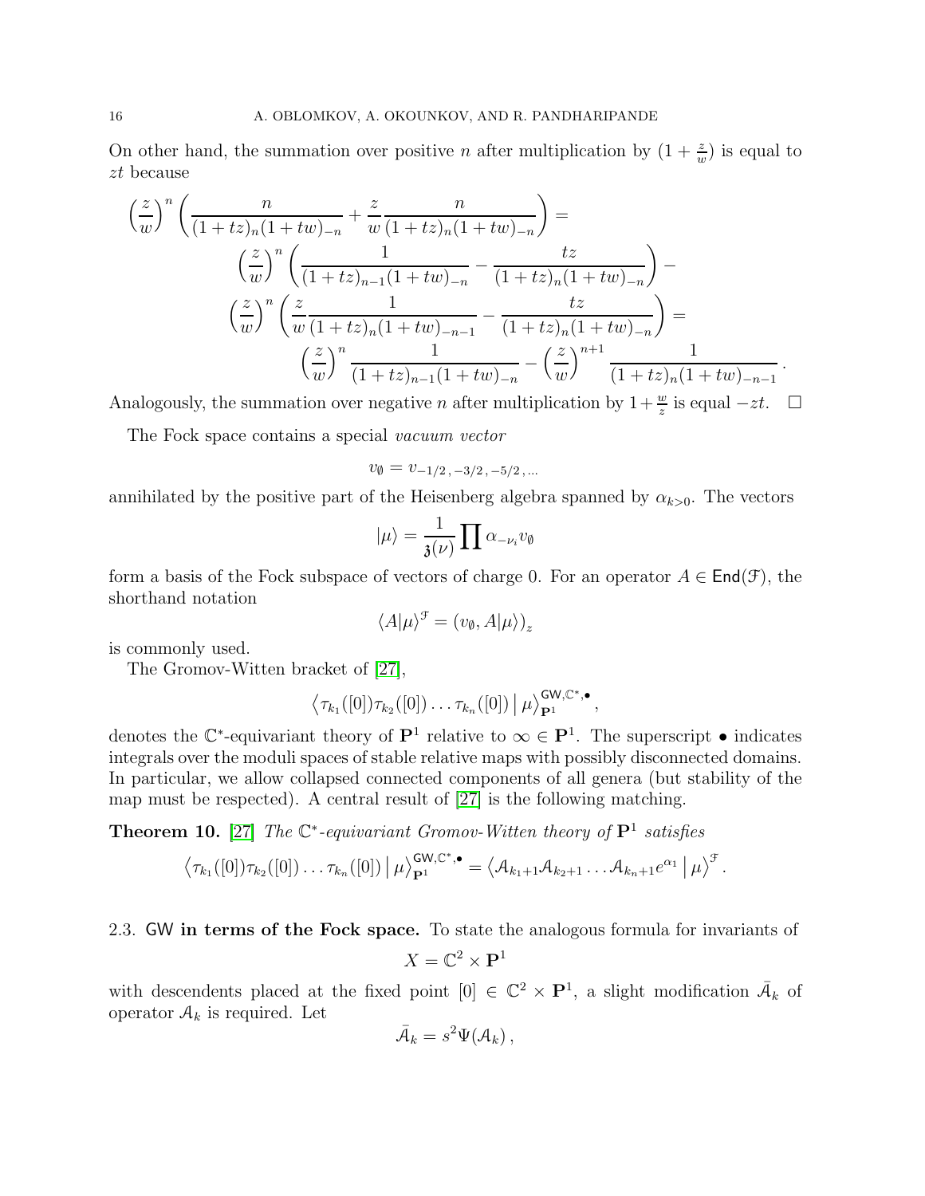On other hand, the summation over positive $n$ after multiplication by $(1+\frac{z}{w})$ is equal to $zt$ because

$$
\begin{aligned}
\left(\frac{z}{w}\right)^n \left(\frac{n}{(1+tz)_n(1+tw)_{-n}} + \frac{z}{w}\frac{n}{(1+tz)_n(1+tw)_{-n}}\right) = \\
\left(\frac{z}{w}\right)^n \left(\frac{1}{(1+tz)_{n-1}(1+tw)_{-n}} - \frac{tz}{(1+tz)_n(1+tw)_{-n}}\right) - \\
\left(\frac{z}{w}\right)^n \left(\frac{z}{w}\frac{1}{(1+tz)_n(1+tw)_{-n-1}} - \frac{tz}{(1+tz)_n(1+tw)_{-n}}\right) = \\
\left(\frac{z}{w}\right)^n \frac{1}{(1+tz)_{n-1}(1+tw)_{-n}} - \left(\frac{z}{w}\right)^{n+1} \frac{1}{(1+tz)_n(1+tw)_{-n-1}}\,.
\end{aligned}
$$

Analogously, the summation over negative $n$ after multiplication by $1+\frac{w}{z}$ is equal $-zt$. $\square$

The Fock space contains a special *vacuum vector*

$$
v_\emptyset = v_{-1/2\,,-3/2\,,-5/2\,,\dots}
$$

annihilated by the positive part of the Heisenberg algebra spanned by $\alpha_{k>0}$. The vectors

$$
|\mu\rangle = \frac{1}{\mathfrak{z}(\nu)} \prod \alpha_{-\nu_i} v_\emptyset
$$

form a basis of the Fock subspace of vectors of charge 0. For an operator $A \in \mathsf{End}(\mathcal{F})$, the shorthand notation

$$
\langle A|\mu\rangle^{\mathcal{F}} = (v_\emptyset, A|\mu\rangle)_z
$$

is commonly used.

The Gromov-Witten bracket of [27],

$$
\left\langle \tau_{k_1}([0])\tau_{k_2}([0])\dots\tau_{k_n}([0]) \,\middle|\, \mu \right\rangle^{\mathsf{GW},\mathbb{C}^*,\bullet}_{\mathbf{P}^1},
$$

denotes the $\mathbb{C}^*$-equivariant theory of $\mathbf{P}^1$ relative to $\infty \in \mathbf{P}^1$. The superscript $\bullet$ indicates integrals over the moduli spaces of stable relative maps with possibly disconnected domains. In particular, we allow collapsed connected components of all genera (but stability of the map must be respected). A central result of [27] is the following matching.

**Theorem 10.** [27] *The $\mathbb{C}^*$-equivariant Gromov-Witten theory of $\mathbf{P}^1$ satisfies*

$$
\left\langle \tau_{k_1}([0])\tau_{k_2}([0])\dots\tau_{k_n}([0]) \,\middle|\, \mu \right\rangle^{\mathsf{GW},\mathbb{C}^*,\bullet}_{\mathbf{P}^1} = \left\langle \mathcal{A}_{k_1+1}\mathcal{A}_{k_2+1}\dots\mathcal{A}_{k_n+1}e^{\alpha_1} \,\middle|\, \mu \right\rangle^{\mathcal{F}}.
$$

### 2.3. $\mathsf{GW}$ in terms of the Fock space.

To state the analogous formula for invariants of

$$
X = \mathbb{C}^2 \times \mathbf{P}^1
$$

with descendents placed at the fixed point $[0] \in \mathbb{C}^2 \times \mathbf{P}^1$, a slight modification $\bar{\mathcal{A}}_k$ of operator $\mathcal{A}_k$ is required. Let

$$
\bar{\mathcal{A}}_k = s^2 \Psi(\mathcal{A}_k)\,,
$$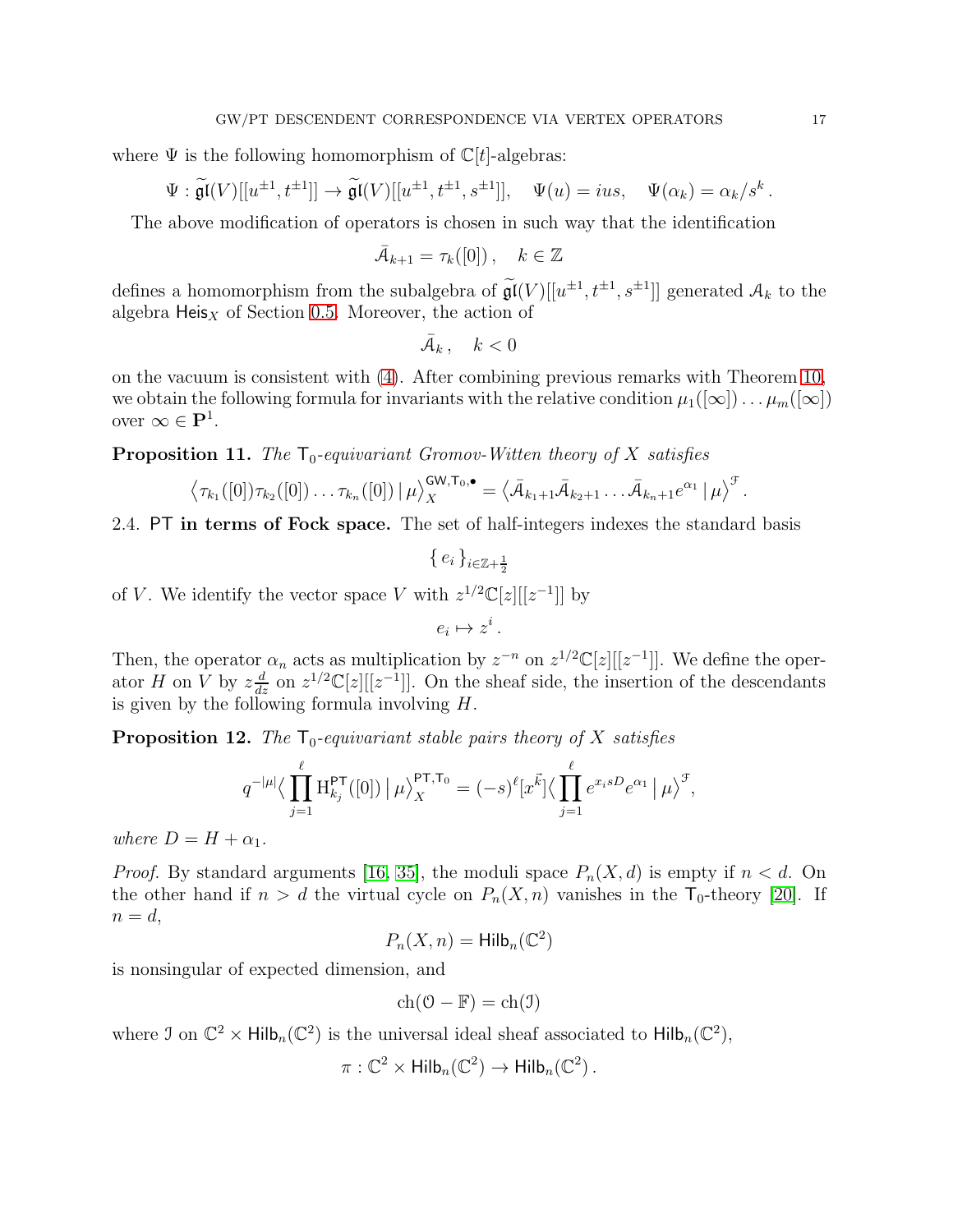where $\Psi$ is the following homomorphism of $\mathbb{C}[t]$-algebras:

$$\Psi : \widetilde{\mathfrak{gl}}(V)[[u^{\pm 1}, t^{\pm 1}]] \to \widetilde{\mathfrak{gl}}(V)[[u^{\pm 1}, t^{\pm 1}, s^{\pm 1}]], \quad \Psi(u) = ius, \quad \Psi(\alpha_k) = \alpha_k / s^k \,.$$

The above modification of operators is chosen in such way that the identification

$$\bar{\mathcal{A}}_{k+1} = \tau_k([0]) \,, \quad k \in \mathbb{Z}$$

defines a homomorphism from the subalgebra of $\widetilde{\mathfrak{gl}}(V)[[u^{\pm 1}, t^{\pm 1}, s^{\pm 1}]]$ generated $\mathcal{A}_k$ to the algebra $\mathsf{Heis}_X$ of Section 0.5. Moreover, the action of

$$\bar{\mathcal{A}}_k \,, \quad k < 0$$

on the vacuum is consistent with (4). After combining previous remarks with Theorem 10, we obtain the following formula for invariants with the relative condition $\mu_1([\infty]) \ldots \mu_m([\infty])$ over $\infty \in \mathbf{P}^1$.

**Proposition 11.** *The $\mathsf{T}_0$-equivariant Gromov-Witten theory of $X$ satisfies*

$$\left\langle \tau_{k_1}([0]) \tau_{k_2}([0]) \ldots \tau_{k_n}([0]) \,\middle|\, \mu \right\rangle_X^{\mathsf{GW}, \mathsf{T}_0, \bullet} = \left\langle \bar{\mathcal{A}}_{k_1+1} \bar{\mathcal{A}}_{k_2+1} \ldots \bar{\mathcal{A}}_{k_n+1} e^{\alpha_1} \,\middle|\, \mu \right\rangle^{\mathcal{F}} .$$

2.4. **$\mathsf{PT}$ in terms of Fock space.** The set of half-integers indexes the standard basis

$$\{ \, e_i \, \}_{i \in \mathbb{Z} + \frac{1}{2}}$$

of $V$. We identify the vector space $V$ with $z^{1/2}\mathbb{C}[z][[z^{-1}]]$ by

$$e_i \mapsto z^i \,.$$

Then, the operator $\alpha_n$ acts as multiplication by $z^{-n}$ on $z^{1/2}\mathbb{C}[z][[z^{-1}]]$. We define the operator $H$ on $V$ by $z\frac{d}{dz}$ on $z^{1/2}\mathbb{C}[z][[z^{-1}]]$. On the sheaf side, the insertion of the descendants is given by the following formula involving $H$.

**Proposition 12.** *The $\mathsf{T}_0$-equivariant stable pairs theory of $X$ satisfies*

$$q^{-|\mu|} \Big\langle \prod_{j=1}^{\ell} \mathrm{H}^{\mathsf{PT}}_{k_j}([0]) \,\Big|\, \mu \Big\rangle_X^{\mathsf{PT}, \mathsf{T}_0} = (-s)^\ell [x^{\vec{k}}] \Big\langle \prod_{j=1}^{\ell} e^{x_i s D} e^{\alpha_1} \,\Big|\, \mu \Big\rangle^{\mathcal{F}},$$

*where $D = H + \alpha_1$.*

*Proof.* By standard arguments [16, 35], the moduli space $P_n(X, d)$ is empty if $n < d$. On the other hand if $n > d$ the virtual cycle on $P_n(X, n)$ vanishes in the $\mathsf{T}_0$-theory [20]. If $n = d$,

$$P_n(X, n) = \mathsf{Hilb}_n(\mathbb{C}^2)$$

is nonsingular of expected dimension, and

$$\mathrm{ch}(\mathcal{O} - \mathbb{F}) = \mathrm{ch}(\mathcal{I})$$

where $\mathcal{I}$ on $\mathbb{C}^2 \times \mathsf{Hilb}_n(\mathbb{C}^2)$ is the universal ideal sheaf associated to $\mathsf{Hilb}_n(\mathbb{C}^2)$,

$$\pi : \mathbb{C}^2 \times \mathsf{Hilb}_n(\mathbb{C}^2) \to \mathsf{Hilb}_n(\mathbb{C}^2) \,.$$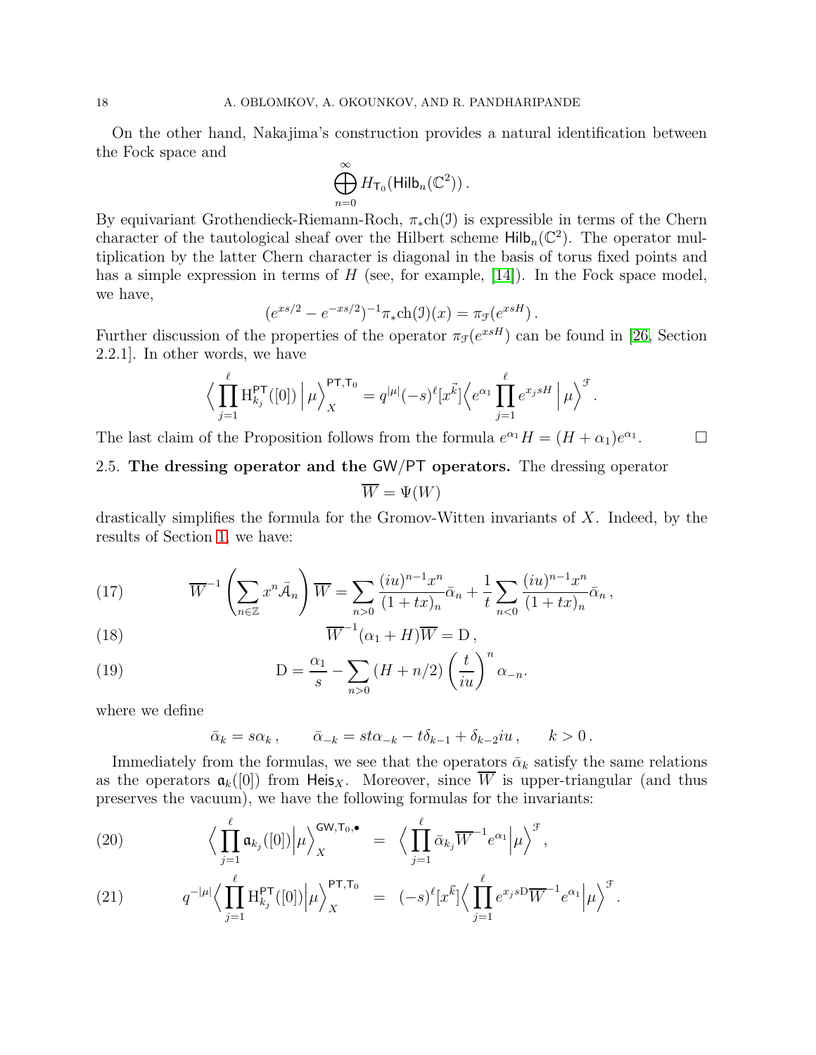On the other hand, Nakajima's construction provides a natural identification between the Fock space and

$$\bigoplus_{n=0}^{\infty} H_{\mathsf{T}_0}(\mathsf{Hilb}_n(\mathbb{C}^2))\,.$$

By equivariant Grothendieck-Riemann-Roch, $\pi_*\mathrm{ch}(\mathcal{I})$ is expressible in terms of the Chern character of the tautological sheaf over the Hilbert scheme $\mathsf{Hilb}_n(\mathbb{C}^2)$. The operator multiplication by the latter Chern character is diagonal in the basis of torus fixed points and has a simple expression in terms of $H$ (see, for example, [14]). In the Fock space model, we have,

$$(e^{xs/2}-e^{-xs/2})^{-1}\pi_*\mathrm{ch}(\mathcal{I})(x) = \pi_{\mathcal{F}}(e^{xsH})\,.$$

Further discussion of the properties of the operator $\pi_{\mathcal{F}}(e^{xsH})$ can be found in [26, Section 2.2.1]. In other words, we have

$$\Big\langle \prod_{j=1}^{\ell} \mathrm{H}^{\mathsf{PT}}_{k_j}([0]) \,\Big|\, \mu \Big\rangle_X^{\mathsf{PT},\mathsf{T}_0} = q^{|\mu|}(-s)^{\ell}[x^{\vec{k}}]\Big\langle e^{\alpha_1}\prod_{j=1}^{\ell} e^{x_j sH} \,\Big|\, \mu\Big\rangle^{\mathcal{F}}.$$

The last claim of the Proposition follows from the formula $e^{\alpha_1}H = (H+\alpha_1)e^{\alpha_1}$. □

## 2.5. The dressing operator and the GW/PT operators.

The dressing operator

$$\overline{W} = \Psi(W)$$

drastically simplifies the formula for the Gromov-Witten invariants of $X$. Indeed, by the results of Section 1, we have:

$$\overline{W}^{-1}\left(\sum_{n\in\mathbb{Z}} x^n \bar{\mathcal{A}}_n\right)\overline{W} = \sum_{n>0}\frac{(iu)^{n-1}x^n}{(1+tx)_n}\bar{\alpha}_n + \frac{1}{t}\sum_{n<0}\frac{(iu)^{n-1}x^n}{(1+tx)_n}\bar{\alpha}_n\,, \tag{17}$$

$$\overline{W}^{-1}(\alpha_1+H)\overline{W} = \mathrm{D}\,, \tag{18}$$

$$\mathrm{D} = \frac{\alpha_1}{s} - \sum_{n>0}\left(H+n/2\right)\left(\frac{t}{iu}\right)^n \alpha_{-n}. \tag{19}$$

where we define

$$\bar{\alpha}_k = s\alpha_k\,, \qquad \bar{\alpha}_{-k} = st\alpha_{-k} - t\delta_{k-1} + \delta_{k-2}iu\,, \qquad k>0\,.$$

Immediately from the formulas, we see that the operators $\bar{\alpha}_k$ satisfy the same relations as the operators $\mathfrak{a}_k([0])$ from $\mathsf{Heis}_X$. Moreover, since $\overline{W}$ is upper-triangular (and thus preserves the vacuum), we have the following formulas for the invariants:

$$\Big\langle \prod_{j=1}^{\ell}\mathfrak{a}_{k_j}([0])\Big|\mu\Big\rangle_X^{\mathsf{GW},\mathsf{T}_0,\bullet} \;=\; \Big\langle \prod_{j=1}^{\ell}\bar{\alpha}_{k_j}\overline{W}^{-1}e^{\alpha_1}\Big|\mu\Big\rangle^{\mathcal{F}}, \tag{20}$$

$$q^{-|\mu|}\Big\langle \prod_{j=1}^{\ell}\mathrm{H}^{\mathsf{PT}}_{k_j}([0])\Big|\mu\Big\rangle_X^{\mathsf{PT},\mathsf{T}_0} \;=\; (-s)^{\ell}[x^{\vec{k}}]\Big\langle \prod_{j=1}^{\ell} e^{x_j s\mathrm{D}}\overline{W}^{-1}e^{\alpha_1}\Big|\mu\Big\rangle^{\mathcal{F}}. \tag{21}$$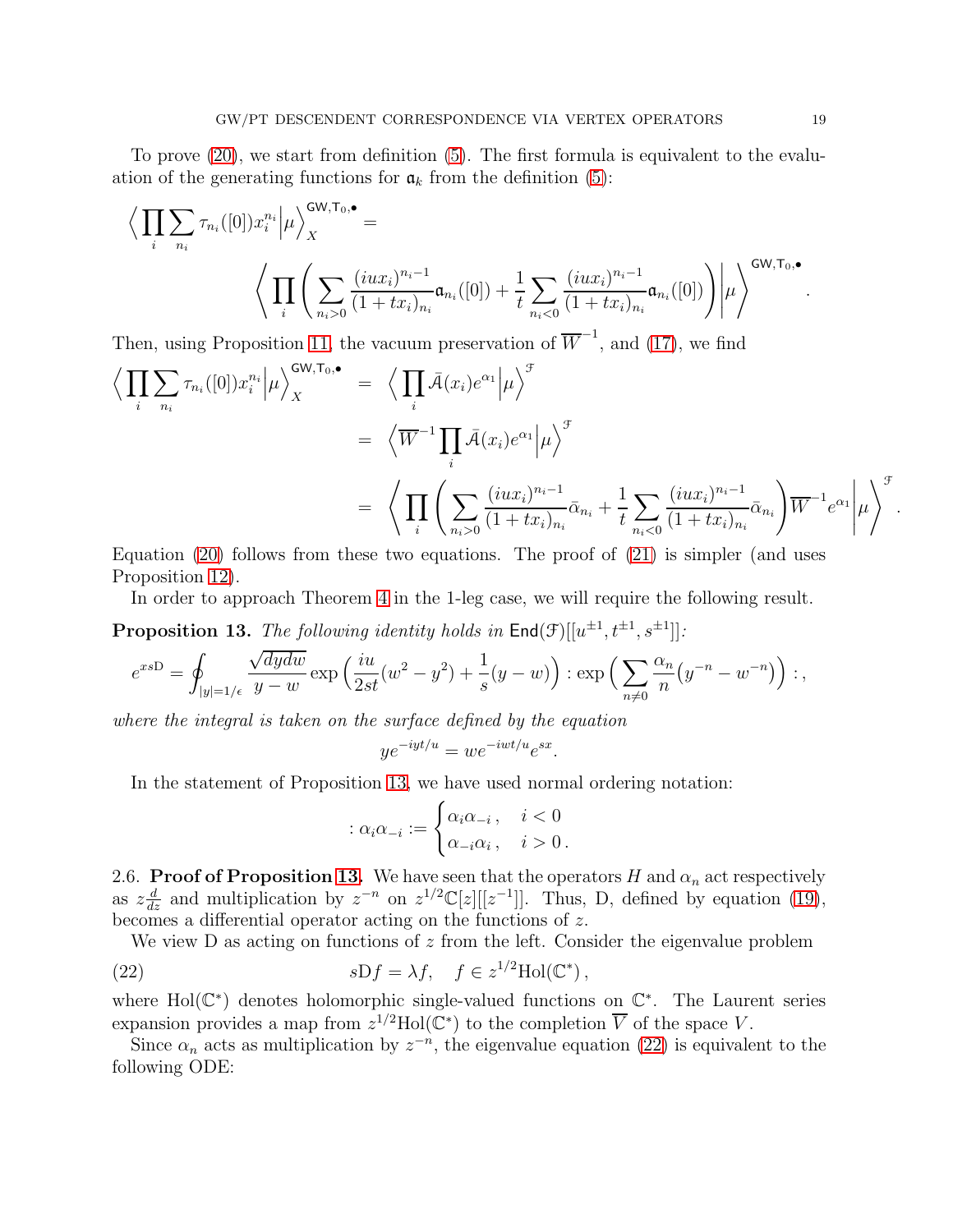To prove (20), we start from definition (5). The first formula is equivalent to the evaluation of the generating functions for $\mathfrak{a}_k$ from the definition (5):

$$
\Big\langle \prod_i \sum_{n_i} \tau_{n_i}([0]) x_i^{n_i} \Big| \mu \Big\rangle_X^{\mathsf{GW},\mathsf{T}_0,\bullet} =
$$

$$
\Bigg\langle \prod_i \Bigg( \sum_{n_i>0} \frac{(iux_i)^{n_i-1}}{(1+tx_i)_{n_i}} \mathfrak{a}_{n_i}([0]) + \frac{1}{t} \sum_{n_i<0} \frac{(iux_i)^{n_i-1}}{(1+tx_i)_{n_i}} \mathfrak{a}_{n_i}([0]) \Bigg) \Bigg| \mu \Bigg\rangle^{\mathsf{GW},\mathsf{T}_0,\bullet}.
$$

Then, using Proposition 11, the vacuum preservation of $\overline{W}^{-1}$, and (17), we find

$$
\begin{aligned}
\Big\langle \prod_i \sum_{n_i} \tau_{n_i}([0]) x_i^{n_i} \Big| \mu \Big\rangle_X^{\mathsf{GW},\mathsf{T}_0,\bullet} &= \Big\langle \prod_i \bar{A}(x_i) e^{\alpha_1} \Big| \mu \Big\rangle^{\mathcal{F}} \\
&= \Big\langle \overline{W}^{-1} \prod_i \bar{A}(x_i) e^{\alpha_1} \Big| \mu \Big\rangle^{\mathcal{F}} \\
&= \Bigg\langle \prod_i \Bigg( \sum_{n_i>0} \frac{(iux_i)^{n_i-1}}{(1+tx_i)_{n_i}} \bar{\alpha}_{n_i} + \frac{1}{t} \sum_{n_i<0} \frac{(iux_i)^{n_i-1}}{(1+tx_i)_{n_i}} \bar{\alpha}_{n_i} \Bigg) \overline{W}^{-1} e^{\alpha_1} \Bigg| \mu \Bigg\rangle^{\mathcal{F}}.
\end{aligned}
$$

Equation (20) follows from these two equations. The proof of (21) is simpler (and uses Proposition 12).

In order to approach Theorem 4 in the 1-leg case, we will require the following result.

**Proposition 13.** *The following identity holds in* $\mathsf{End}(\mathcal{F})[[u^{\pm 1}, t^{\pm 1}, s^{\pm 1}]]$*:*

$$
e^{xs\mathrm{D}} = \oint_{|y|=1/\epsilon} \frac{\sqrt{dydw}}{y-w} \exp\Big( \frac{iu}{2st}(w^2-y^2) + \frac{1}{s}(y-w) \Big) : \exp\Big( \sum_{n\neq 0} \frac{\alpha_n}{n} \big( y^{-n} - w^{-n} \big) \Big) : ,
$$

*where the integral is taken on the surface defined by the equation*

$$
ye^{-iyt/u} = we^{-iwt/u} e^{sx}.
$$

In the statement of Proposition 13, we have used normal ordering notation:

$$
: \alpha_i \alpha_{-i} := \begin{cases} \alpha_i \alpha_{-i}\,, & i<0 \\ \alpha_{-i}\alpha_i\,, & i>0\,. \end{cases}
$$

2.6. **Proof of Proposition 13.** We have seen that the operators $H$ and $\alpha_n$ act respectively as $z\frac{d}{dz}$ and multiplication by $z^{-n}$ on $z^{1/2}\mathbb{C}[z][[z^{-1}]]$. Thus, $\mathrm{D}$, defined by equation (19), becomes a differential operator acting on the functions of $z$.

We view $\mathrm{D}$ as acting on functions of $z$ from the left. Consider the eigenvalue problem

$$
s\mathrm{D}f = \lambda f, \quad f \in z^{1/2}\mathrm{Hol}(\mathbb{C}^*)\,, \tag{22}
$$

where $\mathrm{Hol}(\mathbb{C}^*)$ denotes holomorphic single-valued functions on $\mathbb{C}^*$. The Laurent series expansion provides a map from $z^{1/2}\mathrm{Hol}(\mathbb{C}^*)$ to the completion $\overline{V}$ of the space $V$.

Since $\alpha_n$ acts as multiplication by $z^{-n}$, the eigenvalue equation (22) is equivalent to the following ODE: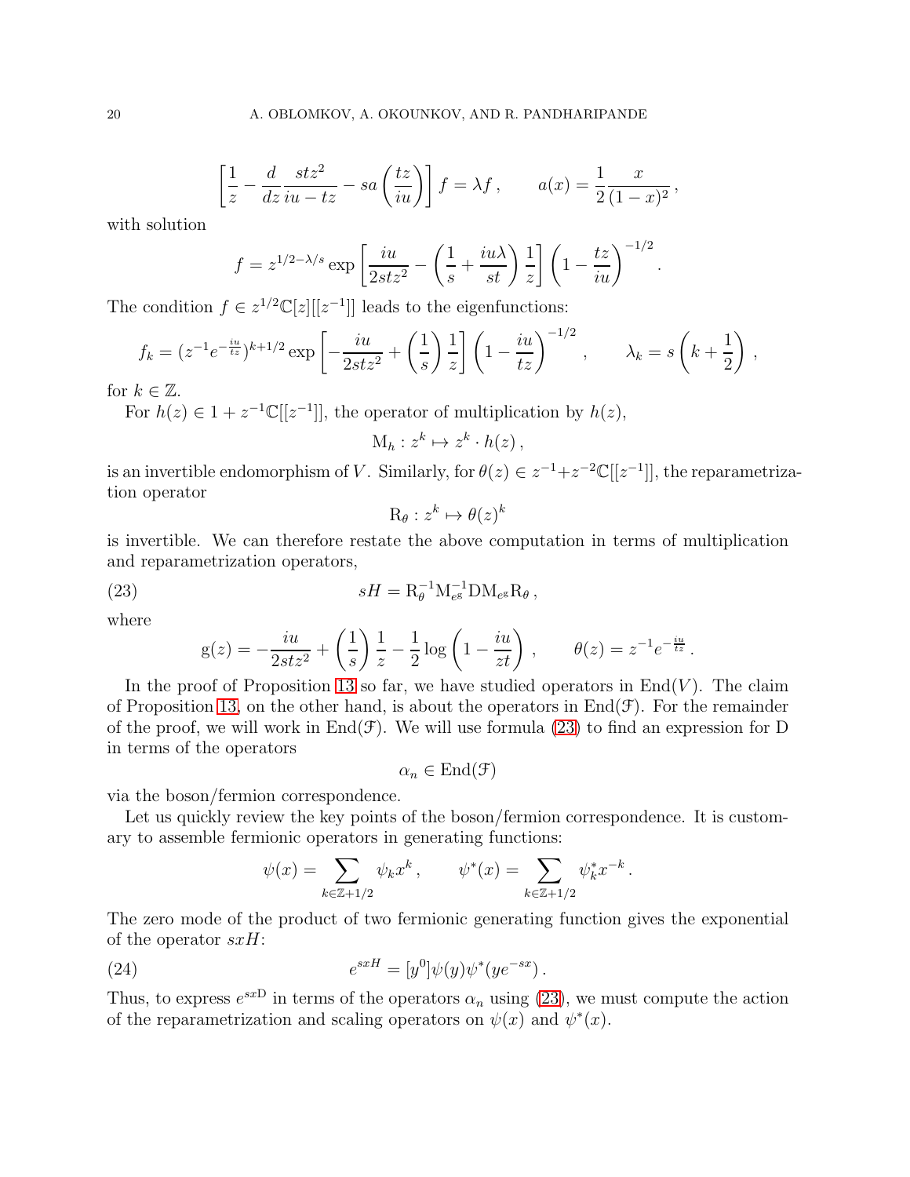$$\left[\frac{1}{z} - \frac{d}{dz}\frac{stz^2}{iu - tz} - sa\left(\frac{tz}{iu}\right)\right] f = \lambda f \,, \qquad a(x) = \frac{1}{2}\frac{x}{(1-x)^2}\,,$$

with solution

$$f = z^{1/2 - \lambda/s} \exp\left[\frac{iu}{2stz^2} - \left(\frac{1}{s} + \frac{iu\lambda}{st}\right)\frac{1}{z}\right]\left(1 - \frac{tz}{iu}\right)^{-1/2}.$$

The condition $f \in z^{1/2}\mathbb{C}[z][[z^{-1}]]$ leads to the eigenfunctions:

$$f_k = (z^{-1}e^{-\frac{iu}{tz}})^{k+1/2} \exp\left[-\frac{iu}{2stz^2} + \left(\frac{1}{s}\right)\frac{1}{z}\right]\left(1 - \frac{iu}{tz}\right)^{-1/2}, \qquad \lambda_k = s\left(k + \frac{1}{2}\right),$$

for $k \in \mathbb{Z}$.

For $h(z) \in 1 + z^{-1}\mathbb{C}[[z^{-1}]]$, the operator of multiplication by $h(z)$,

$$\mathrm{M}_h : z^k \mapsto z^k \cdot h(z)\,,$$

is an invertible endomorphism of $V$. Similarly, for $\theta(z) \in z^{-1} + z^{-2}\mathbb{C}[[z^{-1}]]$, the reparametrization operator

$$\mathrm{R}_\theta : z^k \mapsto \theta(z)^k$$

is invertible. We can therefore restate the above computation in terms of multiplication and reparametrization operators,

$$sH = \mathrm{R}_\theta^{-1}\mathrm{M}_{e^{\mathrm{g}}}^{-1}\mathrm{D}\mathrm{M}_{e^{\mathrm{g}}}\mathrm{R}_\theta\,, \tag{23}$$

where

$$\mathrm{g}(z) = -\frac{iu}{2stz^2} + \left(\frac{1}{s}\right)\frac{1}{z} - \frac{1}{2}\log\left(1 - \frac{iu}{zt}\right), \qquad \theta(z) = z^{-1}e^{-\frac{iu}{tz}}.$$

In the proof of Proposition 13 so far, we have studied operators in $\mathrm{End}(V)$. The claim of Proposition 13, on the other hand, is about the operators in $\mathrm{End}(\mathcal{F})$. For the remainder of the proof, we will work in $\mathrm{End}(\mathcal{F})$. We will use formula (23) to find an expression for $\mathrm{D}$ in terms of the operators

$$\alpha_n \in \mathrm{End}(\mathcal{F})$$

via the boson/fermion correspondence.

Let us quickly review the key points of the boson/fermion correspondence. It is customary to assemble fermionic operators in generating functions:

$$\psi(x) = \sum_{k \in \mathbb{Z}+1/2} \psi_k x^k\,, \qquad \psi^*(x) = \sum_{k \in \mathbb{Z}+1/2} \psi_k^* x^{-k}\,.$$

The zero mode of the product of two fermionic generating function gives the exponential of the operator $sxH$:

$$e^{sxH} = [y^0]\psi(y)\psi^*(ye^{-sx})\,. \tag{24}$$

Thus, to express $e^{sx\mathrm{D}}$ in terms of the operators $\alpha_n$ using (23), we must compute the action of the reparametrization and scaling operators on $\psi(x)$ and $\psi^*(x)$.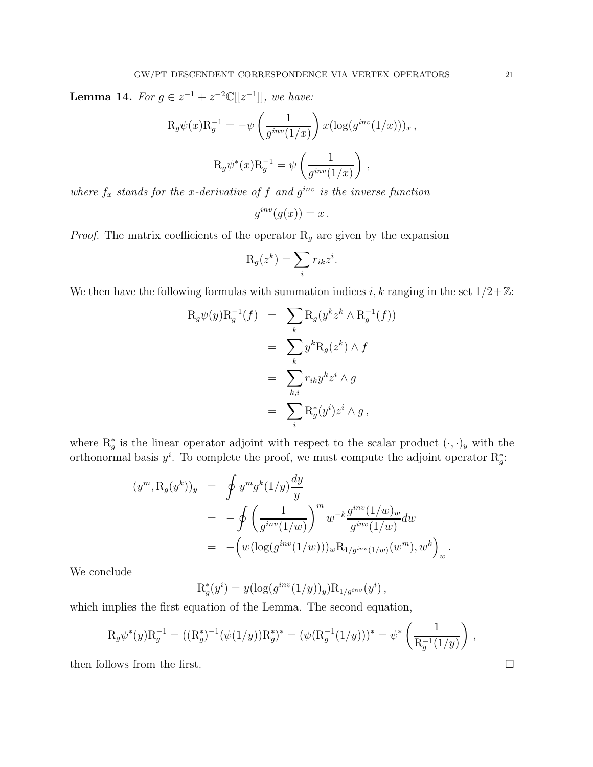**Lemma 14.** *For $g \in z^{-1} + z^{-2}\mathbb{C}[[z^{-1}]]$, we have:*

$$\mathrm{R}_g \psi(x) \mathrm{R}_g^{-1} = -\psi\left(\frac{1}{g^{inv}(1/x)}\right) x(\log(g^{inv}(1/x)))_x \,,$$

$$\mathrm{R}_g \psi^*(x) \mathrm{R}_g^{-1} = \psi\left(\frac{1}{g^{inv}(1/x)}\right) \,,$$

*where $f_x$ stands for the $x$-derivative of $f$ and $g^{inv}$ is the inverse function*

$$g^{inv}(g(x)) = x \,.$$

*Proof.* The matrix coefficients of the operator $\mathrm{R}_g$ are given by the expansion

$$\mathrm{R}_g(z^k) = \sum_i r_{ik} z^i.$$

We then have the following formulas with summation indices $i, k$ ranging in the set $1/2 + \mathbb{Z}$:

$$\begin{aligned}
\mathrm{R}_g \psi(y) \mathrm{R}_g^{-1}(f) &= \sum_k \mathrm{R}_g(y^k z^k \wedge \mathrm{R}_g^{-1}(f)) \\
&= \sum_k y^k \mathrm{R}_g(z^k) \wedge f \\
&= \sum_{k,i} r_{ik} y^k z^i \wedge g \\
&= \sum_i \mathrm{R}_g^*(y^i) z^i \wedge g \,,
\end{aligned}$$

where $\mathrm{R}_g^*$ is the linear operator adjoint with respect to the scalar product $(\cdot,\cdot)_y$ with the orthonormal basis $y^i$. To complete the proof, we must compute the adjoint operator $\mathrm{R}_g^*$:

$$\begin{aligned}
(y^m, \mathrm{R}_g(y^k))_y &= \oint y^m g^k(1/y) \frac{dy}{y} \\
&= -\oint \left(\frac{1}{g^{inv}(1/w)}\right)^m w^{-k} \frac{g^{inv}(1/w)_w}{g^{inv}(1/w)} dw \\
&= -\Big(w(\log(g^{inv}(1/w)))_w \mathrm{R}_{1/g^{inv}(1/w)}(w^m), w^k\Big)_w \,.
\end{aligned}$$

We conclude

$$\mathrm{R}_g^*(y^i) = y(\log(g^{inv}(1/y))_y) \mathrm{R}_{1/g^{inv}}(y^i) \,,$$

which implies the first equation of the Lemma. The second equation,

$$\mathrm{R}_g \psi^*(y) \mathrm{R}_g^{-1} = ((\mathrm{R}_g^*)^{-1}(\psi(1/y))\mathrm{R}_g^*)^* = (\psi(\mathrm{R}_g^{-1}(1/y)))^* = \psi^*\left(\frac{1}{\mathrm{R}_g^{-1}(1/y)}\right) \,,$$

then follows from the first. $\square$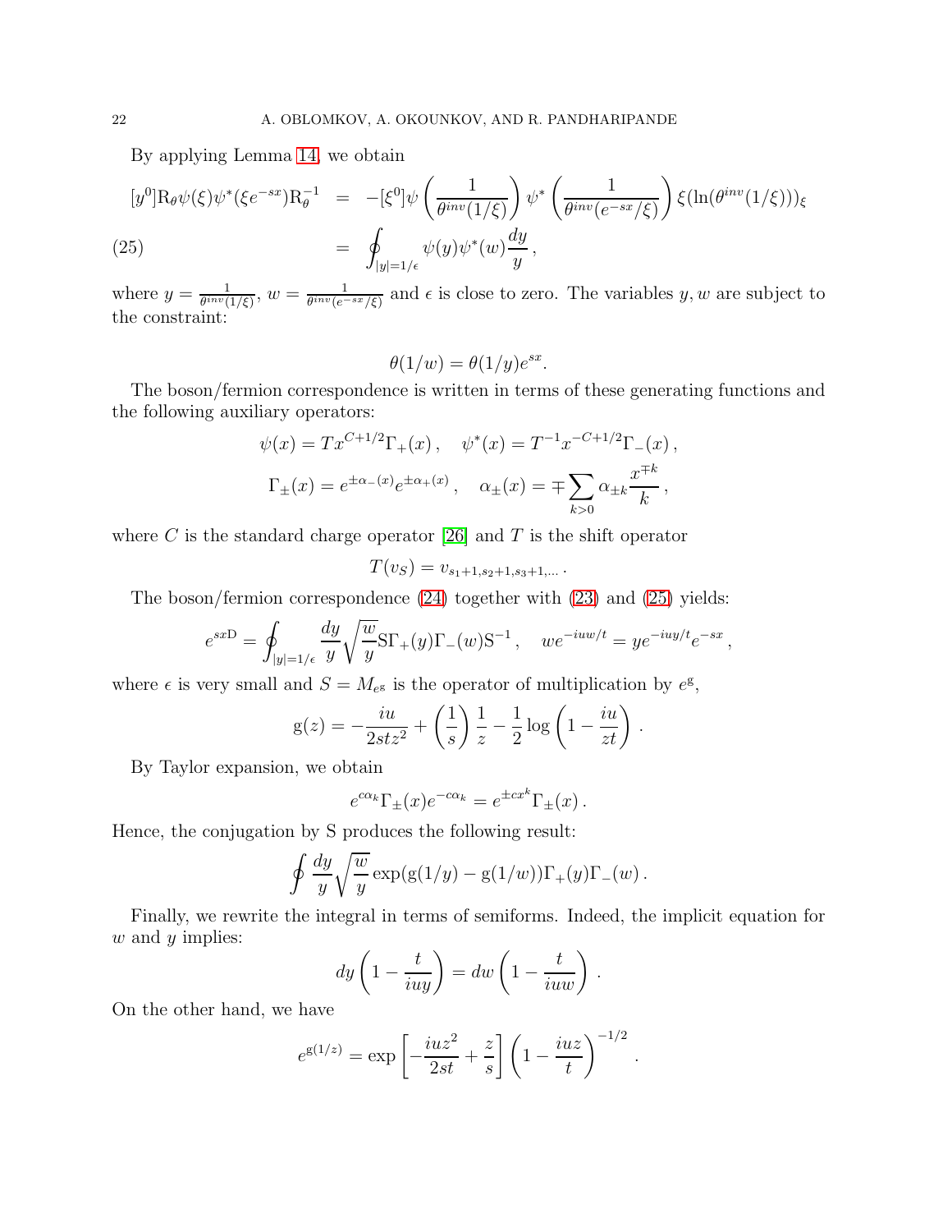By applying Lemma 14, we obtain

$$
\begin{aligned}
[y^0]\mathrm{R}_\theta\psi(\xi)\psi^*(\xi e^{-sx})\mathrm{R}_\theta^{-1} &= -[\xi^0]\psi\left(\frac{1}{\theta^{inv}(1/\xi)}\right)\psi^*\left(\frac{1}{\theta^{inv}(e^{-sx}/\xi)}\right)\xi(\ln(\theta^{inv}(1/\xi)))_\xi \\
&= \oint_{|y|=1/\epsilon}\psi(y)\psi^*(w)\frac{dy}{y}\,, \qquad (25)
\end{aligned}
$$

where $y = \frac{1}{\theta^{inv}(1/\xi)}$, $w = \frac{1}{\theta^{inv}(e^{-sx}/\xi)}$ and $\epsilon$ is close to zero. The variables $y, w$ are subject to the constraint:

$$
\theta(1/w) = \theta(1/y)e^{sx}.
$$

The boson/fermion correspondence is written in terms of these generating functions and the following auxiliary operators:

$$
\psi(x) = Tx^{C+1/2}\Gamma_+(x)\,, \quad \psi^*(x) = T^{-1}x^{-C+1/2}\Gamma_-(x)\,,
$$

$$
\Gamma_\pm(x) = e^{\pm\alpha_-(x)}e^{\pm\alpha_+(x)}\,, \quad \alpha_\pm(x) = \mp\sum_{k>0}\alpha_{\pm k}\frac{x^{\mp k}}{k}\,,
$$

where $C$ is the standard charge operator [26] and $T$ is the shift operator

$$
T(v_S) = v_{s_1+1,s_2+1,s_3+1,\ldots}\,.
$$

The boson/fermion correspondence (24) together with (23) and (25) yields:

$$
e^{sx\mathrm{D}} = \oint_{|y|=1/\epsilon}\frac{dy}{y}\sqrt{\frac{w}{y}}\mathrm{S}\Gamma_+(y)\Gamma_-(w)\mathrm{S}^{-1}\,, \quad we^{-iuw/t} = ye^{-iuy/t}e^{-sx}\,,
$$

where $\epsilon$ is very small and $S = M_{e^{\mathrm{g}}}$ is the operator of multiplication by $e^{\mathrm{g}}$,

$$
\mathrm{g}(z) = -\frac{iu}{2stz^2} + \left(\frac{1}{s}\right)\frac{1}{z} - \frac{1}{2}\log\left(1 - \frac{iu}{zt}\right)\,.
$$

By Taylor expansion, we obtain

$$
e^{c\alpha_k}\Gamma_\pm(x)e^{-c\alpha_k} = e^{\pm cx^k}\Gamma_\pm(x)\,.
$$

Hence, the conjugation by S produces the following result:

$$
\oint\frac{dy}{y}\sqrt{\frac{w}{y}}\exp(\mathrm{g}(1/y) - \mathrm{g}(1/w))\Gamma_+(y)\Gamma_-(w)\,.
$$

Finally, we rewrite the integral in terms of semiforms. Indeed, the implicit equation for $w$ and $y$ implies:

$$
dy\left(1 - \frac{t}{iuy}\right) = dw\left(1 - \frac{t}{iuw}\right)\,.
$$

On the other hand, we have

$$
e^{\mathrm{g}(1/z)} = \exp\left[-\frac{iuz^2}{2st} + \frac{z}{s}\right]\left(1 - \frac{iuz}{t}\right)^{-1/2}\,.
$$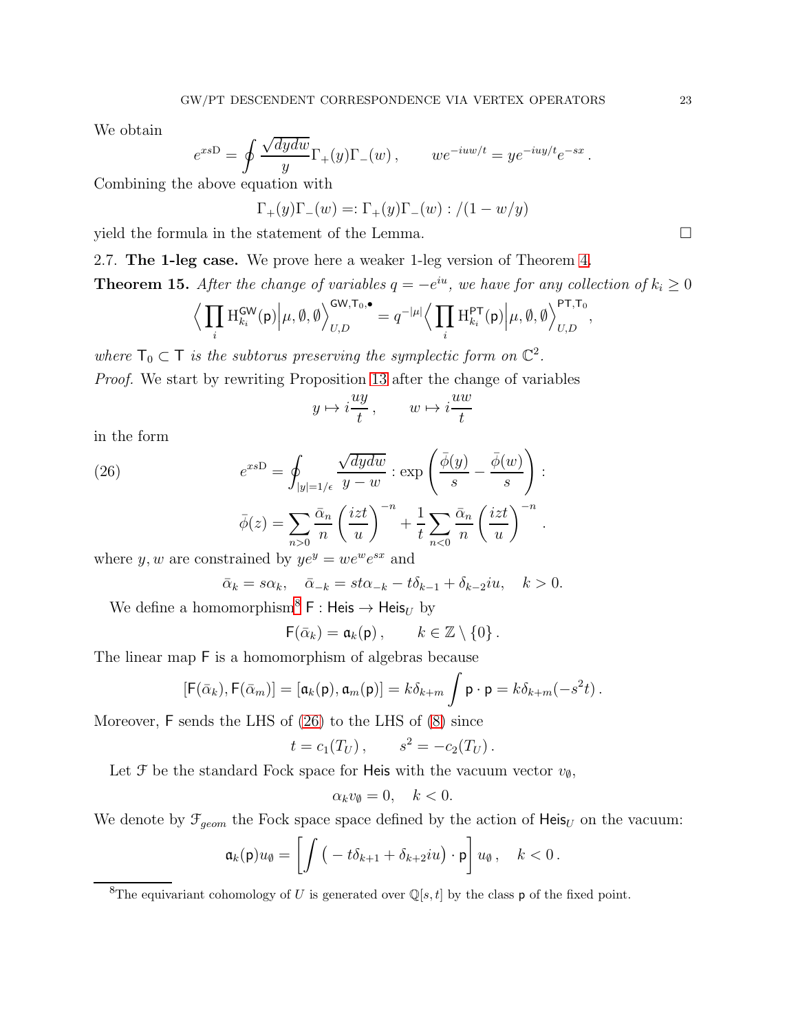We obtain

$$e^{xs\mathrm{D}} = \oint \frac{\sqrt{dydw}}{y}\Gamma_+(y)\Gamma_-(w)\,, \qquad we^{-iuw/t} = ye^{-iuy/t}e^{-sx}\,.$$

Combining the above equation with

$$\Gamma_+(y)\Gamma_-(w) =: \Gamma_+(y)\Gamma_-(w) : /(1-w/y)$$

yield the formula in the statement of the Lemma. □

## 2.7. The 1-leg case.

We prove here a weaker 1-leg version of Theorem 4.

**Theorem 15.** *After the change of variables $q=-e^{iu}$, we have for any collection of $k_i \geq 0$*

$$\Big\langle \prod_i \mathrm{H}^{\mathsf{GW}}_{k_i}(\mathsf{p}) \Big| \mu, \emptyset, \emptyset \Big\rangle^{\mathsf{GW},\mathsf{T}_0,\bullet}_{U,D} = q^{-|\mu|} \Big\langle \prod_i \mathrm{H}^{\mathsf{PT}}_{k_i}(\mathsf{p}) \Big| \mu, \emptyset, \emptyset \Big\rangle^{\mathsf{PT},\mathsf{T}_0}_{U,D},$$

*where $\mathsf{T}_0 \subset \mathsf{T}$ is the subtorus preserving the symplectic form on $\mathbb{C}^2$.*

*Proof.* We start by rewriting Proposition 13 after the change of variables

$$y \mapsto i\frac{uy}{t}\,, \qquad w \mapsto i\frac{uw}{t}$$

in the form

$$e^{xs\mathrm{D}} = \oint_{|y|=1/\epsilon} \frac{\sqrt{dydw}}{y-w} : \exp\left(\frac{\bar{\phi}(y)}{s} - \frac{\bar{\phi}(w)}{s}\right) : \tag{26}$$

$$\bar{\phi}(z) = \sum_{n>0} \frac{\bar{\alpha}_n}{n}\left(\frac{izt}{u}\right)^{-n} + \frac{1}{t}\sum_{n<0}\frac{\bar{\alpha}_n}{n}\left(\frac{izt}{u}\right)^{-n}.$$

where $y, w$ are constrained by $ye^y = we^we^{sx}$ and

$$\bar{\alpha}_k = s\alpha_k, \quad \bar{\alpha}_{-k} = st\alpha_{-k} - t\delta_{k-1} + \delta_{k-2}iu, \quad k>0.$$

We define a homomorphism[8] $\mathsf{F} : \mathsf{Heis} \to \mathsf{Heis}_U$ by

$$\mathsf{F}(\bar{\alpha}_k) = \mathfrak{a}_k(\mathsf{p})\,, \qquad k \in \mathbb{Z}\setminus\{0\}\,.$$

The linear map $\mathsf{F}$ is a homomorphism of algebras because

$$[\mathsf{F}(\bar{\alpha}_k), \mathsf{F}(\bar{\alpha}_m)] = [\mathfrak{a}_k(\mathsf{p}), \mathfrak{a}_m(\mathsf{p})] = k\delta_{k+m}\int \mathsf{p}\cdot\mathsf{p} = k\delta_{k+m}(-s^2t)\,.$$

Moreover, $\mathsf{F}$ sends the LHS of (26) to the LHS of (8) since

$$t = c_1(T_U)\,, \qquad s^2 = -c_2(T_U)\,.$$

Let $\mathcal{F}$ be the standard Fock space for $\mathsf{Heis}$ with the vacuum vector $v_\emptyset$,

$$\alpha_k v_\emptyset = 0, \quad k<0.$$

We denote by $\mathcal{F}_{geom}$ the Fock space space defined by the action of $\mathsf{Heis}_U$ on the vacuum:

$$\mathfrak{a}_k(\mathsf{p})u_\emptyset = \left[\int \big(-t\delta_{k+1} + \delta_{k+2}iu\big)\cdot\mathsf{p}\right]u_\emptyset\,, \quad k<0\,.$$

[8] The equivariant cohomology of $U$ is generated over $\mathbb{Q}[s,t]$ by the class $\mathsf{p}$ of the fixed point.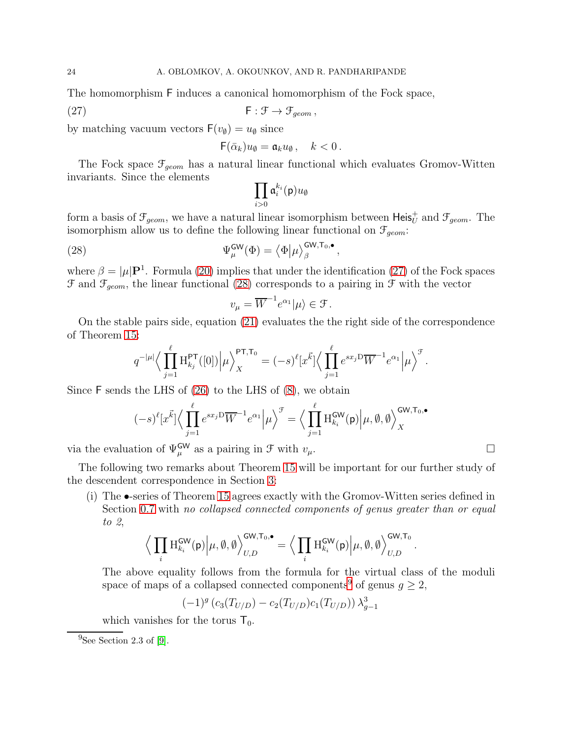The homomorphism $\mathsf{F}$ induces a canonical homomorphism of the Fock space,

$$\mathsf{F} : \mathcal{F} \to \mathcal{F}_{geom}\,, \tag{27}$$

by matching vacuum vectors $\mathsf{F}(v_\emptyset) = u_\emptyset$ since

$$\mathsf{F}(\bar{\alpha}_k) u_\emptyset = \mathfrak{a}_k u_\emptyset\,, \quad k < 0\,.$$

The Fock space $\mathcal{F}_{geom}$ has a natural linear functional which evaluates Gromov-Witten invariants. Since the elements

$$\prod_{i>0} \mathfrak{a}_i^{k_i}(\mathsf{p}) u_\emptyset$$

form a basis of $\mathcal{F}_{geom}$, we have a natural linear isomorphism between $\mathsf{Heis}_U^+$ and $\mathcal{F}_{geom}$. The isomorphism allow us to define the following linear functional on $\mathcal{F}_{geom}$:

$$\Psi_\mu^{\mathsf{GW}}(\Phi) = \big\langle \Phi \big| \mu \big\rangle_\beta^{\mathsf{GW},\mathsf{T}_0,\bullet}\,, \tag{28}$$

where $\beta = |\mu|\mathbf{P}^1$. Formula (20) implies that under the identification (27) of the Fock spaces $\mathcal{F}$ and $\mathcal{F}_{geom}$, the linear functional (28) corresponds to a pairing in $\mathcal{F}$ with the vector

$$v_\mu = \overline{W}^{-1} e^{\alpha_1} |\mu\rangle \in \mathcal{F}\,.$$

On the stable pairs side, equation (21) evaluates the the right side of the correspondence of Theorem 15:

$$q^{-|\mu|} \Big\langle \prod_{j=1}^{\ell} \mathrm{H}_{k_j}^{\mathsf{PT}}([0]) \Big| \mu \Big\rangle_X^{\mathsf{PT},\mathsf{T}_0} = (-s)^\ell [x^{\vec{k}}] \Big\langle \prod_{j=1}^{\ell} e^{s x_j \mathrm{D}} \overline{W}^{-1} e^{\alpha_1} \Big| \mu \Big\rangle^{\mathcal{F}}\,.$$

Since $\mathsf{F}$ sends the LHS of (26) to the LHS of (8), we obtain

$$(-s)^\ell [x^{\vec{k}}] \Big\langle \prod_{j=1}^{\ell} e^{s x_j \mathrm{D}} \overline{W}^{-1} e^{\alpha_1} \Big| \mu \Big\rangle^{\mathcal{F}} = \Big\langle \prod_{j=1}^{\ell} \mathrm{H}_{k_i}^{\mathsf{GW}}(\mathsf{p}) \Big| \mu, \emptyset, \emptyset \Big\rangle_X^{\mathsf{GW},\mathsf{T}_0,\bullet}$$

via the evaluation of $\Psi_\mu^{\mathsf{GW}}$ as a pairing in $\mathcal{F}$ with $v_\mu$. $\square$

The following two remarks about Theorem 15 will be important for our further study of the descendent correspondence in Section 3:

(i) The $\bullet$-series of Theorem 15 agrees exactly with the Gromov-Witten series defined in Section 0.7 with *no collapsed connected components of genus greater than or equal to 2*,

$$\Big\langle \prod_i \mathrm{H}_{k_i}^{\mathsf{GW}}(\mathsf{p}) \Big| \mu, \emptyset, \emptyset \Big\rangle_{U,D}^{\mathsf{GW},\mathsf{T}_0,\bullet} = \Big\langle \prod_i \mathrm{H}_{k_i}^{\mathsf{GW}}(\mathsf{p}) \Big| \mu, \emptyset, \emptyset \Big\rangle_{U,D}^{\mathsf{GW},\mathsf{T}_0}\,.$$

The above equality follows from the formula for the virtual class of the moduli space of maps of a collapsed connected components[9] of genus $g \geq 2$,

$$(-1)^g \left(c_3(T_{U/D}) - c_2(T_{U/D}) c_1(T_{U/D})\right) \lambda_{g-1}^3$$

which vanishes for the torus $\mathsf{T}_0$.

[9] See Section 2.3 of [9].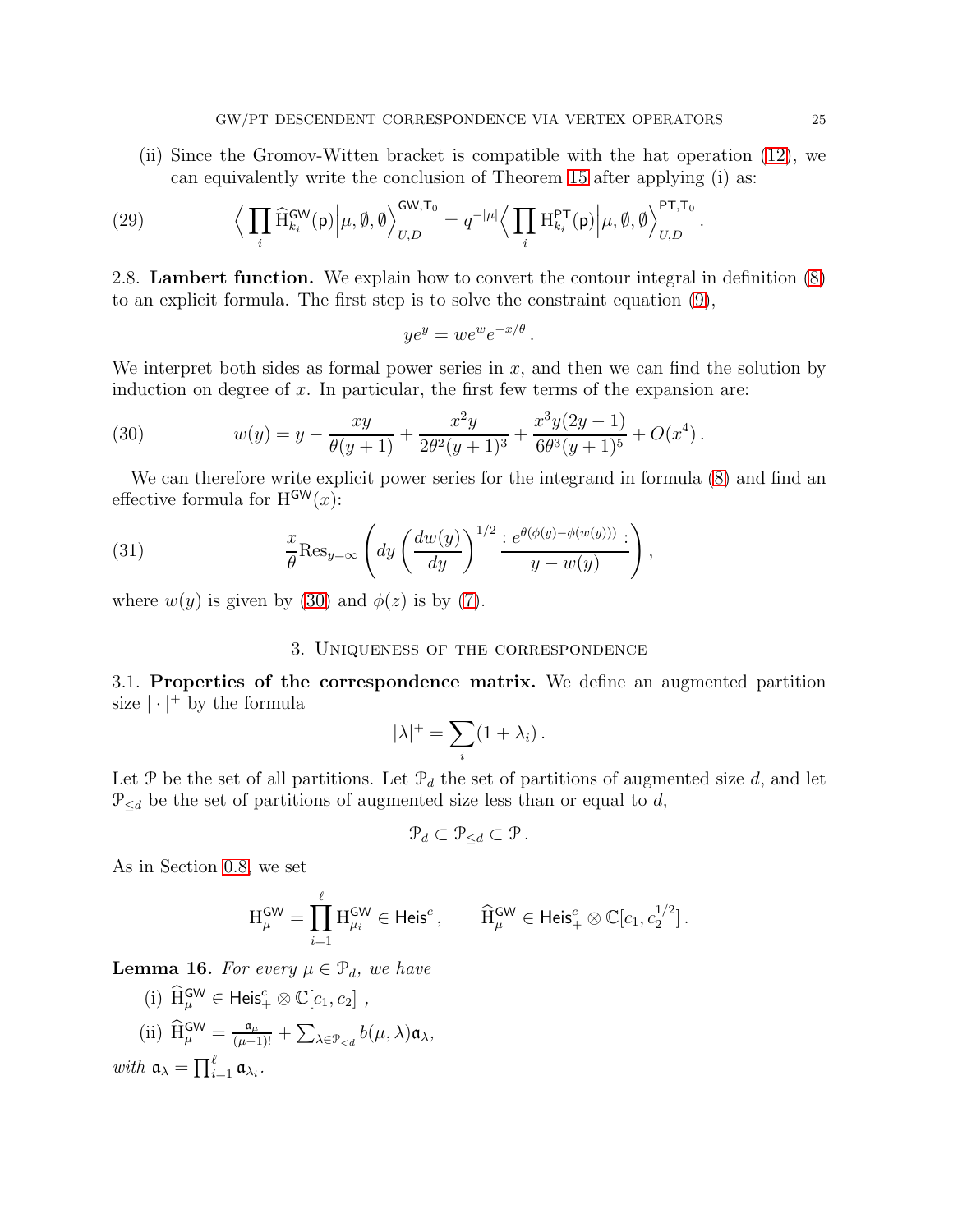(ii) Since the Gromov-Witten bracket is compatible with the hat operation (12), we can equivalently write the conclusion of Theorem 15 after applying (i) as:

$$\Big\langle \prod_i \widehat{\mathrm{H}}^{\mathsf{GW}}_{k_i}(\mathsf{p}) \Big| \mu, \emptyset, \emptyset \Big\rangle^{\mathsf{GW},\mathsf{T}_0}_{U,D} = q^{-|\mu|} \Big\langle \prod_i \mathrm{H}^{\mathsf{PT}}_{k_i}(\mathsf{p}) \Big| \mu, \emptyset, \emptyset \Big\rangle^{\mathsf{PT},\mathsf{T}_0}_{U,D} . \tag{29}$$

2.8. **Lambert function.** We explain how to convert the contour integral in definition (8) to an explicit formula. The first step is to solve the constraint equation (9),

$$ye^y = we^w e^{-x/\theta} .$$

We interpret both sides as formal power series in $x$, and then we can find the solution by induction on degree of $x$. In particular, the first few terms of the expansion are:

$$w(y) = y - \frac{xy}{\theta(y+1)} + \frac{x^2 y}{2\theta^2 (y+1)^3} + \frac{x^3 y(2y-1)}{6\theta^3 (y+1)^5} + O(x^4) . \tag{30}$$

We can therefore write explicit power series for the integrand in formula (8) and find an effective formula for $\mathrm{H}^{\mathsf{GW}}(x)$:

$$\frac{x}{\theta} \mathrm{Res}_{y=\infty} \left( dy \left( \frac{dw(y)}{dy} \right)^{1/2} \frac{:e^{\theta(\phi(y) - \phi(w(y)))}:}{y - w(y)} \right), \tag{31}$$

where $w(y)$ is given by (30) and $\phi(z)$ is by (7).

## 3. Uniqueness of the correspondence

3.1. **Properties of the correspondence matrix.** We define an augmented partition size $|\cdot|^+$ by the formula

$$|\lambda|^+ = \sum_i (1 + \lambda_i) .$$

Let $\mathcal{P}$ be the set of all partitions. Let $\mathcal{P}_d$ the set of partitions of augmented size $d$, and let $\mathcal{P}_{\leq d}$ be the set of partitions of augmented size less than or equal to $d$,

$$\mathcal{P}_d \subset \mathcal{P}_{\leq d} \subset \mathcal{P} .$$

As in Section 0.8, we set

$$\mathrm{H}^{\mathsf{GW}}_\mu = \prod_{i=1}^{\ell} \mathrm{H}^{\mathsf{GW}}_{\mu_i} \in \mathsf{Heis}^c , \qquad \widehat{\mathrm{H}}^{\mathsf{GW}}_\mu \in \mathsf{Heis}^c_+ \otimes \mathbb{C}[c_1, c_2^{1/2}] .$$

**Lemma 16.** *For every $\mu \in \mathcal{P}_d$, we have*

(i) $\widehat{\mathrm{H}}^{\mathsf{GW}}_\mu \in \mathsf{Heis}^c_+ \otimes \mathbb{C}[c_1, c_2]$ ,

(ii) $\widehat{\mathrm{H}}^{\mathsf{GW}}_\mu = \frac{\mathfrak{a}_\mu}{(\mu - 1)!} + \sum_{\lambda \in \mathcal{P}_{<d}} b(\mu, \lambda) \mathfrak{a}_\lambda$,

*with* $\mathfrak{a}_\lambda = \prod_{i=1}^{\ell} \mathfrak{a}_{\lambda_i}$.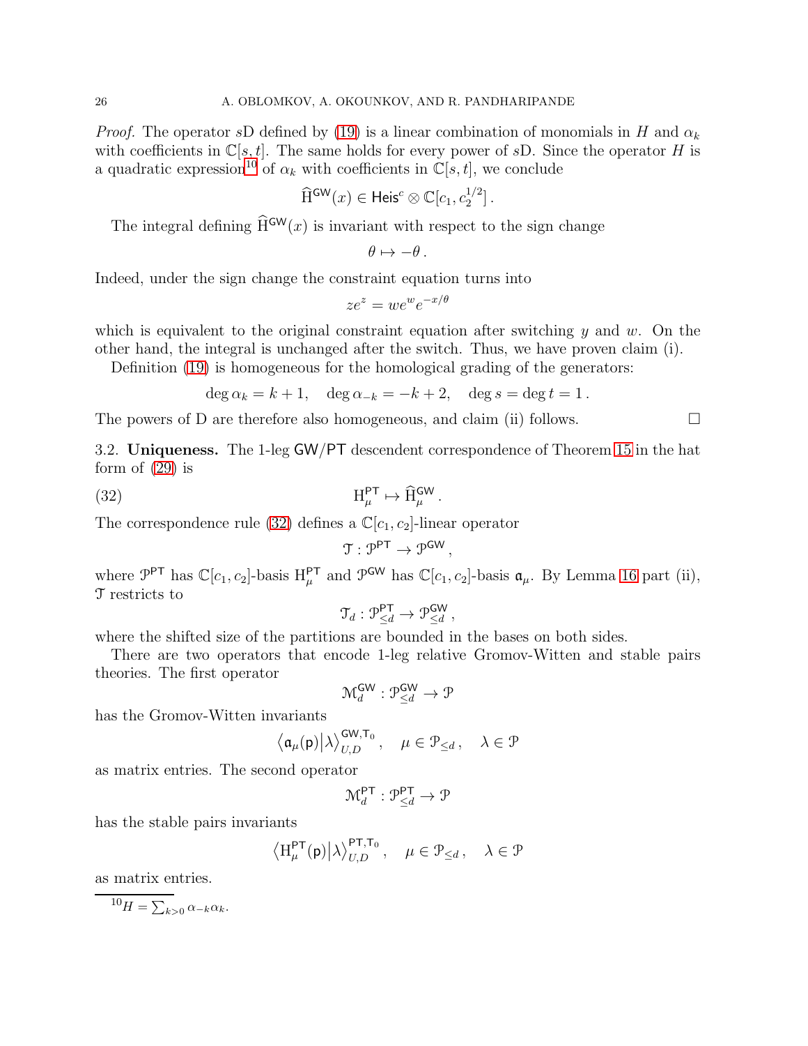*Proof.* The operator $s\mathrm{D}$ defined by (19) is a linear combination of monomials in $H$ and $\alpha_k$ with coefficients in $\mathbb{C}[s,t]$. The same holds for every power of $s\mathrm{D}$. Since the operator $H$ is a quadratic expression[10] of $\alpha_k$ with coefficients in $\mathbb{C}[s,t]$, we conclude

$$\widehat{\mathrm{H}}^{\mathsf{GW}}(x) \in \mathsf{Heis}^c \otimes \mathbb{C}[c_1, c_2^{1/2}]\,.$$

The integral defining $\widehat{\mathrm{H}}^{\mathsf{GW}}(x)$ is invariant with respect to the sign change

$$\theta \mapsto -\theta\,.$$

Indeed, under the sign change the constraint equation turns into

$$ze^z = we^w e^{-x/\theta}$$

which is equivalent to the original constraint equation after switching $y$ and $w$. On the other hand, the integral is unchanged after the switch. Thus, we have proven claim (i).

Definition (19) is homogeneous for the homological grading of the generators:

$$\deg \alpha_k = k+1, \quad \deg \alpha_{-k} = -k+2, \quad \deg s = \deg t = 1\,.$$

The powers of D are therefore also homogeneous, and claim (ii) follows. $\square$

3.2. **Uniqueness.** The 1-leg $\mathsf{GW}/\mathsf{PT}$ descendent correspondence of Theorem 15 in the hat form of (29) is

$$\mathrm{H}^{\mathsf{PT}}_\mu \mapsto \widehat{\mathrm{H}}^{\mathsf{GW}}_\mu\,. \tag{32}$$

The correspondence rule (32) defines a $\mathbb{C}[c_1,c_2]$-linear operator

$$\mathfrak{T} : \mathcal{P}^{\mathsf{PT}} \to \mathcal{P}^{\mathsf{GW}}\,,$$

where $\mathcal{P}^{\mathsf{PT}}$ has $\mathbb{C}[c_1,c_2]$-basis $\mathrm{H}^{\mathsf{PT}}_\mu$ and $\mathcal{P}^{\mathsf{GW}}$ has $\mathbb{C}[c_1,c_2]$-basis $\mathfrak{a}_\mu$. By Lemma 16 part (ii), $\mathfrak{T}$ restricts to

$$\mathfrak{T}_d : \mathcal{P}^{\mathsf{PT}}_{\leq d} \to \mathcal{P}^{\mathsf{GW}}_{\leq d}\,,$$

where the shifted size of the partitions are bounded in the bases on both sides.

There are two operators that encode 1-leg relative Gromov-Witten and stable pairs theories. The first operator

$$\mathcal{M}^{\mathsf{GW}}_d : \mathcal{P}^{\mathsf{GW}}_{\leq d} \to \mathcal{P}$$

has the Gromov-Witten invariants

$$\big\langle \mathfrak{a}_\mu(\mathsf{p}) \big| \lambda \big\rangle^{\mathsf{GW},\mathsf{T}_0}_{U,D}\,, \quad \mu \in \mathcal{P}_{\leq d}\,, \quad \lambda \in \mathcal{P}$$

as matrix entries. The second operator

$$\mathcal{M}^{\mathsf{PT}}_d : \mathcal{P}^{\mathsf{PT}}_{\leq d} \to \mathcal{P}$$

has the stable pairs invariants

$$\big\langle \mathrm{H}^{\mathsf{PT}}_\mu(\mathsf{p}) \big| \lambda \big\rangle^{\mathsf{PT},\mathsf{T}_0}_{U,D}\,, \quad \mu \in \mathcal{P}_{\leq d}\,, \quad \lambda \in \mathcal{P}$$

as matrix entries.

[10] $H = \sum_{k>0} \alpha_{-k}\alpha_k$.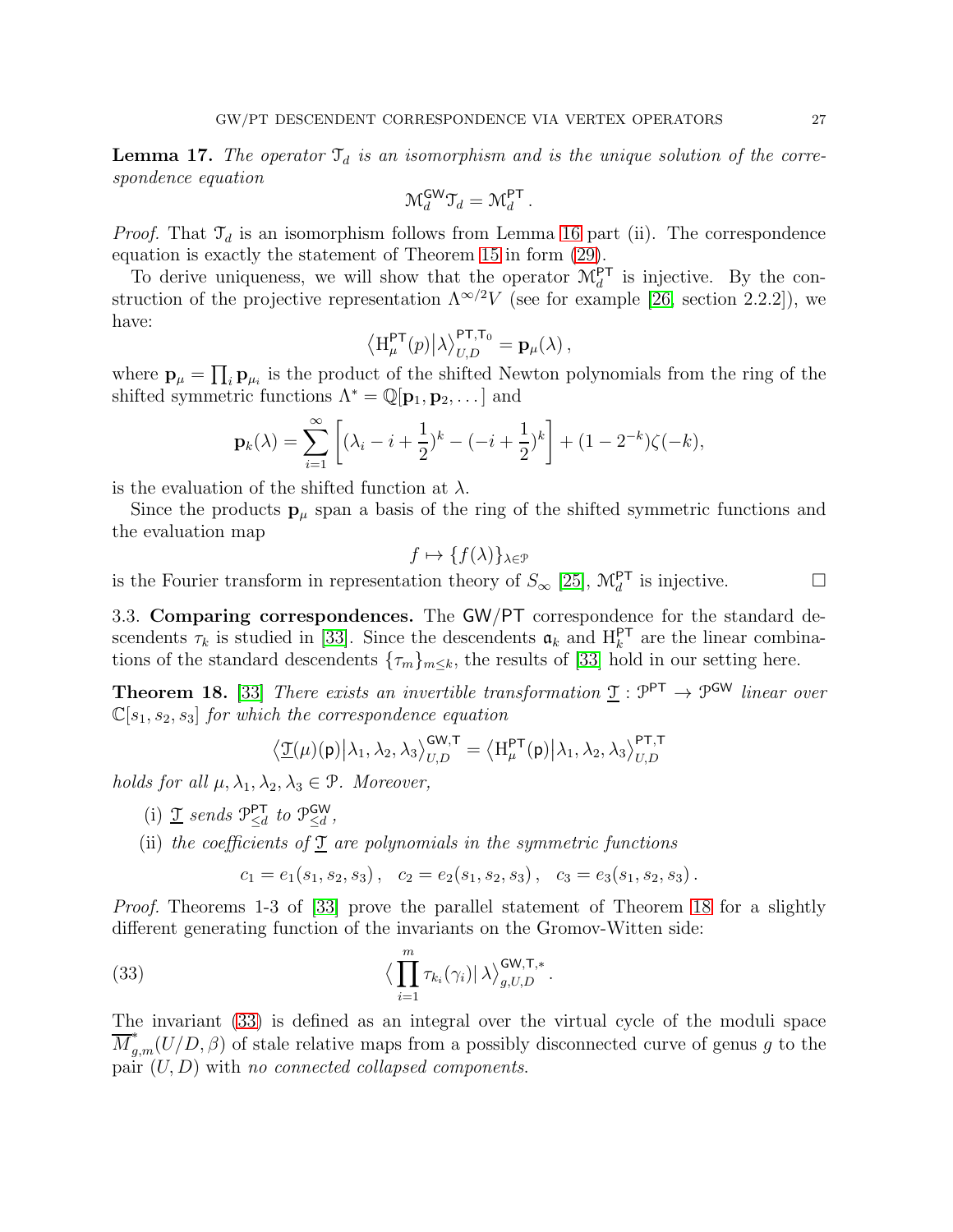**Lemma 17.** *The operator $\mathcal{T}_d$ is an isomorphism and is the unique solution of the correspondence equation*

$$\mathcal{M}_d^{\mathsf{GW}} \mathcal{T}_d = \mathcal{M}_d^{\mathsf{PT}} .$$

*Proof.* That $\mathcal{T}_d$ is an isomorphism follows from Lemma 16 part (ii). The correspondence equation is exactly the statement of Theorem 15 in form (29).

To derive uniqueness, we will show that the operator $\mathcal{M}_d^{\mathsf{PT}}$ is injective. By the construction of the projective representation $\Lambda^{\infty/2} V$ (see for example [26, section 2.2.2]), we have:

$$\big\langle \mathrm{H}_\mu^{\mathsf{PT}}(p) \big| \lambda \big\rangle_{U,D}^{\mathsf{PT}, \mathsf{T}_0} = \mathbf{p}_\mu(\lambda) ,$$

where $\mathbf{p}_\mu = \prod_i \mathbf{p}_{\mu_i}$ is the product of the shifted Newton polynomials from the ring of the shifted symmetric functions $\Lambda^* = \mathbb{Q}[\mathbf{p}_1, \mathbf{p}_2, \dots]$ and

$$\mathbf{p}_k(\lambda) = \sum_{i=1}^{\infty} \left[ (\lambda_i - i + \frac{1}{2})^k - (-i + \frac{1}{2})^k \right] + (1 - 2^{-k}) \zeta(-k),$$

is the evaluation of the shifted function at $\lambda$.

Since the products $\mathbf{p}_\mu$ span a basis of the ring of the shifted symmetric functions and the evaluation map

$$f \mapsto \{ f(\lambda) \}_{\lambda \in \mathcal{P}}$$

is the Fourier transform in representation theory of $S_\infty$ [25], $\mathcal{M}_d^{\mathsf{PT}}$ is injective. $\square$

3.3. **Comparing correspondences.** The $\mathsf{GW}/\mathsf{PT}$ correspondence for the standard descendents $\tau_k$ is studied in [33]. Since the descendents $\mathfrak{a}_k$ and $\mathrm{H}_k^{\mathsf{PT}}$ are the linear combinations of the standard descendents $\{\tau_m\}_{m \le k}$, the results of [33] hold in our setting here.

**Theorem 18.** [33] *There exists an invertible transformation $\underline{\mathfrak{T}} : \mathcal{P}^{\mathsf{PT}} \to \mathcal{P}^{\mathsf{GW}}$ linear over $\mathbb{C}[s_1, s_2, s_3]$ for which the correspondence equation*

$$\big\langle \underline{\mathfrak{T}}(\mu)(\mathsf{p}) \big| \lambda_1, \lambda_2, \lambda_3 \big\rangle_{U,D}^{\mathsf{GW}, \mathsf{T}} = \big\langle \mathrm{H}_\mu^{\mathsf{PT}}(\mathsf{p}) \big| \lambda_1, \lambda_2, \lambda_3 \big\rangle_{U,D}^{\mathsf{PT}, \mathsf{T}}$$

*holds for all $\mu, \lambda_1, \lambda_2, \lambda_3 \in \mathcal{P}$. Moreover,*

- (i) *$\underline{\mathfrak{T}}$ sends $\mathcal{P}_{\le d}^{\mathsf{PT}}$ to $\mathcal{P}_{\le d}^{\mathsf{GW}}$,*
- (ii) *the coefficients of $\underline{\mathfrak{T}}$ are polynomials in the symmetric functions*

$$c_1 = e_1(s_1, s_2, s_3) , \quad c_2 = e_2(s_1, s_2, s_3) , \quad c_3 = e_3(s_1, s_2, s_3) .$$

*Proof.* Theorems 1-3 of [33] prove the parallel statement of Theorem 18 for a slightly different generating function of the invariants on the Gromov-Witten side:

$$\Big\langle \prod_{i=1}^{m} \tau_{k_i}(\gamma_i) \big| \, \lambda \Big\rangle_{g,U,D}^{\mathsf{GW}, \mathsf{T}, *} . \tag{33}$$

The invariant (33) is defined as an integral over the virtual cycle of the moduli space $\overline{M}_{g,m}^{*}(U/D, \beta)$ of stale relative maps from a possibly disconnected curve of genus $g$ to the pair $(U, D)$ with *no connected collapsed components*.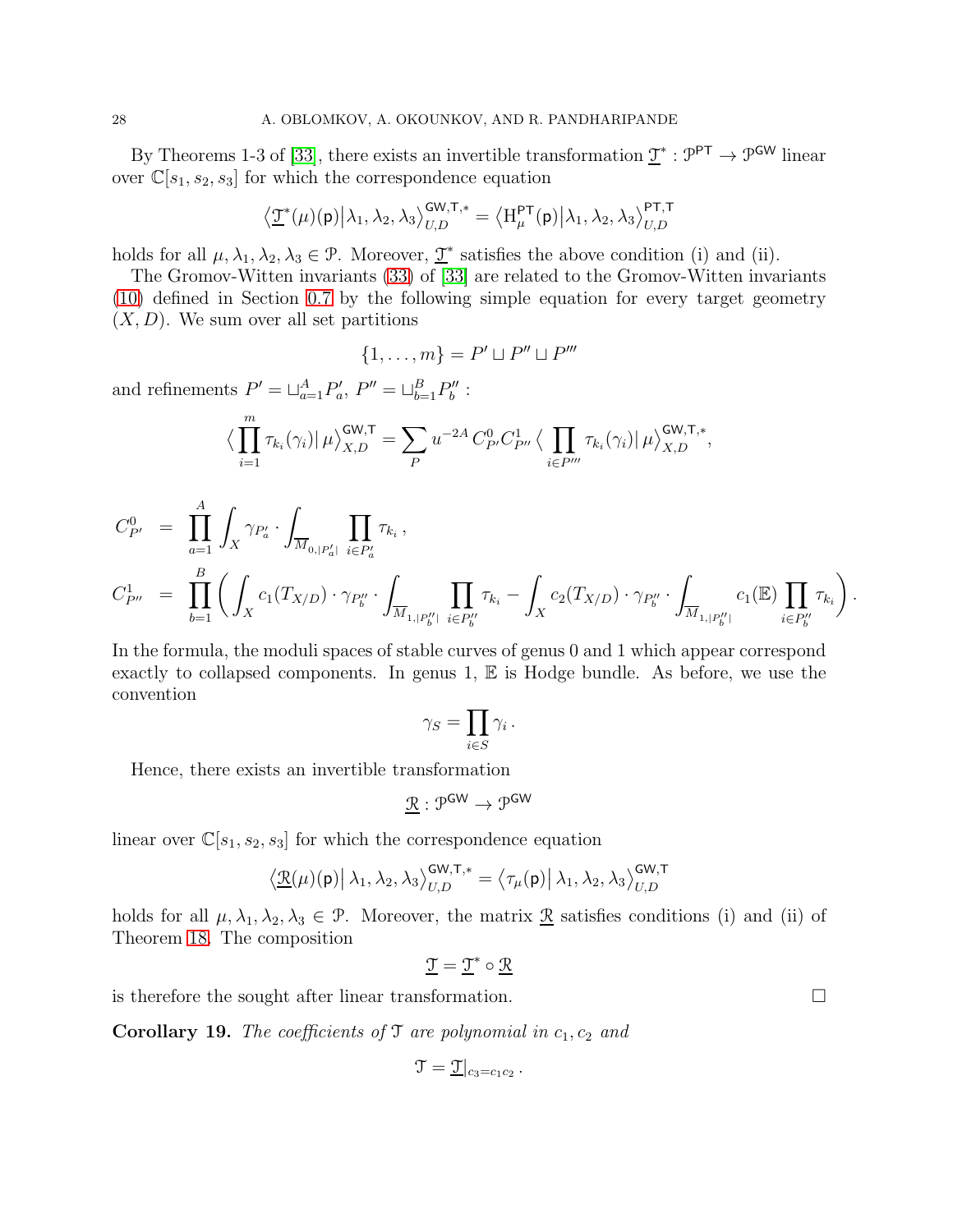By Theorems 1-3 of [33], there exists an invertible transformation $\underline{\mathfrak{T}}^*: \mathcal{P}^{\mathsf{PT}} \to \mathcal{P}^{\mathsf{GW}}$ linear over $\mathbb{C}[s_1, s_2, s_3]$ for which the correspondence equation

$$\left\langle \underline{\mathfrak{T}}^*(\mu)(\mathsf{p}) \middle| \lambda_1, \lambda_2, \lambda_3 \right\rangle_{U,D}^{\mathsf{GW},\mathsf{T},*} = \left\langle \mathrm{H}_\mu^{\mathsf{PT}}(\mathsf{p}) \middle| \lambda_1, \lambda_2, \lambda_3 \right\rangle_{U,D}^{\mathsf{PT},\mathsf{T}}$$

holds for all $\mu, \lambda_1, \lambda_2, \lambda_3 \in \mathcal{P}$. Moreover, $\underline{\mathfrak{T}}^*$ satisfies the above condition (i) and (ii).

The Gromov-Witten invariants (33) of [33] are related to the Gromov-Witten invariants (10) defined in Section 0.7 by the following simple equation for every target geometry $(X, D)$. We sum over all set partitions

$$\{1, \ldots, m\} = P' \sqcup P'' \sqcup P'''$$

and refinements $P' = \sqcup_{a=1}^{A} P'_a$, $P'' = \sqcup_{b=1}^{B} P''_b$ :

$$\Big\langle \prod_{i=1}^{m} \tau_{k_i}(\gamma_i) \Big| \, \mu \Big\rangle_{X,D}^{\mathsf{GW},\mathsf{T}} = \sum_{P} u^{-2A} \, C^0_{P'} C^1_{P''} \Big\langle \prod_{i \in P'''} \tau_{k_i}(\gamma_i) \Big| \, \mu \Big\rangle_{X,D}^{\mathsf{GW},\mathsf{T},*},$$

$$\begin{aligned}
C^0_{P'} &= \prod_{a=1}^{A} \int_X \gamma_{P'_a} \cdot \int_{\overline{M}_{0,|P'_a|}} \prod_{i \in P'_a} \tau_{k_i} \,, \\
C^1_{P''} &= \prod_{b=1}^{B} \bigg( \int_X c_1(T_{X/D}) \cdot \gamma_{P''_b} \cdot \int_{\overline{M}_{1,|P''_b|}} \prod_{i \in P''_b} \tau_{k_i} - \int_X c_2(T_{X/D}) \cdot \gamma_{P''_b} \cdot \int_{\overline{M}_{1,|P''_b|}} c_1(\mathbb{E}) \prod_{i \in P''_b} \tau_{k_i} \bigg).
\end{aligned}$$

In the formula, the moduli spaces of stable curves of genus 0 and 1 which appear correspond exactly to collapsed components. In genus 1, $\mathbb{E}$ is Hodge bundle. As before, we use the convention

$$\gamma_S = \prod_{i \in S} \gamma_i \,.$$

Hence, there exists an invertible transformation

$$\underline{\mathfrak{R}} : \mathcal{P}^{\mathsf{GW}} \to \mathcal{P}^{\mathsf{GW}}$$

linear over $\mathbb{C}[s_1, s_2, s_3]$ for which the correspondence equation

$$\left\langle \underline{\mathfrak{R}}(\mu)(\mathsf{p}) \middle| \, \lambda_1, \lambda_2, \lambda_3 \right\rangle_{U,D}^{\mathsf{GW},\mathsf{T},*} = \left\langle \tau_\mu(\mathsf{p}) \middle| \, \lambda_1, \lambda_2, \lambda_3 \right\rangle_{U,D}^{\mathsf{GW},\mathsf{T}}$$

holds for all $\mu, \lambda_1, \lambda_2, \lambda_3 \in \mathcal{P}$. Moreover, the matrix $\underline{\mathfrak{R}}$ satisfies conditions (i) and (ii) of Theorem 18. The composition

$$\underline{\mathfrak{T}} = \underline{\mathfrak{T}}^* \circ \underline{\mathfrak{R}}$$

is therefore the sought after linear transformation. $\square$

**Corollary 19.** *The coefficients of $\mathfrak{T}$ are polynomial in $c_1, c_2$ and*

$$\mathfrak{T} = \underline{\mathfrak{T}}|_{c_3 = c_1 c_2} \,.$$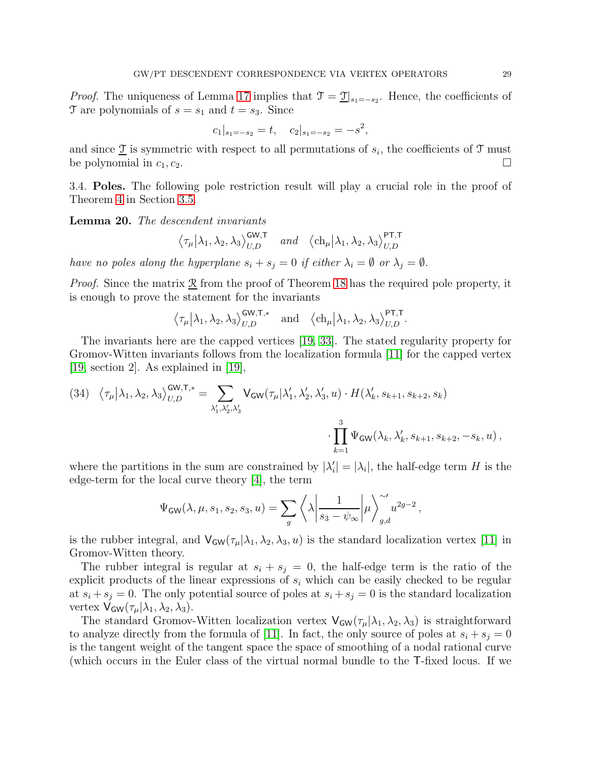*Proof.* The uniqueness of Lemma 17 implies that $\mathcal{T} = \underline{\mathcal{T}}|_{s_1=-s_2}$. Hence, the coefficients of $\mathcal{T}$ are polynomials of $s = s_1$ and $t = s_3$. Since

$$c_1|_{s_1=-s_2} = t, \quad c_2|_{s_1=-s_2} = -s^2,$$

and since $\underline{\mathcal{T}}$ is symmetric with respect to all permutations of $s_i$, the coefficients of $\mathcal{T}$ must be polynomial in $c_1, c_2$. $\square$

3.4. **Poles.** The following pole restriction result will play a crucial role in the proof of Theorem 4 in Section 3.5.

**Lemma 20.** *The descendent invariants*

$$\big\langle \tau_\mu \big| \lambda_1, \lambda_2, \lambda_3 \big\rangle^{\mathsf{GW},\mathsf{T}}_{U,D} \quad \text{and} \quad \big\langle \mathrm{ch}_\mu \big| \lambda_1, \lambda_2, \lambda_3 \big\rangle^{\mathsf{PT},\mathsf{T}}_{U,D}$$

*have no poles along the hyperplane $s_i + s_j = 0$ if either $\lambda_i = \emptyset$ or $\lambda_j = \emptyset$.*

*Proof.* Since the matrix $\underline{\mathcal{R}}$ from the proof of Theorem 18 has the required pole property, it is enough to prove the statement for the invariants

$$\big\langle \tau_\mu \big| \lambda_1, \lambda_2, \lambda_3 \big\rangle^{\mathsf{GW},\mathsf{T},*}_{U,D} \quad \text{and} \quad \big\langle \mathrm{ch}_\mu \big| \lambda_1, \lambda_2, \lambda_3 \big\rangle^{\mathsf{PT},\mathsf{T}}_{U,D}.$$

The invariants here are the capped vertices [19, 33]. The stated regularity property for Gromov-Witten invariants follows from the localization formula [11] for the capped vertex [19, section 2]. As explained in [19],

$$\big\langle \tau_\mu \big| \lambda_1, \lambda_2, \lambda_3 \big\rangle^{\mathsf{GW},\mathsf{T},*}_{U,D} = \sum_{\lambda_1',\lambda_2',\lambda_3'} \mathsf{V}_{\mathsf{GW}}(\tau_\mu|\lambda_1', \lambda_2', \lambda_3', u) \cdot H(\lambda_k', s_{k+1}, s_{k+2}, s_k) \cdot \prod_{k=1}^{3} \Psi_{\mathsf{GW}}(\lambda_k, \lambda_k', s_{k+1}, s_{k+2}, -s_k, u)\,, \tag{34}$$

where the partitions in the sum are constrained by $|\lambda_i'| = |\lambda_i|$, the half-edge term $H$ is the edge-term for the local curve theory [4], the term

$$\Psi_{\mathsf{GW}}(\lambda, \mu, s_1, s_2, s_3, u) = \sum_g \left\langle \lambda \middle| \frac{1}{s_3 - \psi_\infty} \middle| \mu \right\rangle^{\sim\prime}_{g,d} u^{2g-2}\,,$$

is the rubber integral, and $\mathsf{V}_{\mathsf{GW}}(\tau_\mu|\lambda_1, \lambda_2, \lambda_3, u)$ is the standard localization vertex [11] in Gromov-Witten theory.

The rubber integral is regular at $s_i + s_j = 0$, the half-edge term is the ratio of the explicit products of the linear expressions of $s_i$ which can be easily checked to be regular at $s_i + s_j = 0$. The only potential source of poles at $s_i + s_j = 0$ is the standard localization vertex $\mathsf{V}_{\mathsf{GW}}(\tau_\mu|\lambda_1, \lambda_2, \lambda_3)$.

The standard Gromov-Witten localization vertex $\mathsf{V}_{\mathsf{GW}}(\tau_\mu|\lambda_1, \lambda_2, \lambda_3)$ is straightforward to analyze directly from the formula of [11]. In fact, the only source of poles at $s_i + s_j = 0$ is the tangent weight of the tangent space the space of smoothing of a nodal rational curve (which occurs in the Euler class of the virtual normal bundle to the $\mathsf{T}$-fixed locus. If we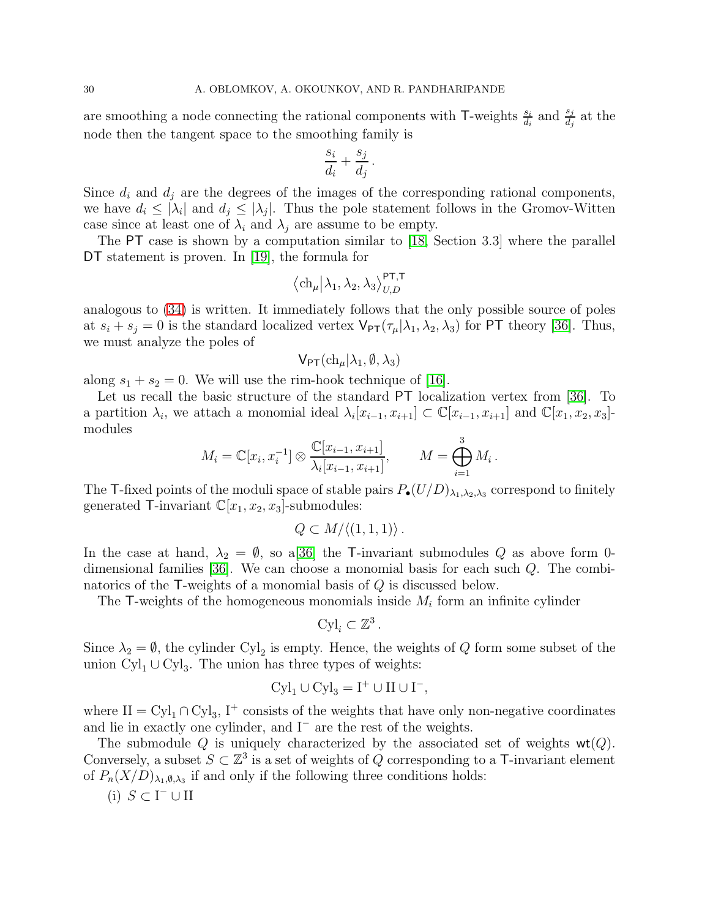are smoothing a node connecting the rational components with $\mathsf{T}$-weights $\frac{s_i}{d_i}$ and $\frac{s_j}{d_j}$ at the node then the tangent space to the smoothing family is

$$\frac{s_i}{d_i} + \frac{s_j}{d_j}\,.$$

Since $d_i$ and $d_j$ are the degrees of the images of the corresponding rational components, we have $d_i \leq |\lambda_i|$ and $d_j \leq |\lambda_j|$. Thus the pole statement follows in the Gromov-Witten case since at least one of $\lambda_i$ and $\lambda_j$ are assume to be empty.

The $\mathsf{PT}$ case is shown by a computation similar to [18, Section 3.3] where the parallel $\mathsf{DT}$ statement is proven. In [19], the formula for

$$\left\langle \mathrm{ch}_\mu \middle| \lambda_1, \lambda_2, \lambda_3 \right\rangle^{\mathsf{PT},\mathsf{T}}_{U,D}$$

analogous to (34) is written. It immediately follows that the only possible source of poles at $s_i + s_j = 0$ is the standard localized vertex $\mathsf{V}_{\mathsf{PT}}(\tau_\mu|\lambda_1, \lambda_2, \lambda_3)$ for $\mathsf{PT}$ theory [36]. Thus, we must analyze the poles of

$$\mathsf{V}_{\mathsf{PT}}(\mathrm{ch}_\mu|\lambda_1, \emptyset, \lambda_3)$$

along $s_1 + s_2 = 0$. We will use the rim-hook technique of [16].

Let us recall the basic structure of the standard $\mathsf{PT}$ localization vertex from [36]. To a partition $\lambda_i$, we attach a monomial ideal $\lambda_i[x_{i-1}, x_{i+1}] \subset \mathbb{C}[x_{i-1}, x_{i+1}]$ and $\mathbb{C}[x_1, x_2, x_3]$-modules

$$M_i = \mathbb{C}[x_i, x_i^{-1}] \otimes \frac{\mathbb{C}[x_{i-1}, x_{i+1}]}{\lambda_i[x_{i-1}, x_{i+1}]}, \qquad M = \bigoplus_{i=1}^{3} M_i\,.$$

The $\mathsf{T}$-fixed points of the moduli space of stable pairs $P_\bullet(U/D)_{\lambda_1,\lambda_2,\lambda_3}$ correspond to finitely generated $\mathsf{T}$-invariant $\mathbb{C}[x_1, x_2, x_3]$-submodules:

$$Q \subset M/\langle (1,1,1) \rangle\,.$$

In the case at hand, $\lambda_2 = \emptyset$, so a[36] the $\mathsf{T}$-invariant submodules $Q$ as above form 0-dimensional families [36]. We can choose a monomial basis for each such $Q$. The combinatorics of the $\mathsf{T}$-weights of a monomial basis of $Q$ is discussed below.

The $\mathsf{T}$-weights of the homogeneous monomials inside $M_i$ form an infinite cylinder

$$\mathrm{Cyl}_i \subset \mathbb{Z}^3\,.$$

Since $\lambda_2 = \emptyset$, the cylinder $\mathrm{Cyl}_2$ is empty. Hence, the weights of $Q$ form some subset of the union $\mathrm{Cyl}_1 \cup \mathrm{Cyl}_3$. The union has three types of weights:

$$\mathrm{Cyl}_1 \cup \mathrm{Cyl}_3 = \mathrm{I}^+ \cup \mathrm{II} \cup \mathrm{I}^-,$$

where $\mathrm{II} = \mathrm{Cyl}_1 \cap \mathrm{Cyl}_3$, $\mathrm{I}^+$ consists of the weights that have only non-negative coordinates and lie in exactly one cylinder, and $\mathrm{I}^-$ are the rest of the weights.

The submodule $Q$ is uniquely characterized by the associated set of weights $\mathsf{wt}(Q)$. Conversely, a subset $S \subset \mathbb{Z}^3$ is a set of weights of $Q$ corresponding to a $\mathsf{T}$-invariant element of $P_n(X/D)_{\lambda_1,\emptyset,\lambda_3}$ if and only if the following three conditions holds:

(i) $S \subset \mathrm{I}^- \cup \mathrm{II}$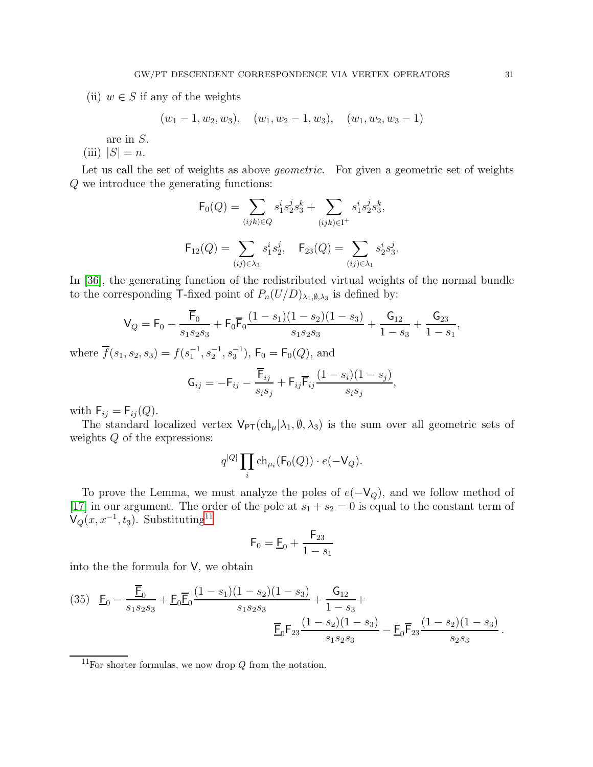(ii) $w \in S$ if any of the weights

$$(w_1 - 1, w_2, w_3), \quad (w_1, w_2 - 1, w_3), \quad (w_1, w_2, w_3 - 1)$$

are in $S$.

(iii) $|S| = n$.

Let us call the set of weights as above *geometric*. For given a geometric set of weights $Q$ we introduce the generating functions:

$$\mathsf{F}_0(Q) = \sum_{(ijk)\in Q} s_1^i s_2^j s_3^k + \sum_{(ijk)\in \mathrm{I}^+} s_1^i s_2^j s_3^k,$$

$$\mathsf{F}_{12}(Q) = \sum_{(ij)\in\lambda_3} s_1^i s_2^j, \quad \mathsf{F}_{23}(Q) = \sum_{(ij)\in\lambda_1} s_2^i s_3^j.$$

In [36], the generating function of the redistributed virtual weights of the normal bundle to the corresponding $\mathsf{T}$-fixed point of $P_n(U/D)_{\lambda_1,\emptyset,\lambda_3}$ is defined by:

$$\mathsf{V}_Q = \mathsf{F}_0 - \frac{\overline{\mathsf{F}}_0}{s_1 s_2 s_3} + \mathsf{F}_0\overline{\mathsf{F}}_0 \frac{(1-s_1)(1-s_2)(1-s_3)}{s_1 s_2 s_3} + \frac{\mathsf{G}_{12}}{1-s_3} + \frac{\mathsf{G}_{23}}{1-s_1},$$

where $\overline{f}(s_1, s_2, s_3) = f(s_1^{-1}, s_2^{-1}, s_3^{-1})$, $\mathsf{F}_0 = \mathsf{F}_0(Q)$, and

$$\mathsf{G}_{ij} = -\mathsf{F}_{ij} - \frac{\overline{\mathsf{F}}_{ij}}{s_i s_j} + \mathsf{F}_{ij}\overline{\mathsf{F}}_{ij}\frac{(1-s_i)(1-s_j)}{s_i s_j},$$

with $\mathsf{F}_{ij} = \mathsf{F}_{ij}(Q)$.

The standard localized vertex $\mathsf{V}_{\mathsf{PT}}(\mathrm{ch}_\mu | \lambda_1, \emptyset, \lambda_3)$ is the sum over all geometric sets of weights $Q$ of the expressions:

$$q^{|Q|} \prod_i \mathrm{ch}_{\mu_i}(\mathsf{F}_0(Q)) \cdot e(-\mathsf{V}_Q).$$

To prove the Lemma, we must analyze the poles of $e(-\mathsf{V}_Q)$, and we follow method of [17] in our argument. The order of the pole at $s_1 + s_2 = 0$ is equal to the constant term of $\mathsf{V}_Q(x, x^{-1}, t_3)$. Substituting[11]

$$\mathsf{F}_0 = \underline{\mathsf{F}}_0 + \frac{\mathsf{F}_{23}}{1-s_1}$$

into the the formula for $\mathsf{V}$, we obtain

$$\underline{\mathsf{F}}_0 - \frac{\overline{\underline{\mathsf{F}}}_0}{s_1 s_2 s_3} + \underline{\mathsf{F}}_0\overline{\underline{\mathsf{F}}}_0\frac{(1-s_1)(1-s_2)(1-s_3)}{s_1 s_2 s_3} + \frac{\mathsf{G}_{12}}{1-s_3} + \overline{\underline{\mathsf{F}}}_0\mathsf{F}_{23}\frac{(1-s_2)(1-s_3)}{s_1 s_2 s_3} - \underline{\mathsf{F}}_0\overline{\mathsf{F}}_{23}\frac{(1-s_2)(1-s_3)}{s_2 s_3}. \tag{35}$$

[11] For shorter formulas, we now drop $Q$ from the notation.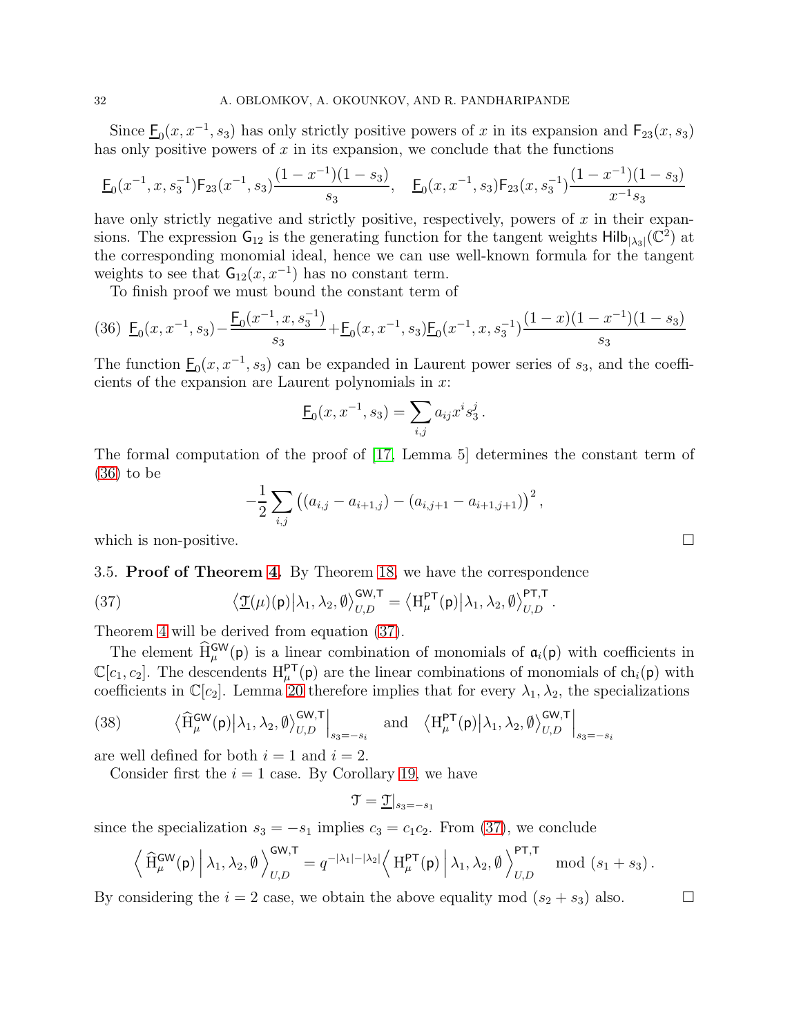Since $\underline{\mathsf{F}}_0(x, x^{-1}, s_3)$ has only strictly positive powers of $x$ in its expansion and $\mathsf{F}_{23}(x, s_3)$ has only positive powers of $x$ in its expansion, we conclude that the functions

$$\underline{\mathsf{F}}_0(x^{-1}, x, s_3^{-1})\mathsf{F}_{23}(x^{-1}, s_3)\frac{(1-x^{-1})(1-s_3)}{s_3}, \quad \underline{\mathsf{F}}_0(x, x^{-1}, s_3)\mathsf{F}_{23}(x, s_3^{-1})\frac{(1-x^{-1})(1-s_3)}{x^{-1}s_3}$$

have only strictly negative and strictly positive, respectively, powers of $x$ in their expansions. The expression $\mathsf{G}_{12}$ is the generating function for the tangent weights $\mathsf{Hilb}_{|\lambda_3|}(\mathbb{C}^2)$ at the corresponding monomial ideal, hence we can use well-known formula for the tangent weights to see that $\mathsf{G}_{12}(x, x^{-1})$ has no constant term.

To finish proof we must bound the constant term of

$$\underline{\mathsf{F}}_0(x, x^{-1}, s_3) - \frac{\underline{\mathsf{F}}_0(x^{-1}, x, s_3^{-1})}{s_3} + \underline{\mathsf{F}}_0(x, x^{-1}, s_3)\underline{\mathsf{F}}_0(x^{-1}, x, s_3^{-1})\frac{(1-x)(1-x^{-1})(1-s_3)}{s_3} \tag{36}$$

The function $\underline{\mathsf{F}}_0(x, x^{-1}, s_3)$ can be expanded in Laurent power series of $s_3$, and the coefficients of the expansion are Laurent polynomials in $x$:

$$\underline{\mathsf{F}}_0(x, x^{-1}, s_3) = \sum_{i,j} a_{ij} x^i s_3^j .$$

The formal computation of the proof of [17, Lemma 5] determines the constant term of (36) to be

$$-\frac{1}{2}\sum_{i,j}\left((a_{i,j} - a_{i+1,j}) - (a_{i,j+1} - a_{i+1,j+1})\right)^2,$$

which is non-positive. $\square$

3.5. **Proof of Theorem 4.** By Theorem 18, we have the correspondence

$$\left\langle \underline{\mathfrak{T}}(\mu)(\mathsf{p}) \middle| \lambda_1, \lambda_2, \emptyset \right\rangle_{U,D}^{\mathsf{GW},\mathsf{T}} = \left\langle \mathrm{H}_\mu^{\mathsf{PT}}(\mathsf{p}) \middle| \lambda_1, \lambda_2, \emptyset \right\rangle_{U,D}^{\mathsf{PT},\mathsf{T}} . \tag{37}$$

Theorem 4 will be derived from equation (37).

The element $\widehat{\mathrm{H}}_\mu^{\mathsf{GW}}(\mathsf{p})$ is a linear combination of monomials of $\mathfrak{a}_i(\mathsf{p})$ with coefficients in $\mathbb{C}[c_1, c_2]$. The descendents $\mathrm{H}_\mu^{\mathsf{PT}}(\mathsf{p})$ are the linear combinations of monomials of $\mathrm{ch}_i(\mathsf{p})$ with coefficients in $\mathbb{C}[c_2]$. Lemma 20 therefore implies that for every $\lambda_1, \lambda_2$, the specializations

$$\left\langle \widehat{\mathrm{H}}_\mu^{\mathsf{GW}}(\mathsf{p}) \middle| \lambda_1, \lambda_2, \emptyset \right\rangle_{U,D}^{\mathsf{GW},\mathsf{T}} \Big|_{s_3=-s_i} \quad \text{and} \quad \left\langle \mathrm{H}_\mu^{\mathsf{PT}}(\mathsf{p}) \middle| \lambda_1, \lambda_2, \emptyset \right\rangle_{U,D}^{\mathsf{GW},\mathsf{T}} \Big|_{s_3=-s_i} \tag{38}$$

are well defined for both $i = 1$ and $i = 2$.

Consider first the $i = 1$ case. By Corollary 19, we have

$$\mathfrak{T} = \underline{\mathfrak{T}}|_{s_3=-s_1}$$

since the specialization $s_3 = -s_1$ implies $c_3 = c_1 c_2$. From (37), we conclude

$$\left\langle \widehat{\mathrm{H}}_\mu^{\mathsf{GW}}(\mathsf{p}) \,\middle|\, \lambda_1, \lambda_2, \emptyset \right\rangle_{U,D}^{\mathsf{GW},\mathsf{T}} = q^{-|\lambda_1|-|\lambda_2|}\left\langle \mathrm{H}_\mu^{\mathsf{PT}}(\mathsf{p}) \,\middle|\, \lambda_1, \lambda_2, \emptyset \right\rangle_{U,D}^{\mathsf{PT},\mathsf{T}} \mod (s_1 + s_3) .$$

By considering the $i = 2$ case, we obtain the above equality mod $(s_2 + s_3)$ also. $\square$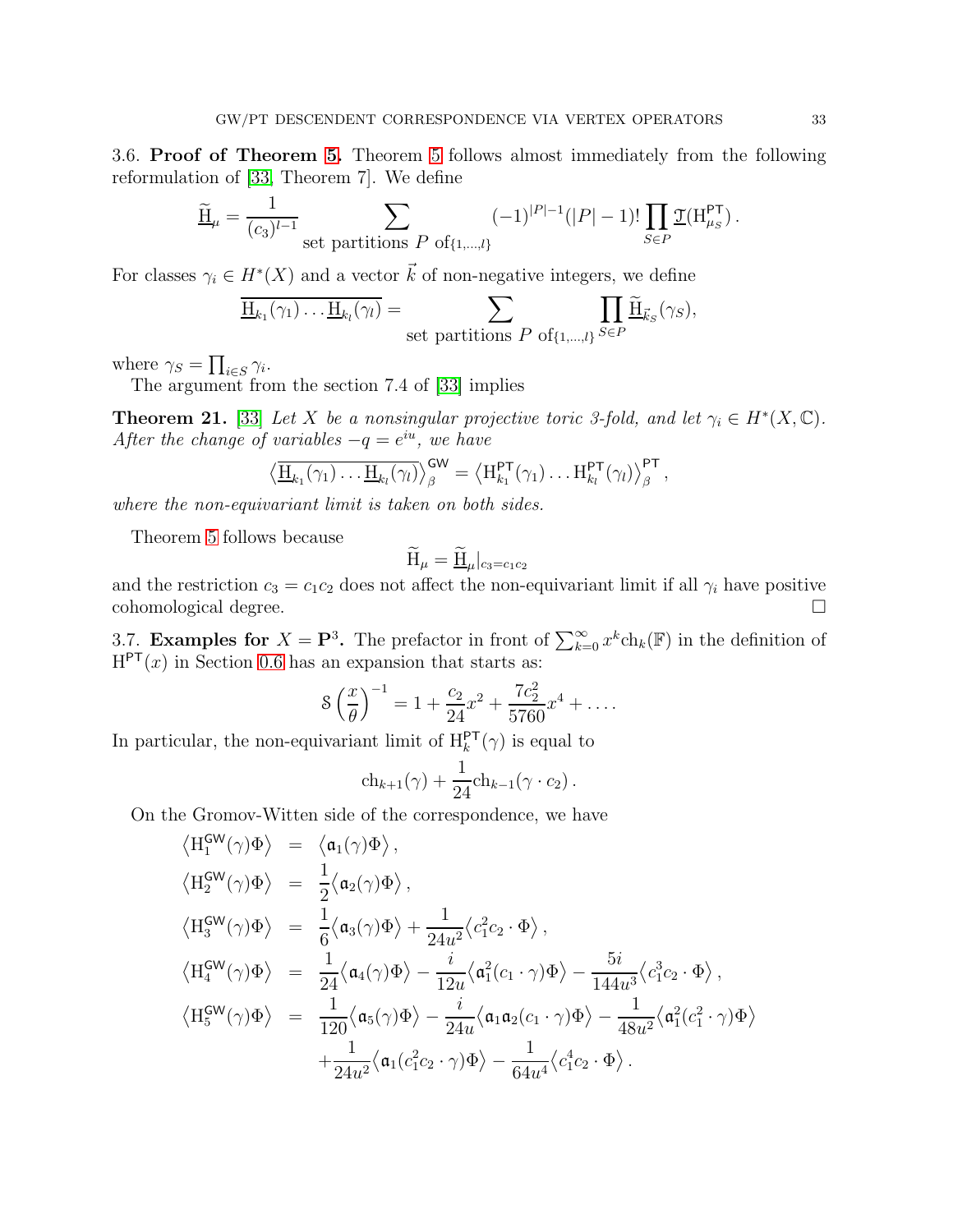3.6. **Proof of Theorem 5.** Theorem 5 follows almost immediately from the following reformulation of [33, Theorem 7]. We define

$$\widetilde{\underline{\mathrm{H}}}_\mu = \frac{1}{(c_3)^{l-1}} \sum_{\text{set partitions } P \text{ of}\{1,\ldots,l\}} (-1)^{|P|-1}(|P|-1)! \prod_{S\in P} \underline{\mathfrak{I}}(\mathrm{H}^{\mathsf{PT}}_{\mu_S}).$$

For classes $\gamma_i \in H^*(X)$ and a vector $\vec{k}$ of non-negative integers, we define

$$\overline{\underline{\mathrm{H}}_{k_1}(\gamma_1)\ldots\underline{\mathrm{H}}_{k_l}(\gamma_l)} = \sum_{\text{set partitions } P \text{ of}\{1,\ldots,l\}} \prod_{S\in P} \widetilde{\underline{\mathrm{H}}}_{\vec{k}_S}(\gamma_S),$$

where $\gamma_S = \prod_{i\in S}\gamma_i$.

The argument from the section 7.4 of [33] implies

**Theorem 21.** [33] *Let $X$ be a nonsingular projective toric 3-fold, and let $\gamma_i \in H^*(X,\mathbb{C})$. After the change of variables $-q = e^{iu}$, we have*

$$\left\langle \overline{\underline{\mathrm{H}}_{k_1}(\gamma_1)\ldots\underline{\mathrm{H}}_{k_l}(\gamma_l)} \right\rangle^{\mathsf{GW}}_\beta = \left\langle \mathrm{H}^{\mathsf{PT}}_{k_1}(\gamma_1)\ldots\mathrm{H}^{\mathsf{PT}}_{k_l}(\gamma_l) \right\rangle^{\mathsf{PT}}_\beta ,$$

*where the non-equivariant limit is taken on both sides.*

Theorem 5 follows because

$$\widetilde{\mathrm{H}}_\mu = \widetilde{\underline{\mathrm{H}}}_\mu|_{c_3=c_1c_2}$$

and the restriction $c_3 = c_1c_2$ does not affect the non-equivariant limit if all $\gamma_i$ have positive cohomological degree. $\square$

3.7. **Examples for $X = \mathbf{P}^3$.** The prefactor in front of $\sum_{k=0}^\infty x^k \mathrm{ch}_k(\mathbb{F})$ in the definition of $\mathrm{H}^{\mathsf{PT}}(x)$ in Section 0.6 has an expansion that starts as:

$$\mathcal{S}\left(\frac{x}{\theta}\right)^{-1} = 1 + \frac{c_2}{24}x^2 + \frac{7c_2^2}{5760}x^4 + \ldots .$$

In particular, the non-equivariant limit of $\mathrm{H}^{\mathsf{PT}}_k(\gamma)$ is equal to

$$\mathrm{ch}_{k+1}(\gamma) + \frac{1}{24}\mathrm{ch}_{k-1}(\gamma \cdot c_2).$$

On the Gromov-Witten side of the correspondence, we have

$$\begin{aligned}
\left\langle \mathrm{H}^{\mathsf{GW}}_1(\gamma)\Phi \right\rangle &= \left\langle \mathfrak{a}_1(\gamma)\Phi \right\rangle, \\
\left\langle \mathrm{H}^{\mathsf{GW}}_2(\gamma)\Phi \right\rangle &= \frac{1}{2}\left\langle \mathfrak{a}_2(\gamma)\Phi \right\rangle, \\
\left\langle \mathrm{H}^{\mathsf{GW}}_3(\gamma)\Phi \right\rangle &= \frac{1}{6}\left\langle \mathfrak{a}_3(\gamma)\Phi \right\rangle + \frac{1}{24u^2}\left\langle c_1^2c_2 \cdot \Phi \right\rangle, \\
\left\langle \mathrm{H}^{\mathsf{GW}}_4(\gamma)\Phi \right\rangle &= \frac{1}{24}\left\langle \mathfrak{a}_4(\gamma)\Phi \right\rangle - \frac{i}{12u}\left\langle \mathfrak{a}_1^2(c_1\cdot\gamma)\Phi \right\rangle - \frac{5i}{144u^3}\left\langle c_1^3c_2 \cdot \Phi \right\rangle, \\
\left\langle \mathrm{H}^{\mathsf{GW}}_5(\gamma)\Phi \right\rangle &= \frac{1}{120}\left\langle \mathfrak{a}_5(\gamma)\Phi \right\rangle - \frac{i}{24u}\left\langle \mathfrak{a}_1\mathfrak{a}_2(c_1\cdot\gamma)\Phi \right\rangle - \frac{1}{48u^2}\left\langle \mathfrak{a}_1^2(c_1^2\cdot\gamma)\Phi \right\rangle \\
&\quad + \frac{1}{24u^2}\left\langle \mathfrak{a}_1(c_1^2c_2\cdot\gamma)\Phi \right\rangle - \frac{1}{64u^4}\left\langle c_1^4c_2 \cdot \Phi \right\rangle.
\end{aligned}$$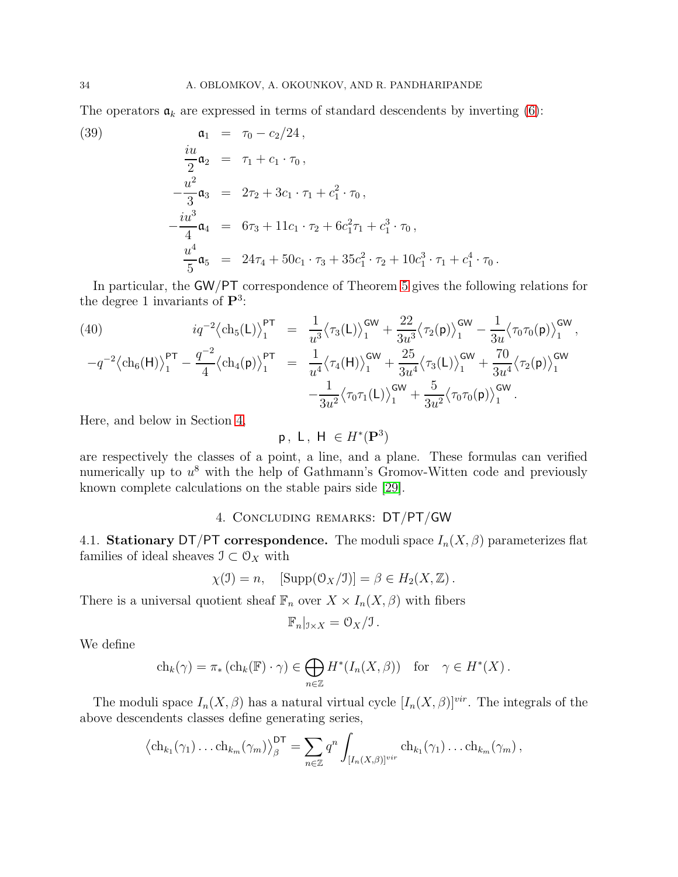The operators $\mathfrak{a}_k$ are expressed in terms of standard descendents by inverting (6):

$$
\begin{aligned}
\mathfrak{a}_1 &= \tau_0 - c_2/24\,, \\
\frac{iu}{2}\mathfrak{a}_2 &= \tau_1 + c_1 \cdot \tau_0\,, \\
-\frac{u^2}{3}\mathfrak{a}_3 &= 2\tau_2 + 3c_1 \cdot \tau_1 + c_1^2 \cdot \tau_0\,, \\
-\frac{iu^3}{4}\mathfrak{a}_4 &= 6\tau_3 + 11c_1 \cdot \tau_2 + 6c_1^2\tau_1 + c_1^3 \cdot \tau_0\,, \\
\frac{u^4}{5}\mathfrak{a}_5 &= 24\tau_4 + 50c_1 \cdot \tau_3 + 35c_1^2 \cdot \tau_2 + 10c_1^3 \cdot \tau_1 + c_1^4 \cdot \tau_0\,.
\end{aligned} \tag{39}
$$

In particular, the $\mathsf{GW}/\mathsf{PT}$ correspondence of Theorem 5 gives the following relations for the degree 1 invariants of $\mathbf{P}^3$:

$$
\begin{aligned}
iq^{-2}\big\langle \mathrm{ch}_5(\mathsf{L})\big\rangle_1^{\mathsf{PT}} &= \frac{1}{u^3}\big\langle \tau_3(\mathsf{L})\big\rangle_1^{\mathsf{GW}} + \frac{22}{3u^3}\big\langle \tau_2(\mathsf{p})\big\rangle_1^{\mathsf{GW}} - \frac{1}{3u}\big\langle \tau_0\tau_0(\mathsf{p})\big\rangle_1^{\mathsf{GW}}\,, \\
-q^{-2}\big\langle \mathrm{ch}_6(\mathsf{H})\big\rangle_1^{\mathsf{PT}} - \frac{q^{-2}}{4}\big\langle \mathrm{ch}_4(\mathsf{p})\big\rangle_1^{\mathsf{PT}} &= \frac{1}{u^4}\big\langle \tau_4(\mathsf{H})\big\rangle_1^{\mathsf{GW}} + \frac{25}{3u^4}\big\langle \tau_3(\mathsf{L})\big\rangle_1^{\mathsf{GW}} + \frac{70}{3u^4}\big\langle \tau_2(\mathsf{p})\big\rangle_1^{\mathsf{GW}} \\
&\quad - \frac{1}{3u^2}\big\langle \tau_0\tau_1(\mathsf{L})\big\rangle_1^{\mathsf{GW}} + \frac{5}{3u^2}\big\langle \tau_0\tau_0(\mathsf{p})\big\rangle_1^{\mathsf{GW}}\,.
\end{aligned} \tag{40}
$$

Here, and below in Section 4,

$$
\mathsf{p}\,,\ \mathsf{L}\,,\ \mathsf{H}\ \in H^*(\mathbf{P}^3)
$$

are respectively the classes of a point, a line, and a plane. These formulas can verified numerically up to $u^8$ with the help of Gathmann's Gromov-Witten code and previously known complete calculations on the stable pairs side [29].

## 4. Concluding remarks: DT/PT/GW

**4.1. Stationary DT/PT correspondence.** The moduli space $I_n(X,\beta)$ parameterizes flat families of ideal sheaves $\mathcal{I} \subset \mathcal{O}_X$ with

$$
\chi(\mathcal{I}) = n, \quad [\mathrm{Supp}(\mathcal{O}_X/\mathcal{I})] = \beta \in H_2(X,\mathbb{Z})\,.
$$

There is a universal quotient sheaf $\mathbb{F}_n$ over $X \times I_n(X,\beta)$ with fibers

$$
\mathbb{F}_n|_{\mathcal{I}\times X} = \mathcal{O}_X/\mathcal{I}\,.
$$

We define

$$
\mathrm{ch}_k(\gamma) = \pi_*\left(\mathrm{ch}_k(\mathbb{F}) \cdot \gamma\right) \in \bigoplus_{n\in\mathbb{Z}} H^*(I_n(X,\beta)) \quad \text{for} \quad \gamma \in H^*(X)\,.
$$

The moduli space $I_n(X,\beta)$ has a natural virtual cycle $[I_n(X,\beta)]^{vir}$. The integrals of the above descendents classes define generating series,

$$
\big\langle \mathrm{ch}_{k_1}(\gamma_1)\ldots\mathrm{ch}_{k_m}(\gamma_m)\big\rangle_\beta^{\mathsf{DT}} = \sum_{n\in\mathbb{Z}} q^n \int_{[I_n(X,\beta)]^{vir}} \mathrm{ch}_{k_1}(\gamma_1)\ldots\mathrm{ch}_{k_m}(\gamma_m)\,,
$$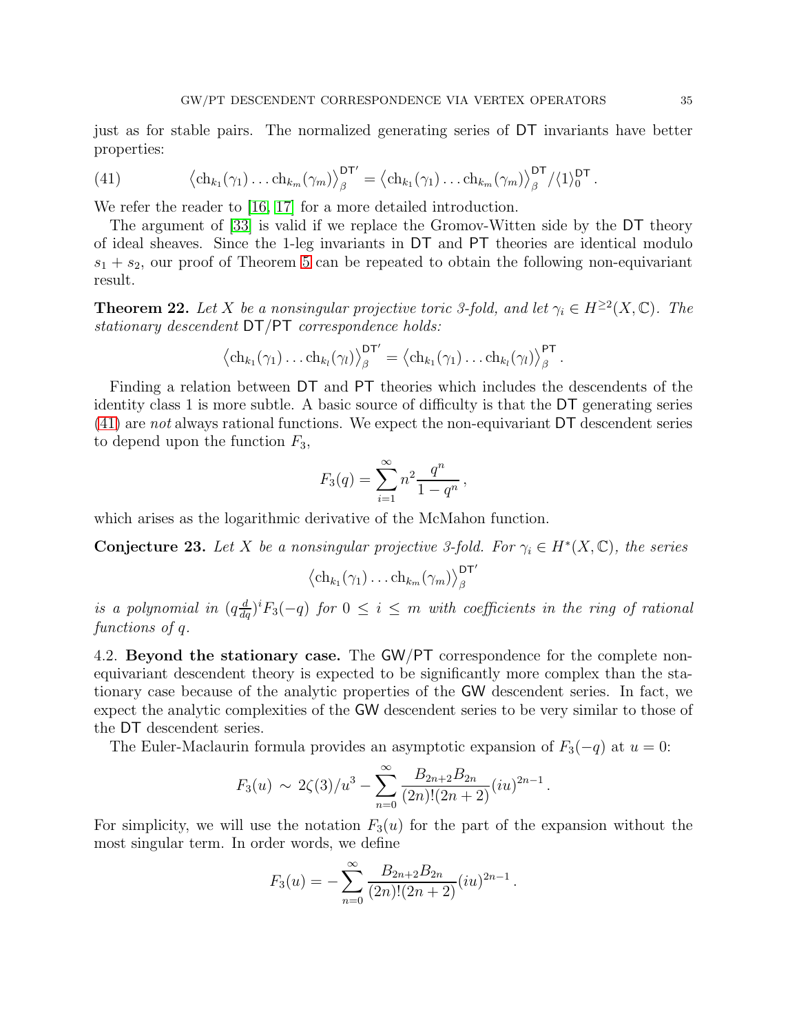just as for stable pairs. The normalized generating series of $\mathsf{DT}$ invariants have better properties:

$$\left\langle \mathrm{ch}_{k_1}(\gamma_1)\dots\mathrm{ch}_{k_m}(\gamma_m)\right\rangle_\beta^{\mathsf{DT}'} = \left\langle \mathrm{ch}_{k_1}(\gamma_1)\dots\mathrm{ch}_{k_m}(\gamma_m)\right\rangle_\beta^{\mathsf{DT}} / \langle 1\rangle_0^{\mathsf{DT}}. \tag{41}$$

We refer the reader to [16, 17] for a more detailed introduction.

The argument of [33] is valid if we replace the Gromov-Witten side by the $\mathsf{DT}$ theory of ideal sheaves. Since the 1-leg invariants in $\mathsf{DT}$ and $\mathsf{PT}$ theories are identical modulo $s_1 + s_2$, our proof of Theorem 5 can be repeated to obtain the following non-equivariant result.

**Theorem 22.** *Let $X$ be a nonsingular projective toric 3-fold, and let $\gamma_i \in H^{\geq 2}(X, \mathbb{C})$. The stationary descendent $\mathsf{DT}/\mathsf{PT}$ correspondence holds:*

$$\left\langle \mathrm{ch}_{k_1}(\gamma_1)\dots\mathrm{ch}_{k_l}(\gamma_l)\right\rangle_\beta^{\mathsf{DT}'} = \left\langle \mathrm{ch}_{k_1}(\gamma_1)\dots\mathrm{ch}_{k_l}(\gamma_l)\right\rangle_\beta^{\mathsf{PT}}.$$

Finding a relation between $\mathsf{DT}$ and $\mathsf{PT}$ theories which includes the descendents of the identity class 1 is more subtle. A basic source of difficulty is that the $\mathsf{DT}$ generating series (41) are *not* always rational functions. We expect the non-equivariant $\mathsf{DT}$ descendent series to depend upon the function $F_3$,

$$F_3(q) = \sum_{i=1}^{\infty} n^2 \frac{q^n}{1-q^n},$$

which arises as the logarithmic derivative of the McMahon function.

**Conjecture 23.** *Let $X$ be a nonsingular projective 3-fold. For $\gamma_i \in H^*(X, \mathbb{C})$, the series*

$$\left\langle \mathrm{ch}_{k_1}(\gamma_1)\dots\mathrm{ch}_{k_m}(\gamma_m)\right\rangle_\beta^{\mathsf{DT}'}$$

*is a polynomial in $(q\frac{d}{dq})^i F_3(-q)$ for $0 \leq i \leq m$ with coefficients in the ring of rational functions of $q$.*

4.2. **Beyond the stationary case.** The $\mathsf{GW}/\mathsf{PT}$ correspondence for the complete non-equivariant descendent theory is expected to be significantly more complex than the stationary case because of the analytic properties of the $\mathsf{GW}$ descendent series. In fact, we expect the analytic complexities of the $\mathsf{GW}$ descendent series to be very similar to those of the $\mathsf{DT}$ descendent series.

The Euler-Maclaurin formula provides an asymptotic expansion of $F_3(-q)$ at $u = 0$:

$$F_3(u) \sim 2\zeta(3)/u^3 - \sum_{n=0}^{\infty} \frac{B_{2n+2}B_{2n}}{(2n)!(2n+2)} (iu)^{2n-1}.$$

For simplicity, we will use the notation $F_3(u)$ for the part of the expansion without the most singular term. In order words, we define

$$F_3(u) = -\sum_{n=0}^{\infty} \frac{B_{2n+2}B_{2n}}{(2n)!(2n+2)} (iu)^{2n-1}.$$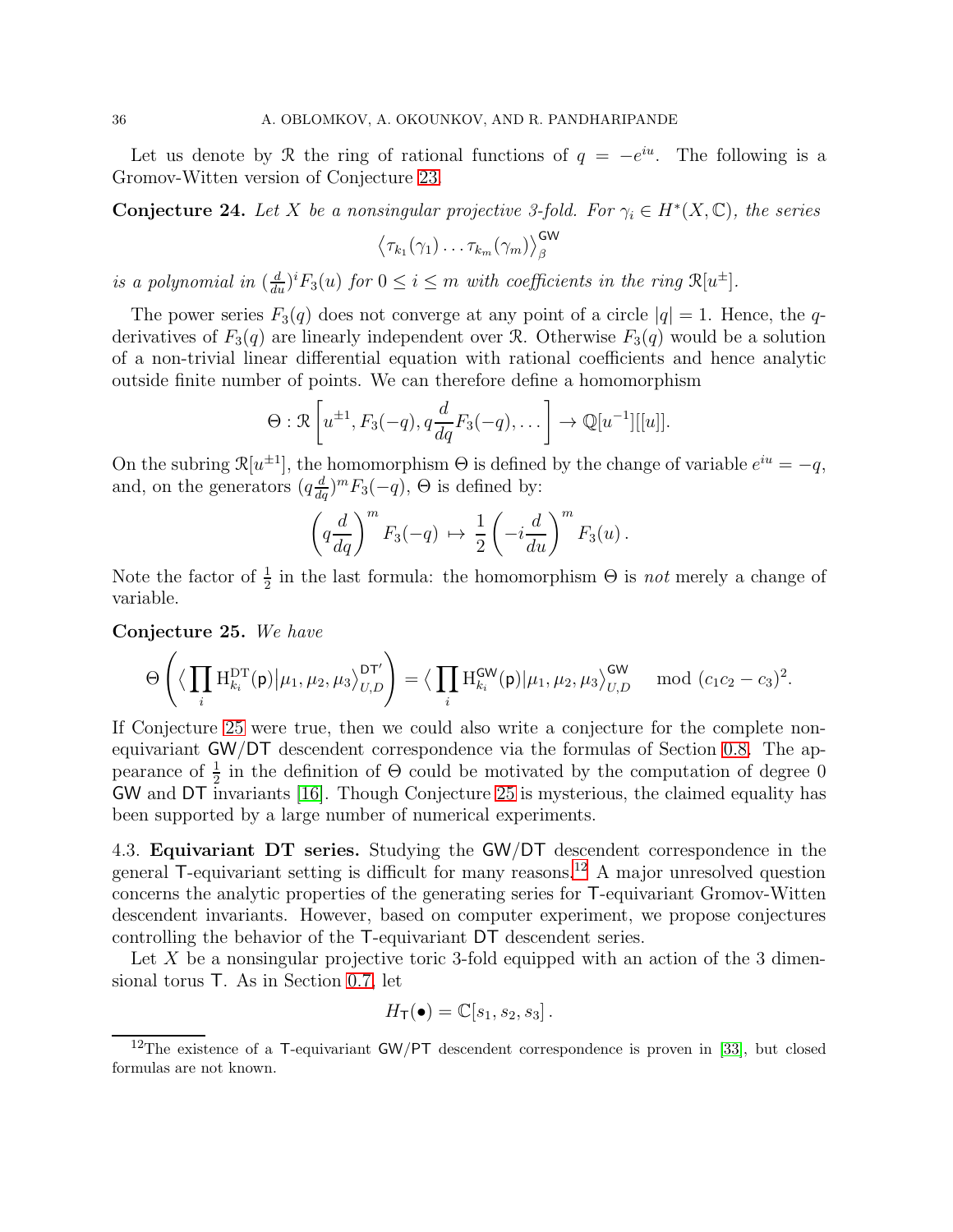Let us denote by $\mathcal{R}$ the ring of rational functions of $q = -e^{iu}$. The following is a Gromov-Witten version of Conjecture 23.

**Conjecture 24.** *Let $X$ be a nonsingular projective 3-fold. For $\gamma_i \in H^*(X, \mathbb{C})$, the series*

$$\left\langle \tau_{k_1}(\gamma_1) \dots \tau_{k_m}(\gamma_m) \right\rangle_\beta^{\mathsf{GW}}$$

*is a polynomial in $(\frac{d}{du})^i F_3(u)$ for $0 \leq i \leq m$ with coefficients in the ring $\mathcal{R}[u^{\pm}]$.*

The power series $F_3(q)$ does not converge at any point of a circle $|q| = 1$. Hence, the $q$-derivatives of $F_3(q)$ are linearly independent over $\mathcal{R}$. Otherwise $F_3(q)$ would be a solution of a non-trivial linear differential equation with rational coefficients and hence analytic outside finite number of points. We can therefore define a homomorphism

$$\Theta : \mathcal{R}\left[u^{\pm 1}, F_3(-q), q\frac{d}{dq}F_3(-q), \dots\right] \to \mathbb{Q}[u^{-1}][[u]].$$

On the subring $\mathcal{R}[u^{\pm 1}]$, the homomorphism $\Theta$ is defined by the change of variable $e^{iu} = -q$, and, on the generators $(q\frac{d}{dq})^m F_3(-q)$, $\Theta$ is defined by:

$$\left(q\frac{d}{dq}\right)^m F_3(-q) \mapsto \frac{1}{2}\left(-i\frac{d}{du}\right)^m F_3(u)\,.$$

Note the factor of $\frac{1}{2}$ in the last formula: the homomorphism $\Theta$ is *not* merely a change of variable.

**Conjecture 25.** *We have*

$$\Theta\left(\Big\langle \prod_i \mathrm{H}^{\mathrm{DT}}_{k_i}(\mathsf{p})\big|\mu_1,\mu_2,\mu_3\Big\rangle^{\mathsf{DT}'}_{U,D}\right) = \Big\langle \prod_i \mathrm{H}^{\mathsf{GW}}_{k_i}(\mathsf{p})\big|\mu_1,\mu_2,\mu_3\Big\rangle^{\mathsf{GW}}_{U,D} \mod (c_1c_2 - c_3)^2.$$

If Conjecture 25 were true, then we could also write a conjecture for the complete non-equivariant $\mathsf{GW}/\mathsf{DT}$ descendent correspondence via the formulas of Section 0.8. The appearance of $\frac{1}{2}$ in the definition of $\Theta$ could be motivated by the computation of degree 0 $\mathsf{GW}$ and $\mathsf{DT}$ invariants [16]. Though Conjecture 25 is mysterious, the claimed equality has been supported by a large number of numerical experiments.

## 4.3. Equivariant DT series.

Studying the $\mathsf{GW}/\mathsf{DT}$ descendent correspondence in the general $\mathsf{T}$-equivariant setting is difficult for many reasons.[12] A major unresolved question concerns the analytic properties of the generating series for $\mathsf{T}$-equivariant Gromov-Witten descendent invariants. However, based on computer experiment, we propose conjectures controlling the behavior of the $\mathsf{T}$-equivariant $\mathsf{DT}$ descendent series.

Let $X$ be a nonsingular projective toric 3-fold equipped with an action of the 3 dimensional torus $\mathsf{T}$. As in Section 0.7, let

$$H_{\mathsf{T}}(\bullet) = \mathbb{C}[s_1, s_2, s_3]\,.$$

[12] The existence of a $\mathsf{T}$-equivariant $\mathsf{GW}/\mathsf{PT}$ descendent correspondence is proven in [33], but closed formulas are not known.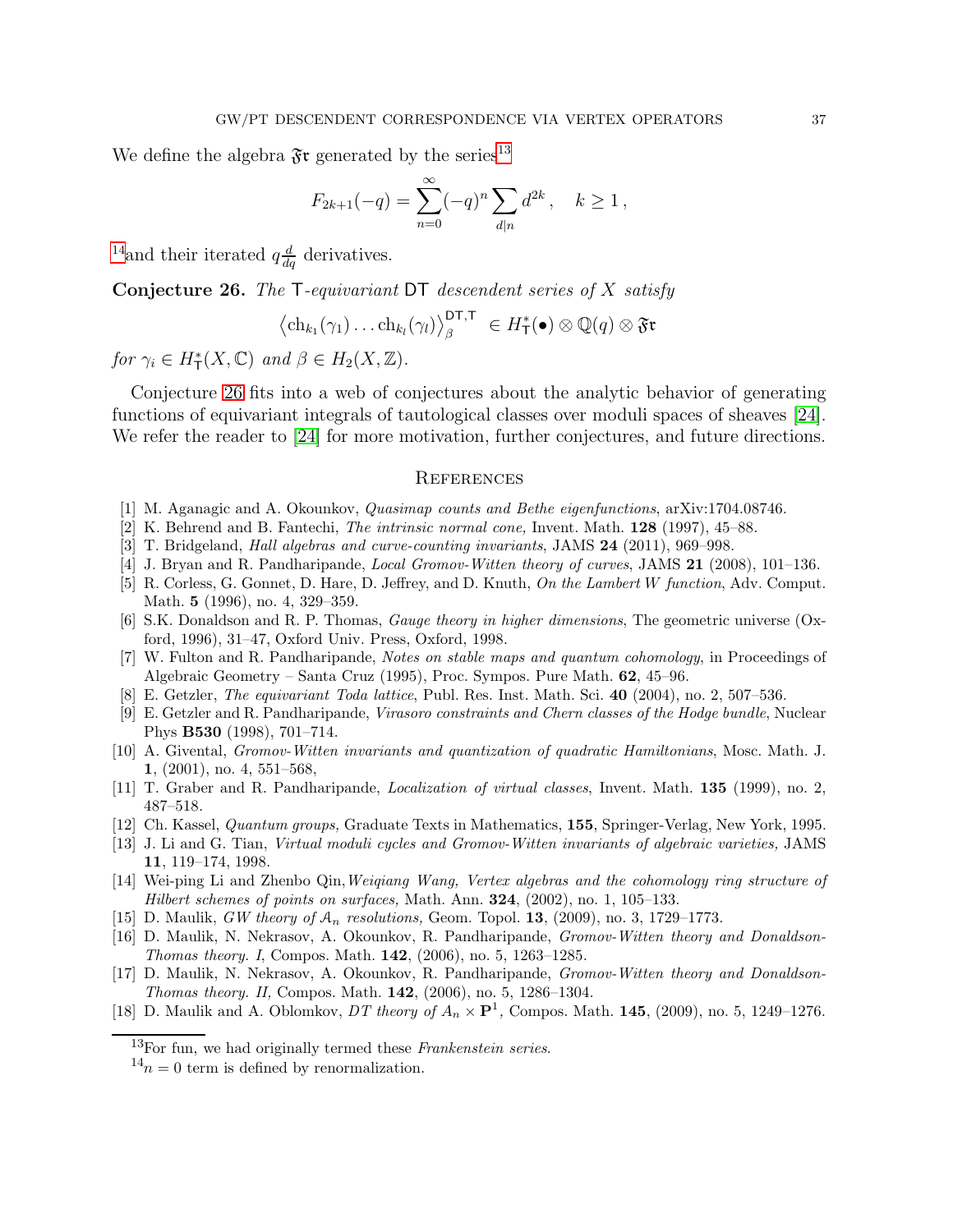We define the algebra $\mathfrak{Fr}$ generated by the series[13]

$$F_{2k+1}(-q) = \sum_{n=0}^{\infty} (-q)^n \sum_{d|n} d^{2k}\,, \quad k \geq 1\,,$$

[14]and their iterated $q\frac{d}{dq}$ derivatives.

**Conjecture 26.** *The* $\mathsf{T}$*-equivariant* $\mathsf{DT}$ *descendent series of* $X$ *satisfy*

$$\left\langle \mathrm{ch}_{k_1}(\gamma_1)\ldots \mathrm{ch}_{k_l}(\gamma_l)\right\rangle_\beta^{\mathsf{DT},\mathsf{T}} \in H^*_{\mathsf{T}}(\bullet)\otimes \mathbb{Q}(q)\otimes \mathfrak{Fr}$$

*for* $\gamma_i \in H^*_{\mathsf{T}}(X,\mathbb{C})$ *and* $\beta \in H_2(X,\mathbb{Z})$.

Conjecture 26 fits into a web of conjectures about the analytic behavior of generating functions of equivariant integrals of tautological classes over moduli spaces of sheaves [24]. We refer the reader to [24] for more motivation, further conjectures, and future directions.

## References

- [1] M. Aganagic and A. Okounkov, *Quasimap counts and Bethe eigenfunctions*, arXiv:1704.08746.
- [2] K. Behrend and B. Fantechi, *The intrinsic normal cone,* Invent. Math. **128** (1997), 45–88.
- [3] T. Bridgeland, *Hall algebras and curve-counting invariants*, JAMS **24** (2011), 969–998.
- [4] J. Bryan and R. Pandharipande, *Local Gromov-Witten theory of curves*, JAMS **21** (2008), 101–136.
- [5] R. Corless, G. Gonnet, D. Hare, D. Jeffrey, and D. Knuth, *On the Lambert W function*, Adv. Comput. Math. **5** (1996), no. 4, 329–359.
- [6] S.K. Donaldson and R. P. Thomas, *Gauge theory in higher dimensions*, The geometric universe (Oxford, 1996), 31–47, Oxford Univ. Press, Oxford, 1998.
- [7] W. Fulton and R. Pandharipande, *Notes on stable maps and quantum cohomology*, in Proceedings of Algebraic Geometry – Santa Cruz (1995), Proc. Sympos. Pure Math. **62**, 45–96.
- [8] E. Getzler, *The equivariant Toda lattice*, Publ. Res. Inst. Math. Sci. **40** (2004), no. 2, 507–536.
- [9] E. Getzler and R. Pandharipande, *Virasoro constraints and Chern classes of the Hodge bundle*, Nuclear Phys **B530** (1998), 701–714.
- [10] A. Givental, *Gromov-Witten invariants and quantization of quadratic Hamiltonians*, Mosc. Math. J. **1**, (2001), no. 4, 551–568,
- [11] T. Graber and R. Pandharipande, *Localization of virtual classes*, Invent. Math. **135** (1999), no. 2, 487–518.
- [12] Ch. Kassel, *Quantum groups,* Graduate Texts in Mathematics, **155**, Springer-Verlag, New York, 1995.
- [13] J. Li and G. Tian, *Virtual moduli cycles and Gromov-Witten invariants of algebraic varieties,* JAMS **11**, 119–174, 1998.
- [14] Wei-ping Li and Zhenbo Qin, *Weiqiang Wang, Vertex algebras and the cohomology ring structure of Hilbert schemes of points on surfaces*, Math. Ann. **324**, (2002), no. 1, 105–133.
- [15] D. Maulik, *GW theory of* $\mathcal{A}_n$ *resolutions,* Geom. Topol. **13**, (2009), no. 3, 1729–1773.
- [16] D. Maulik, N. Nekrasov, A. Okounkov, R. Pandharipande, *Gromov-Witten theory and Donaldson-Thomas theory. I*, Compos. Math. **142**, (2006), no. 5, 1263–1285.
- [17] D. Maulik, N. Nekrasov, A. Okounkov, R. Pandharipande, *Gromov-Witten theory and Donaldson-Thomas theory. II,* Compos. Math. **142**, (2006), no. 5, 1286–1304.
- [18] D. Maulik and A. Oblomkov, *DT theory of* $A_n \times \mathbf{P}^1$*,* Compos. Math. **145**, (2009), no. 5, 1249–1276.

[13] For fun, we had originally termed these *Frankenstein series*.

[14] $n = 0$ term is defined by renormalization.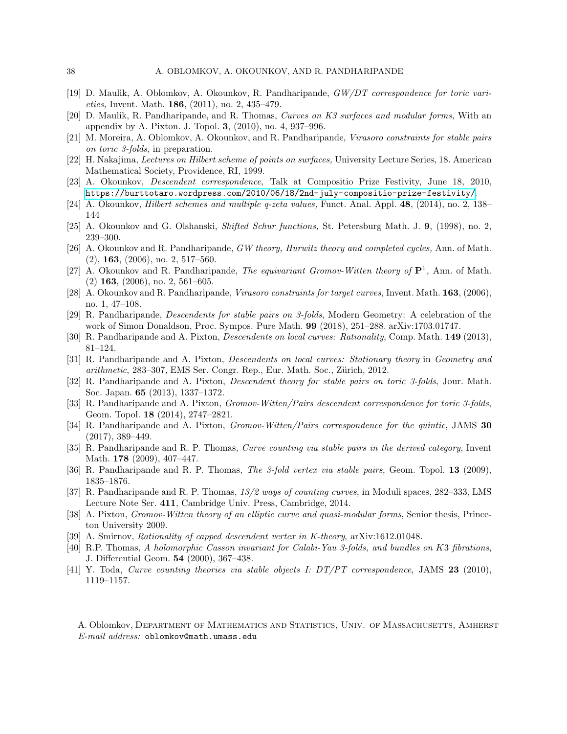[19] D. Maulik, A. Oblomkov, A. Okounkov, R. Pandharipande, *GW/DT correspondence for toric varieties,* Invent. Math. **186**, (2011), no. 2, 435–479.

[20] D. Maulik, R. Pandharipande, and R. Thomas, *Curves on K3 surfaces and modular forms,* With an appendix by A. Pixton. J. Topol. **3**, (2010), no. 4, 937–996.

[21] M. Moreira, A. Oblomkov, A. Okounkov, and R. Pandharipande, *Virasoro constraints for stable pairs on toric 3-folds*, in preparation.

[22] H. Nakajima, *Lectures on Hilbert scheme of points on surfaces,* University Lecture Series, 18. American Mathematical Society, Providence, RI, 1999.

[23] A. Okounkov, *Descendent correspondence*, Talk at Compositio Prize Festivity, June 18, 2010, https://burttotaro.wordpress.com/2010/06/18/2nd-july-compositio-prize-festivity/.

[24] A. Okounkov, *Hilbert schemes and multiple q-zeta values,* Funct. Anal. Appl. **48**, (2014), no. 2, 138–144

[25] A. Okounkov and G. Olshanski, *Shifted Schur functions,* St. Petersburg Math. J. **9**, (1998), no. 2, 239–300.

[26] A. Okounkov and R. Pandharipande, *GW theory, Hurwitz theory and completed cycles,* Ann. of Math. (2), **163**, (2006), no. 2, 517–560.

[27] A. Okounkov and R. Pandharipande, *The equivariant Gromov-Witten theory of* $\mathbf{P}^1$*,* Ann. of Math. (2) **163**, (2006), no. 2, 561–605.

[28] A. Okounkov and R. Pandharipande, *Virasoro constraints for target curves,* Invent. Math. **163**, (2006), no. 1, 47–108.

[29] R. Pandharipande, *Descendents for stable pairs on 3-folds*, Modern Geometry: A celebration of the work of Simon Donaldson, Proc. Sympos. Pure Math. **99** (2018), 251–288. arXiv:1703.01747.

[30] R. Pandharipande and A. Pixton, *Descendents on local curves: Rationality*, Comp. Math. **149** (2013), 81–124.

[31] R. Pandharipande and A. Pixton, *Descendents on local curves: Stationary theory* in *Geometry and arithmetic*, 283–307, EMS Ser. Congr. Rep., Eur. Math. Soc., Zürich, 2012.

[32] R. Pandharipande and A. Pixton, *Descendent theory for stable pairs on toric 3-folds*, Jour. Math. Soc. Japan. **65** (2013), 1337–1372.

[33] R. Pandharipande and A. Pixton, *Gromov-Witten/Pairs descendent correspondence for toric 3-folds*, Geom. Topol. **18** (2014), 2747–2821.

[34] R. Pandharipande and A. Pixton, *Gromov-Witten/Pairs correspondence for the quintic*, JAMS **30** (2017), 389–449.

[35] R. Pandharipande and R. P. Thomas, *Curve counting via stable pairs in the derived category*, Invent Math. **178** (2009), 407–447.

[36] R. Pandharipande and R. P. Thomas, *The 3-fold vertex via stable pairs*, Geom. Topol. **13** (2009), 1835–1876.

[37] R. Pandharipande and R. P. Thomas, *13/2 ways of counting curves*, in Moduli spaces, 282–333, LMS Lecture Note Ser. **411**, Cambridge Univ. Press, Cambridge, 2014.

[38] A. Pixton, *Gromov-Witten theory of an elliptic curve and quasi-modular forms*, Senior thesis, Princeton University 2009.

[39] A. Smirnov, *Rationality of capped descendent vertex in K-theory*, arXiv:1612.01048.

[40] R.P. Thomas, *A holomorphic Casson invariant for Calabi-Yau 3-folds, and bundles on K3 fibrations*, J. Differential Geom. **54** (2000), 367–438.

[41] Y. Toda, *Curve counting theories via stable objects I: DT/PT correspondence*, JAMS **23** (2010), 1119–1157.

A. Oblomkov, Department of Mathematics and Statistics, Univ. of Massachusetts, Amherst
*E-mail address:* oblomkov@math.umass.edu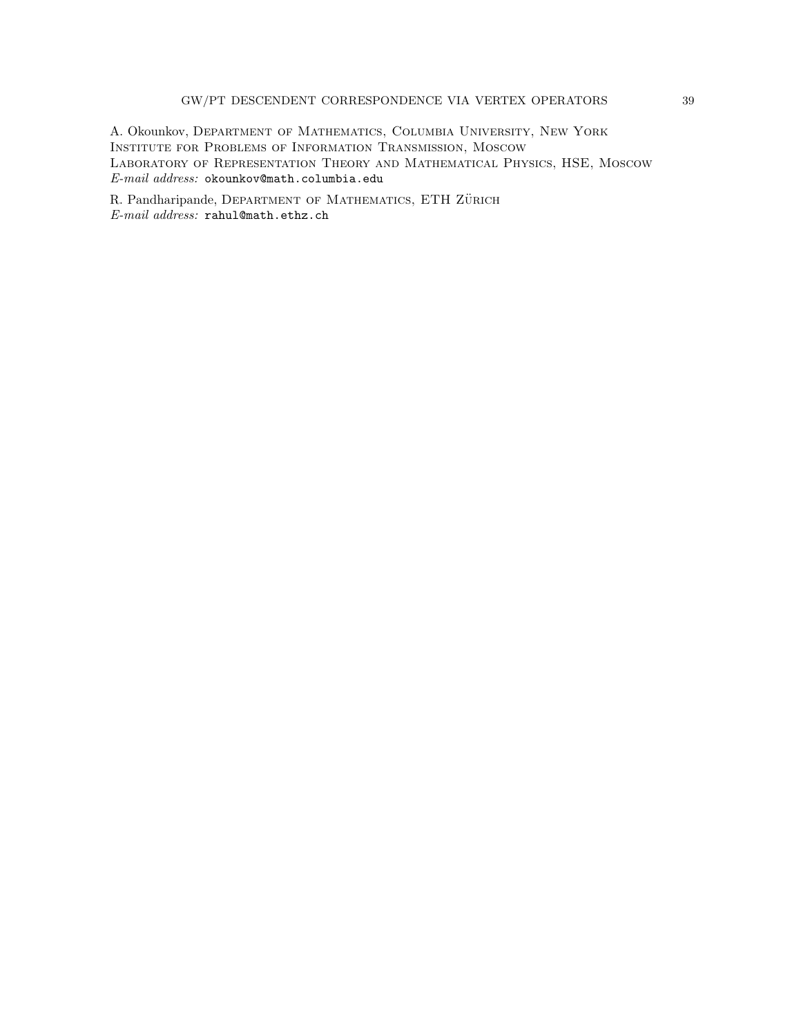A. Okounkov, Department of Mathematics, Columbia University, New York
Institute for Problems of Information Transmission, Moscow
Laboratory of Representation Theory and Mathematical Physics, HSE, Moscow
*E-mail address:* okounkov@math.columbia.edu

R. Pandharipande, Department of Mathematics, ETH Zürich
*E-mail address:* rahul@math.ethz.ch